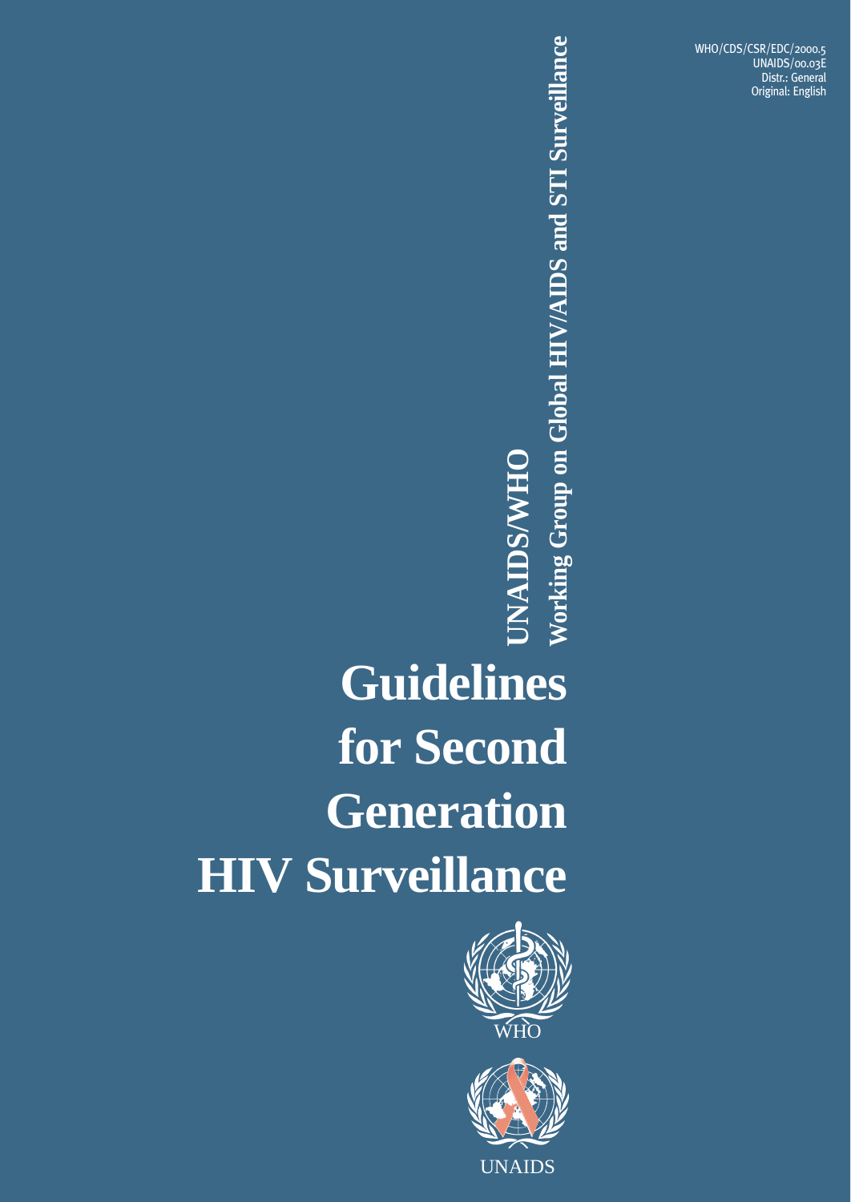WHO/CDS/CSR/EDC/2000.5
UNAIDS/00.03E
Distr.: General
Original: English

**UNAIDS/WHO**
**Working Group on Global HIV/AIDS and STI Surveillance**

# Guidelines for Second Generation HIV Surveillance

WHO

UNAIDS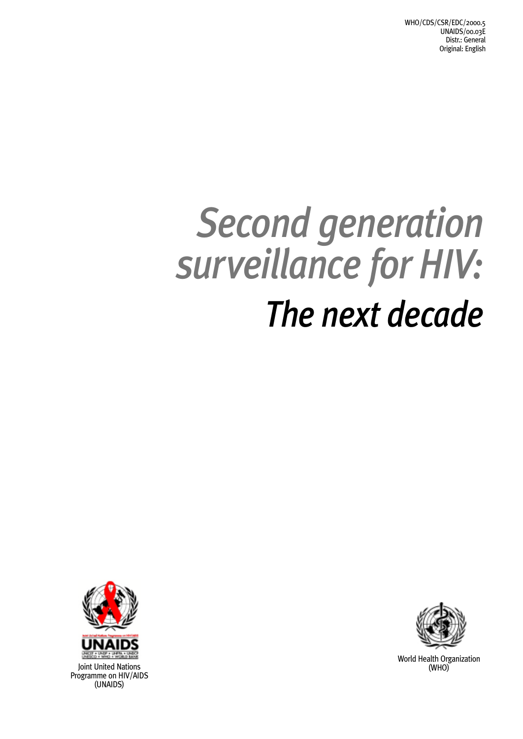WHO/CDS/CSR/EDC/2000.5
UNAIDS/00.03E
Distr.: General
Original: English

# Second generation surveillance for HIV:

# *The next decade*

Joint United Nations Programme on HIV/AIDS (UNAIDS)

World Health Organization (WHO)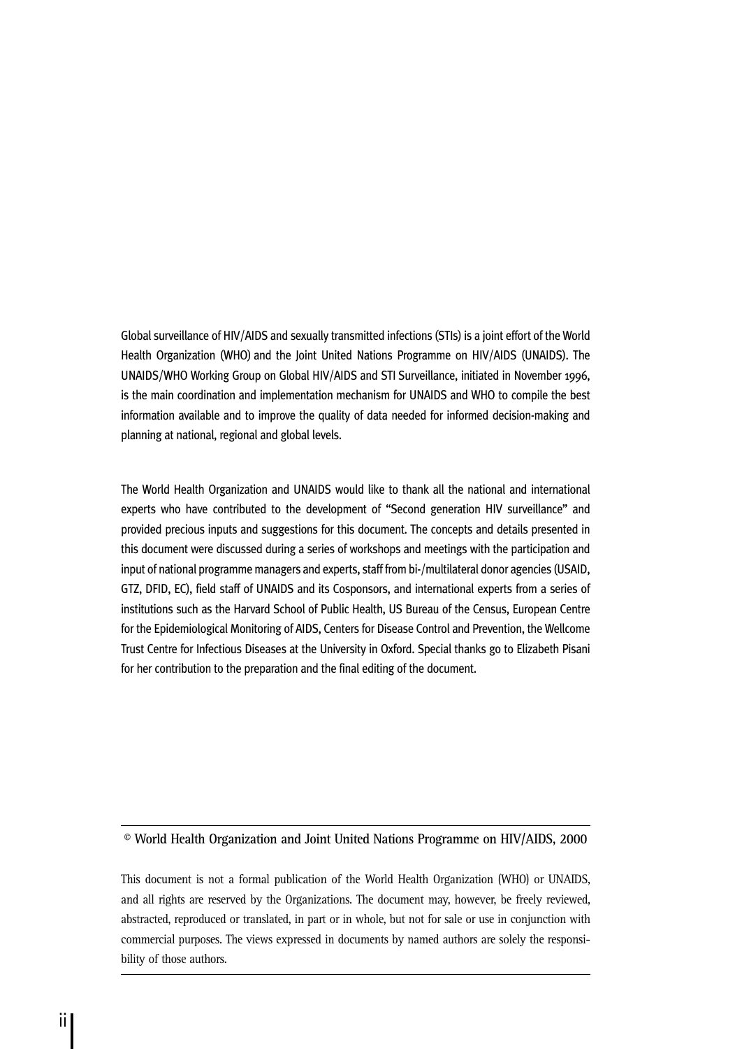Global surveillance of HIV/AIDS and sexually transmitted infections (STIs) is a joint effort of the World Health Organization (WHO) and the Joint United Nations Programme on HIV/AIDS (UNAIDS). The UNAIDS/WHO Working Group on Global HIV/AIDS and STI Surveillance, initiated in November 1996, is the main coordination and implementation mechanism for UNAIDS and WHO to compile the best information available and to improve the quality of data needed for informed decision-making and planning at national, regional and global levels.

The World Health Organization and UNAIDS would like to thank all the national and international experts who have contributed to the development of "Second generation HIV surveillance" and provided precious inputs and suggestions for this document. The concepts and details presented in this document were discussed during a series of workshops and meetings with the participation and input of national programme managers and experts, staff from bi-/multilateral donor agencies (USAID, GTZ, DFID, EC), field staff of UNAIDS and its Cosponsors, and international experts from a series of institutions such as the Harvard School of Public Health, US Bureau of the Census, European Centre for the Epidemiological Monitoring of AIDS, Centers for Disease Control and Prevention, the Wellcome Trust Centre for Infectious Diseases at the University in Oxford. Special thanks go to Elizabeth Pisani for her contribution to the preparation and the final editing of the document.

---

© World Health Organization and Joint United Nations Programme on HIV/AIDS, 2000

This document is not a formal publication of the World Health Organization (WHO) or UNAIDS, and all rights are reserved by the Organizations. The document may, however, be freely reviewed, abstracted, reproduced or translated, in part or in whole, but not for sale or use in conjunction with commercial purposes. The views expressed in documents by named authors are solely the responsibility of those authors.

---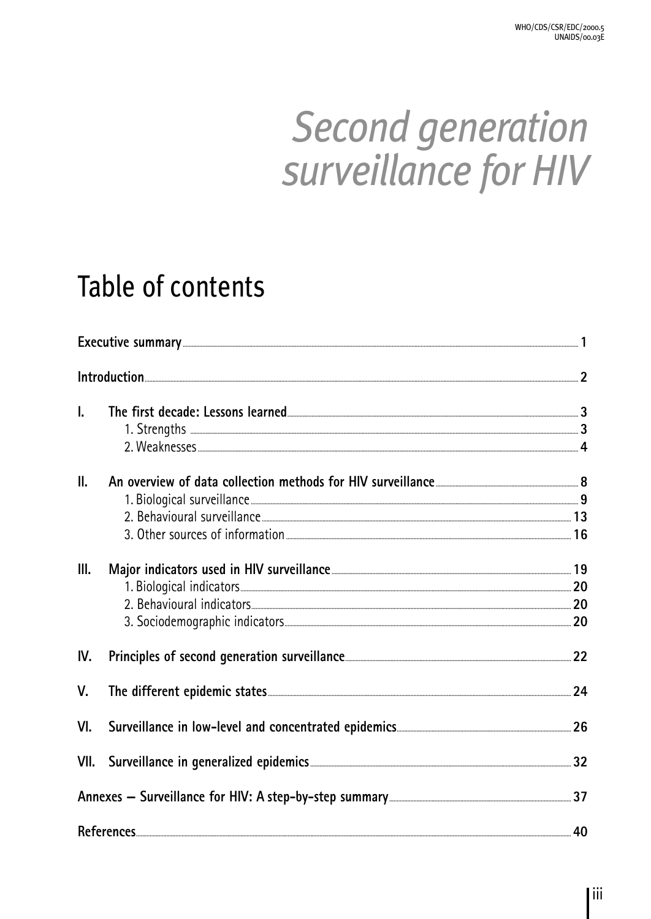WHO/CDS/CSR/EDC/2000.5
UNAIDS/00.03E

# *Second generation surveillance for HIV*

## Table of contents

| | | |
|---|---|---|
| **Executive summary** | | **1** |
| **Introduction** | | **2** |
| **I.** | **The first decade: Lessons learned** | **3** |
| | 1. Strengths | **3** |
| | 2. Weaknesses | **4** |
| **II.** | **An overview of data collection methods for HIV surveillance** | **8** |
| | 1. Biological surveillance | **9** |
| | 2. Behavioural surveillance | **13** |
| | 3. Other sources of information | **16** |
| **III.** | **Major indicators used in HIV surveillance** | **19** |
| | 1. Biological indicators | **20** |
| | 2. Behavioural indicators | **20** |
| | 3. Sociodemographic indicators | **20** |
| **IV.** | **Principles of second generation surveillance** | **22** |
| **V.** | **The different epidemic states** | **24** |
| **VI.** | **Surveillance in low-level and concentrated epidemics** | **26** |
| **VII.** | **Surveillance in generalized epidemics** | **32** |
| **Annexes – Surveillance for HIV: A step-by-step summary** | | **37** |
| **References** | | **40** |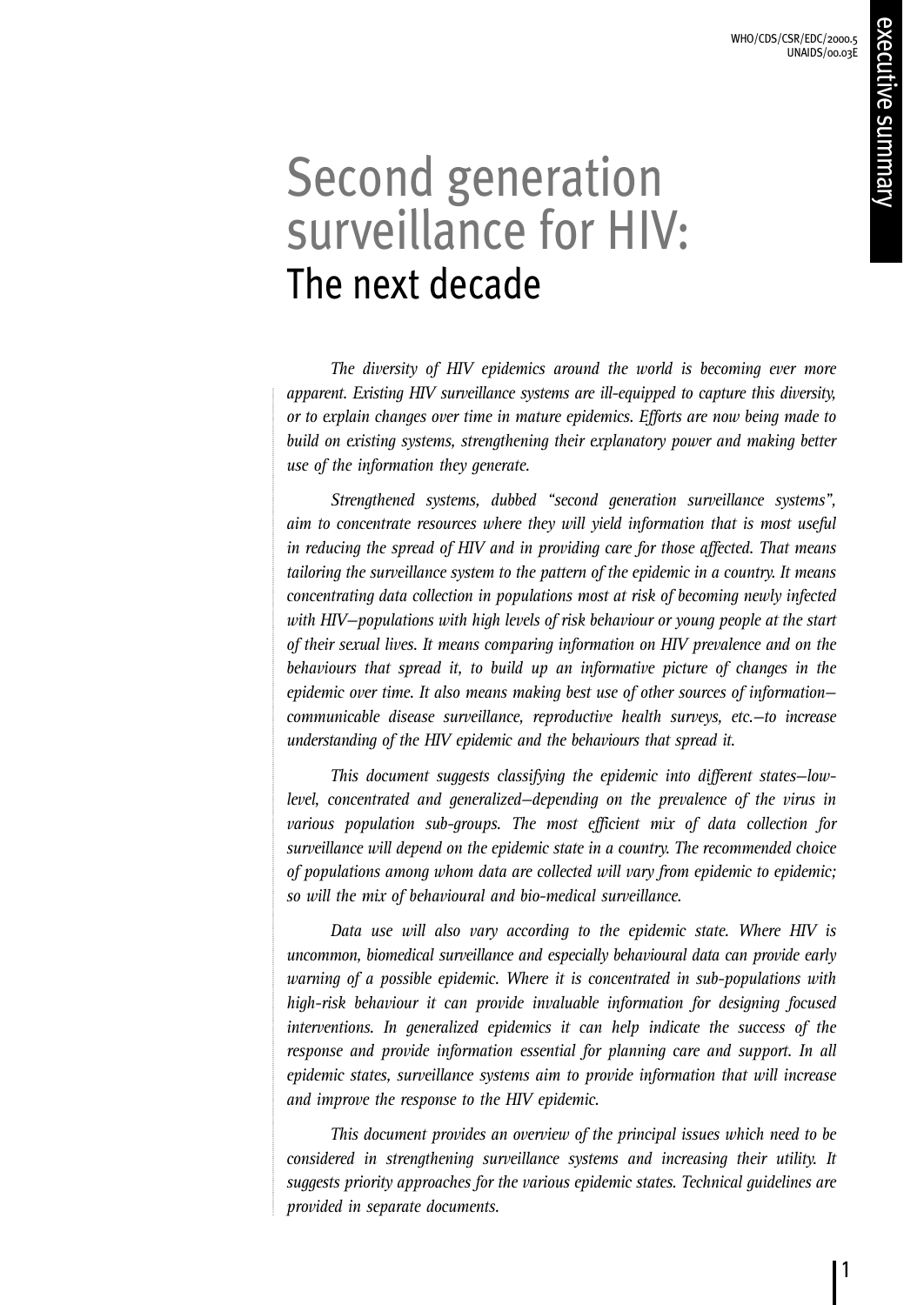WHO/CDS/CSR/EDC/2000.5
UNAIDS/00.03E

# Second generation surveillance for HIV:
## The next decade

*The diversity of HIV epidemics around the world is becoming ever more apparent. Existing HIV surveillance systems are ill-equipped to capture this diversity, or to explain changes over time in mature epidemics. Efforts are now being made to build on existing systems, strengthening their explanatory power and making better use of the information they generate.*

*Strengthened systems, dubbed "second generation surveillance systems", aim to concentrate resources where they will yield information that is most useful in reducing the spread of HIV and in providing care for those affected. That means tailoring the surveillance system to the pattern of the epidemic in a country. It means concentrating data collection in populations most at risk of becoming newly infected with HIV—populations with high levels of risk behaviour or young people at the start of their sexual lives. It means comparing information on HIV prevalence and on the behaviours that spread it, to build up an informative picture of changes in the epidemic over time. It also means making best use of other sources of information—communicable disease surveillance, reproductive health surveys, etc.—to increase understanding of the HIV epidemic and the behaviours that spread it.*

*This document suggests classifying the epidemic into different states—low-level, concentrated and generalized—depending on the prevalence of the virus in various population sub-groups. The most efficient mix of data collection for surveillance will depend on the epidemic state in a country. The recommended choice of populations among whom data are collected will vary from epidemic to epidemic; so will the mix of behavioural and bio-medical surveillance.*

*Data use will also vary according to the epidemic state. Where HIV is uncommon, biomedical surveillance and especially behavioural data can provide early warning of a possible epidemic. Where it is concentrated in sub-populations with high-risk behaviour it can provide invaluable information for designing focused interventions. In generalized epidemics it can help indicate the success of the response and provide information essential for planning care and support. In all epidemic states, surveillance systems aim to provide information that will increase and improve the response to the HIV epidemic.*

*This document provides an overview of the principal issues which need to be considered in strengthening surveillance systems and increasing their utility. It suggests priority approaches for the various epidemic states. Technical guidelines are provided in separate documents.*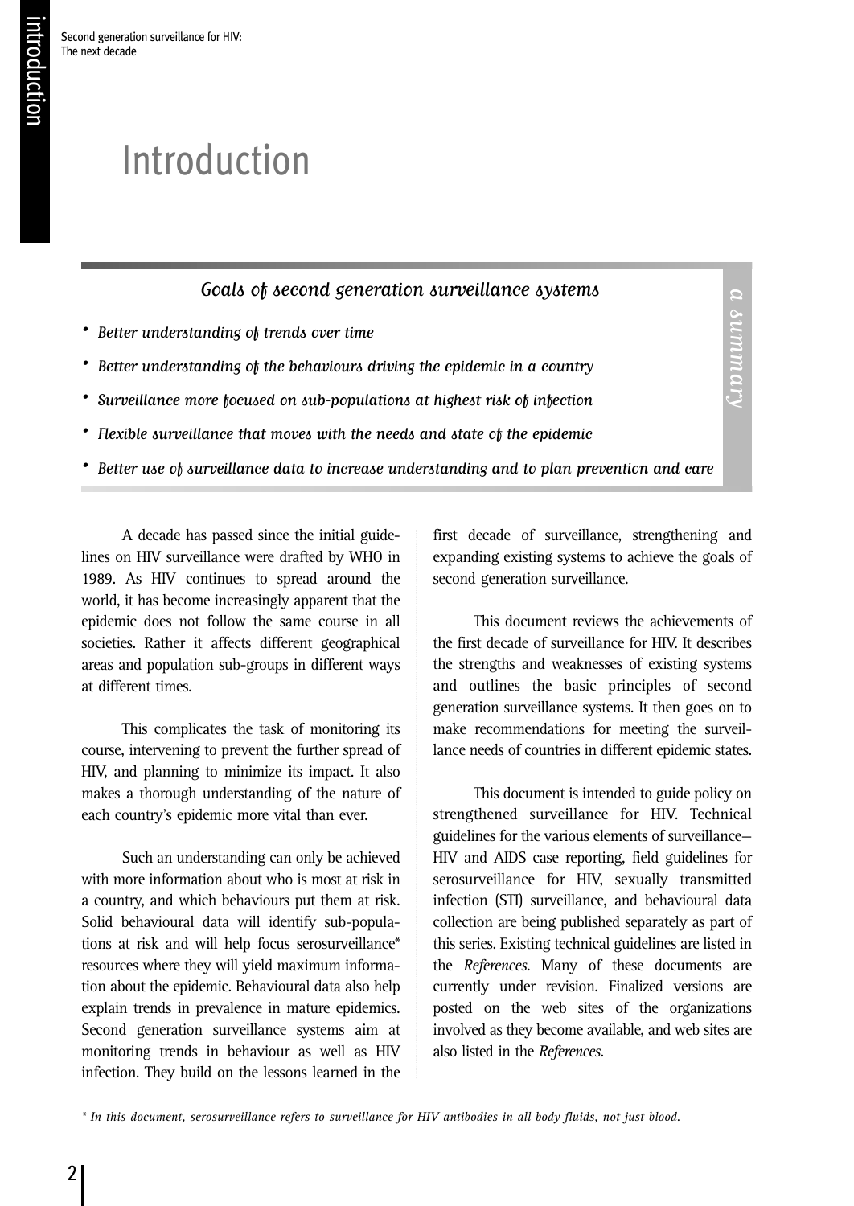# Introduction

### Goals of second generation surveillance systems

*a summary*

- *Better understanding of trends over time*
- *Better understanding of the behaviours driving the epidemic in a country*
- *Surveillance more focused on sub-populations at highest risk of infection*
- *Flexible surveillance that moves with the needs and state of the epidemic*
- *Better use of surveillance data to increase understanding and to plan prevention and care*

A decade has passed since the initial guidelines on HIV surveillance were drafted by WHO in 1989. As HIV continues to spread around the world, it has become increasingly apparent that the epidemic does not follow the same course in all societies. Rather it affects different geographical areas and population sub-groups in different ways at different times.

This complicates the task of monitoring its course, intervening to prevent the further spread of HIV, and planning to minimize its impact. It also makes a thorough understanding of the nature of each country's epidemic more vital than ever.

Such an understanding can only be achieved with more information about who is most at risk in a country, and which behaviours put them at risk. Solid behavioural data will identify sub-populations at risk and will help focus serosurveillance* resources where they will yield maximum information about the epidemic. Behavioural data also help explain trends in prevalence in mature epidemics. Second generation surveillance systems aim at monitoring trends in behaviour as well as HIV infection. They build on the lessons learned in the first decade of surveillance, strengthening and expanding existing systems to achieve the goals of second generation surveillance.

This document reviews the achievements of the first decade of surveillance for HIV. It describes the strengths and weaknesses of existing systems and outlines the basic principles of second generation surveillance systems. It then goes on to make recommendations for meeting the surveillance needs of countries in different epidemic states.

This document is intended to guide policy on strengthened surveillance for HIV. Technical guidelines for the various elements of surveillance– HIV and AIDS case reporting, field guidelines for serosurveillance for HIV, sexually transmitted infection (STI) surveillance, and behavioural data collection are being published separately as part of this series. Existing technical guidelines are listed in the *References*. Many of these documents are currently under revision. Finalized versions are posted on the web sites of the organizations involved as they become available, and web sites are also listed in the *References*.

*\* In this document, serosurveillance refers to surveillance for HIV antibodies in all body fluids, not just blood.*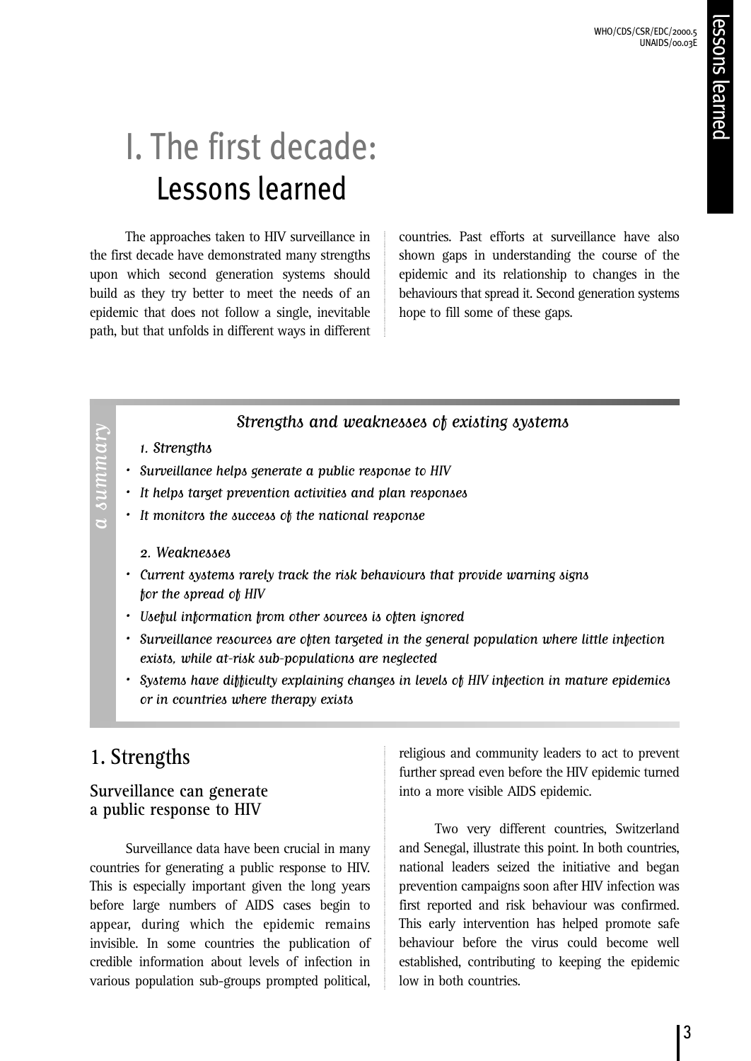# I. The first decade: Lessons learned

The approaches taken to HIV surveillance in the first decade have demonstrated many strengths upon which second generation systems should build as they try better to meet the needs of an epidemic that does not follow a single, inevitable path, but that unfolds in different ways in different countries. Past efforts at surveillance have also shown gaps in understanding the course of the epidemic and its relationship to changes in the behaviours that spread it. Second generation systems hope to fill some of these gaps.

*a summary*

***Strengths and weaknesses of existing systems***

*1. Strengths*

- *Surveillance helps generate a public response to HIV*
- *It helps target prevention activities and plan responses*
- *It monitors the success of the national response*

*2. Weaknesses*

- *Current systems rarely track the risk behaviours that provide warning signs for the spread of HIV*
- *Useful information from other sources is often ignored*
- *Surveillance resources are often targeted in the general population where little infection exists, while at-risk sub-populations are neglected*
- *Systems have difficulty explaining changes in levels of HIV infection in mature epidemics or in countries where therapy exists*

## 1. Strengths

### Surveillance can generate a public response to HIV

Surveillance data have been crucial in many countries for generating a public response to HIV. This is especially important given the long years before large numbers of AIDS cases begin to appear, during which the epidemic remains invisible. In some countries the publication of credible information about levels of infection in various population sub-groups prompted political, religious and community leaders to act to prevent further spread even before the HIV epidemic turned into a more visible AIDS epidemic.

Two very different countries, Switzerland and Senegal, illustrate this point. In both countries, national leaders seized the initiative and began prevention campaigns soon after HIV infection was first reported and risk behaviour was confirmed. This early intervention has helped promote safe behaviour before the virus could become well established, contributing to keeping the epidemic low in both countries.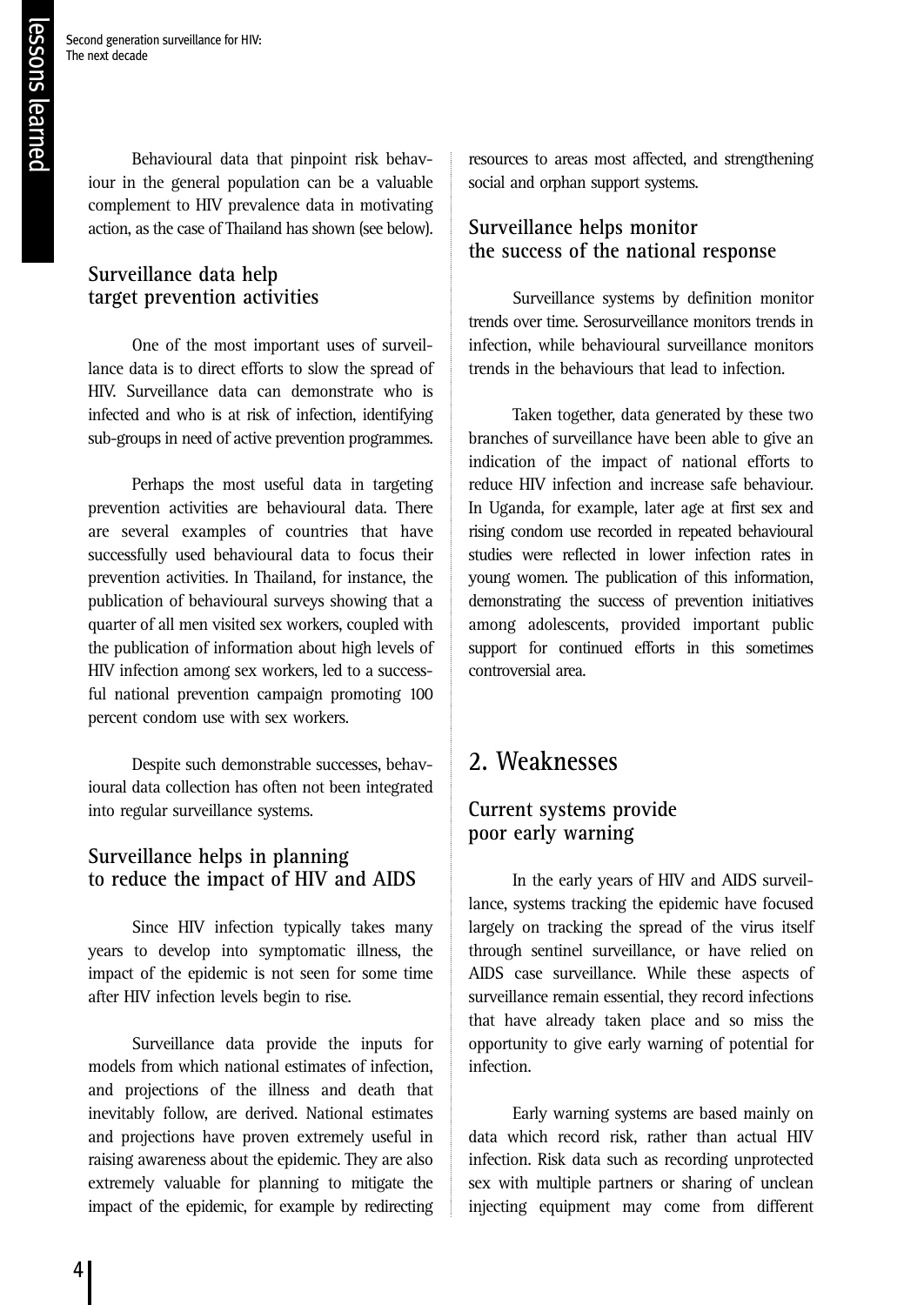Behavioural data that pinpoint risk behaviour in the general population can be a valuable complement to HIV prevalence data in motivating action, as the case of Thailand has shown (see below).

### Surveillance data help target prevention activities

One of the most important uses of surveillance data is to direct efforts to slow the spread of HIV. Surveillance data can demonstrate who is infected and who is at risk of infection, identifying sub-groups in need of active prevention programmes.

Perhaps the most useful data in targeting prevention activities are behavioural data. There are several examples of countries that have successfully used behavioural data to focus their prevention activities. In Thailand, for instance, the publication of behavioural surveys showing that a quarter of all men visited sex workers, coupled with the publication of information about high levels of HIV infection among sex workers, led to a successful national prevention campaign promoting 100 percent condom use with sex workers.

Despite such demonstrable successes, behavioural data collection has often not been integrated into regular surveillance systems.

### Surveillance helps in planning to reduce the impact of HIV and AIDS

Since HIV infection typically takes many years to develop into symptomatic illness, the impact of the epidemic is not seen for some time after HIV infection levels begin to rise.

Surveillance data provide the inputs for models from which national estimates of infection, and projections of the illness and death that inevitably follow, are derived. National estimates and projections have proven extremely useful in raising awareness about the epidemic. They are also extremely valuable for planning to mitigate the impact of the epidemic, for example by redirecting resources to areas most affected, and strengthening social and orphan support systems.

### Surveillance helps monitor the success of the national response

Surveillance systems by definition monitor trends over time. Serosurveillance monitors trends in infection, while behavioural surveillance monitors trends in the behaviours that lead to infection.

Taken together, data generated by these two branches of surveillance have been able to give an indication of the impact of national efforts to reduce HIV infection and increase safe behaviour. In Uganda, for example, later age at first sex and rising condom use recorded in repeated behavioural studies were reflected in lower infection rates in young women. The publication of this information, demonstrating the success of prevention initiatives among adolescents, provided important public support for continued efforts in this sometimes controversial area.

## 2. Weaknesses

### Current systems provide poor early warning

In the early years of HIV and AIDS surveillance, systems tracking the epidemic have focused largely on tracking the spread of the virus itself through sentinel surveillance, or have relied on AIDS case surveillance. While these aspects of surveillance remain essential, they record infections that have already taken place and so miss the opportunity to give early warning of potential for infection.

Early warning systems are based mainly on data which record risk, rather than actual HIV infection. Risk data such as recording unprotected sex with multiple partners or sharing of unclean injecting equipment may come from different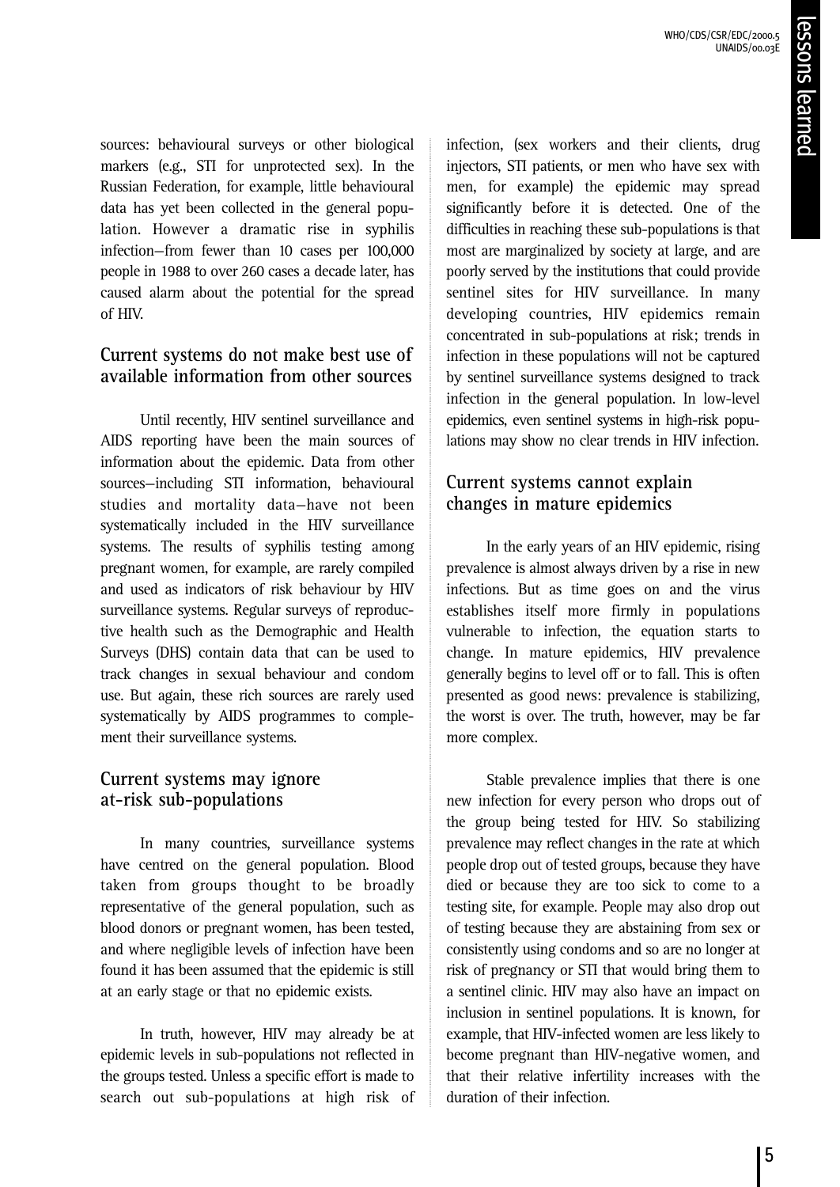sources: behavioural surveys or other biological markers (e.g., STI for unprotected sex). In the Russian Federation, for example, little behavioural data has yet been collected in the general population. However a dramatic rise in syphilis infection—from fewer than 10 cases per 100,000 people in 1988 to over 260 cases a decade later, has caused alarm about the potential for the spread of HIV.

## Current systems do not make best use of available information from other sources

Until recently, HIV sentinel surveillance and AIDS reporting have been the main sources of information about the epidemic. Data from other sources—including STI information, behavioural studies and mortality data—have not been systematically included in the HIV surveillance systems. The results of syphilis testing among pregnant women, for example, are rarely compiled and used as indicators of risk behaviour by HIV surveillance systems. Regular surveys of reproductive health such as the Demographic and Health Surveys (DHS) contain data that can be used to track changes in sexual behaviour and condom use. But again, these rich sources are rarely used systematically by AIDS programmes to complement their surveillance systems.

## Current systems may ignore at-risk sub-populations

In many countries, surveillance systems have centred on the general population. Blood taken from groups thought to be broadly representative of the general population, such as blood donors or pregnant women, has been tested, and where negligible levels of infection have been found it has been assumed that the epidemic is still at an early stage or that no epidemic exists.

In truth, however, HIV may already be at epidemic levels in sub-populations not reflected in the groups tested. Unless a specific effort is made to search out sub-populations at high risk of infection, (sex workers and their clients, drug injectors, STI patients, or men who have sex with men, for example) the epidemic may spread significantly before it is detected. One of the difficulties in reaching these sub-populations is that most are marginalized by society at large, and are poorly served by the institutions that could provide sentinel sites for HIV surveillance. In many developing countries, HIV epidemics remain concentrated in sub-populations at risk; trends in infection in these populations will not be captured by sentinel surveillance systems designed to track infection in the general population. In low-level epidemics, even sentinel systems in high-risk populations may show no clear trends in HIV infection.

## Current systems cannot explain changes in mature epidemics

In the early years of an HIV epidemic, rising prevalence is almost always driven by a rise in new infections. But as time goes on and the virus establishes itself more firmly in populations vulnerable to infection, the equation starts to change. In mature epidemics, HIV prevalence generally begins to level off or to fall. This is often presented as good news: prevalence is stabilizing, the worst is over. The truth, however, may be far more complex.

Stable prevalence implies that there is one new infection for every person who drops out of the group being tested for HIV. So stabilizing prevalence may reflect changes in the rate at which people drop out of tested groups, because they have died or because they are too sick to come to a testing site, for example. People may also drop out of testing because they are abstaining from sex or consistently using condoms and so are no longer at risk of pregnancy or STI that would bring them to a sentinel clinic. HIV may also have an impact on inclusion in sentinel populations. It is known, for example, that HIV-infected women are less likely to become pregnant than HIV-negative women, and that their relative infertility increases with the duration of their infection.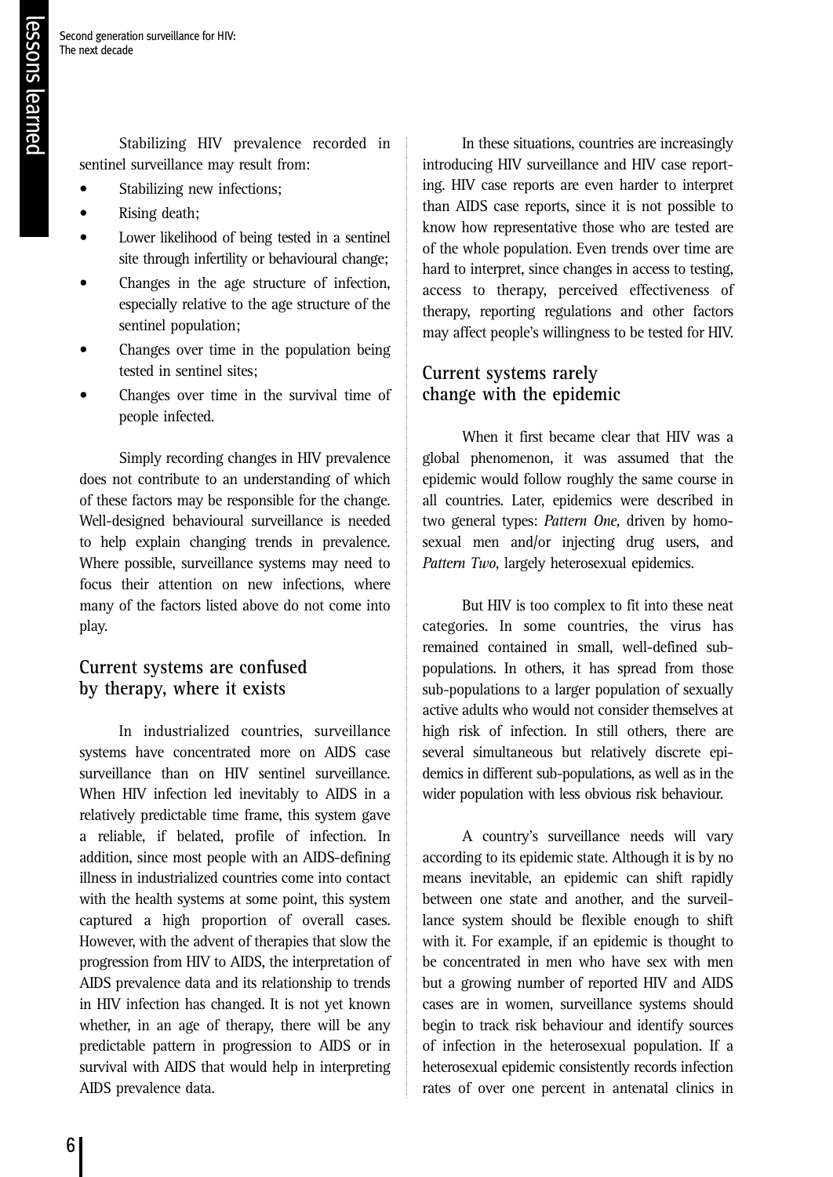Stabilizing HIV prevalence recorded in sentinel surveillance may result from:

- Stabilizing new infections;
- Rising death;
- Lower likelihood of being tested in a sentinel site through infertility or behavioural change;
- Changes in the age structure of infection, especially relative to the age structure of the sentinel population;
- Changes over time in the population being tested in sentinel sites;
- Changes over time in the survival time of people infected.

Simply recording changes in HIV prevalence does not contribute to an understanding of which of these factors may be responsible for the change. Well-designed behavioural surveillance is needed to help explain changing trends in prevalence. Where possible, surveillance systems may need to focus their attention on new infections, where many of the factors listed above do not come into play.

## Current systems are confused by therapy, where it exists

In industrialized countries, surveillance systems have concentrated more on AIDS case surveillance than on HIV sentinel surveillance. When HIV infection led inevitably to AIDS in a relatively predictable time frame, this system gave a reliable, if belated, profile of infection. In addition, since most people with an AIDS-defining illness in industrialized countries come into contact with the health systems at some point, this system captured a high proportion of overall cases. However, with the advent of therapies that slow the progression from HIV to AIDS, the interpretation of AIDS prevalence data and its relationship to trends in HIV infection has changed. It is not yet known whether, in an age of therapy, there will be any predictable pattern in progression to AIDS or in survival with AIDS that would help in interpreting AIDS prevalence data.

In these situations, countries are increasingly introducing HIV surveillance and HIV case reporting. HIV case reports are even harder to interpret than AIDS case reports, since it is not possible to know how representative those who are tested are of the whole population. Even trends over time are hard to interpret, since changes in access to testing, access to therapy, perceived effectiveness of therapy, reporting regulations and other factors may affect people's willingness to be tested for HIV.

## Current systems rarely change with the epidemic

When it first became clear that HIV was a global phenomenon, it was assumed that the epidemic would follow roughly the same course in all countries. Later, epidemics were described in two general types: *Pattern One,* driven by homosexual men and/or injecting drug users, and *Pattern Two,* largely heterosexual epidemics.

But HIV is too complex to fit into these neat categories. In some countries, the virus has remained contained in small, well-defined sub-populations. In others, it has spread from those sub-populations to a larger population of sexually active adults who would not consider themselves at high risk of infection. In still others, there are several simultaneous but relatively discrete epidemics in different sub-populations, as well as in the wider population with less obvious risk behaviour.

A country's surveillance needs will vary according to its epidemic state. Although it is by no means inevitable, an epidemic can shift rapidly between one state and another, and the surveillance system should be flexible enough to shift with it. For example, if an epidemic is thought to be concentrated in men who have sex with men but a growing number of reported HIV and AIDS cases are in women, surveillance systems should begin to track risk behaviour and identify sources of infection in the heterosexual population. If a heterosexual epidemic consistently records infection rates of over one percent in antenatal clinics in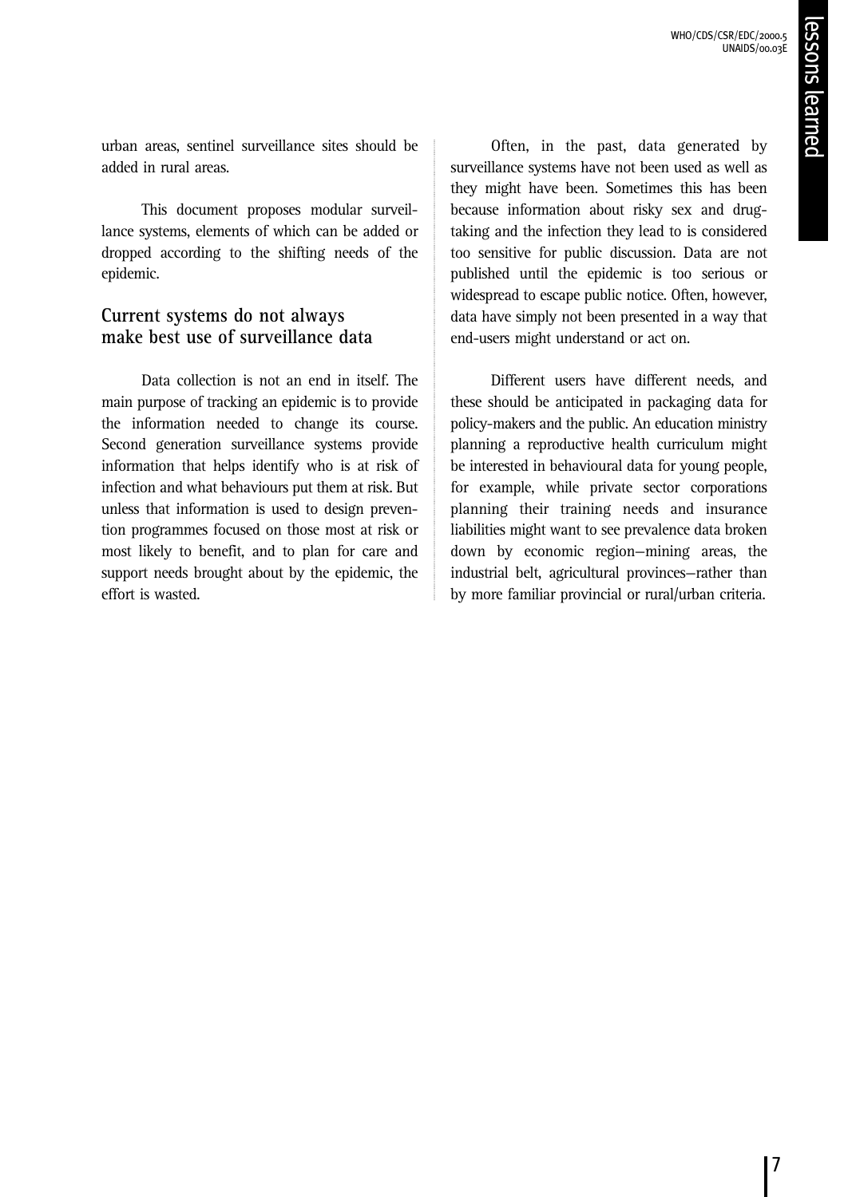urban areas, sentinel surveillance sites should be added in rural areas.

This document proposes modular surveillance systems, elements of which can be added or dropped according to the shifting needs of the epidemic.

## Current systems do not always make best use of surveillance data

Data collection is not an end in itself. The main purpose of tracking an epidemic is to provide the information needed to change its course. Second generation surveillance systems provide information that helps identify who is at risk of infection and what behaviours put them at risk. But unless that information is used to design prevention programmes focused on those most at risk or most likely to benefit, and to plan for care and support needs brought about by the epidemic, the effort is wasted.

Often, in the past, data generated by surveillance systems have not been used as well as they might have been. Sometimes this has been because information about risky sex and drug-taking and the infection they lead to is considered too sensitive for public discussion. Data are not published until the epidemic is too serious or widespread to escape public notice. Often, however, data have simply not been presented in a way that end-users might understand or act on.

Different users have different needs, and these should be anticipated in packaging data for policy-makers and the public. An education ministry planning a reproductive health curriculum might be interested in behavioural data for young people, for example, while private sector corporations planning their training needs and insurance liabilities might want to see prevalence data broken down by economic region—mining areas, the industrial belt, agricultural provinces—rather than by more familiar provincial or rural/urban criteria.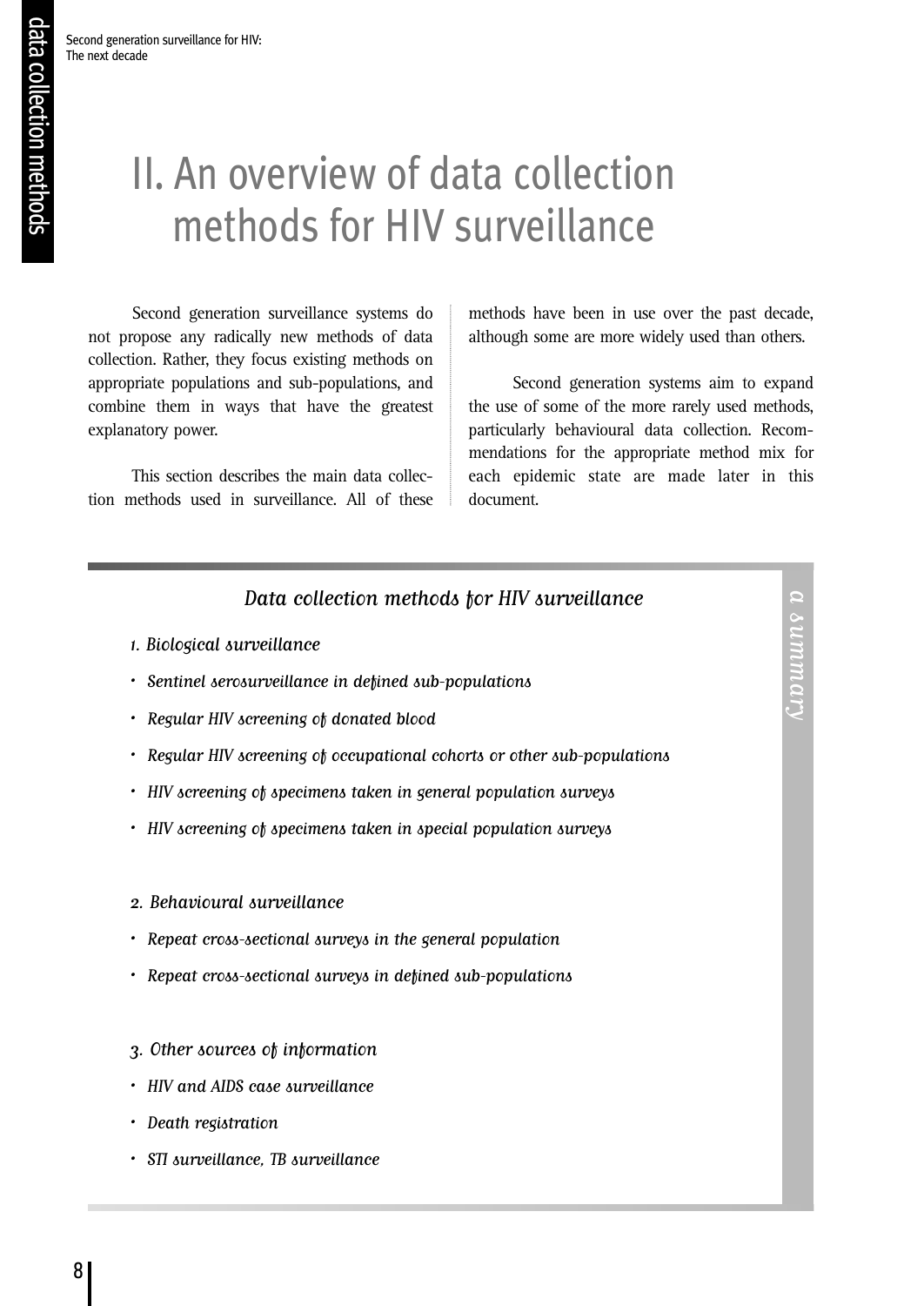# II. An overview of data collection methods for HIV surveillance

Second generation surveillance systems do not propose any radically new methods of data collection. Rather, they focus existing methods on appropriate populations and sub-populations, and combine them in ways that have the greatest explanatory power.

This section describes the main data collection methods used in surveillance. All of these methods have been in use over the past decade, although some are more widely used than others.

Second generation systems aim to expand the use of some of the more rarely used methods, particularly behavioural data collection. Recommendations for the appropriate method mix for each epidemic state are made later in this document.

*a summary*

### *Data collection methods for HIV surveillance*

*1. Biological surveillance*

- *Sentinel serosurveillance in defined sub-populations*
- *Regular HIV screening of donated blood*
- *Regular HIV screening of occupational cohorts or other sub-populations*
- *HIV screening of specimens taken in general population surveys*
- *HIV screening of specimens taken in special population surveys*

*2. Behavioural surveillance*

- *Repeat cross-sectional surveys in the general population*
- *Repeat cross-sectional surveys in defined sub-populations*

*3. Other sources of information*

- *HIV and AIDS case surveillance*
- *Death registration*
- *STI surveillance, TB surveillance*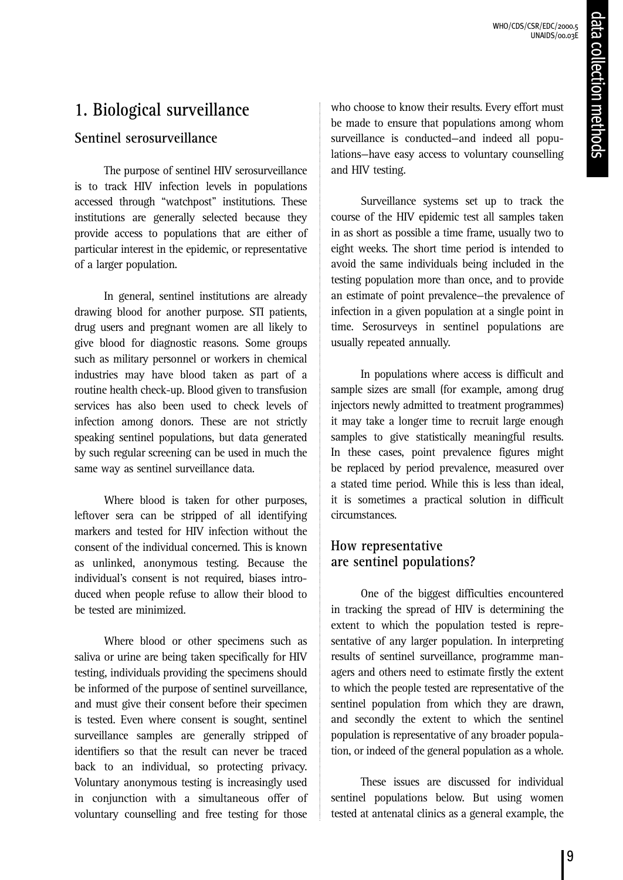## 1. Biological surveillance

### Sentinel serosurveillance

The purpose of sentinel HIV serosurveillance is to track HIV infection levels in populations accessed through "watchpost" institutions. These institutions are generally selected because they provide access to populations that are either of particular interest in the epidemic, or representative of a larger population.

In general, sentinel institutions are already drawing blood for another purpose. STI patients, drug users and pregnant women are all likely to give blood for diagnostic reasons. Some groups such as military personnel or workers in chemical industries may have blood taken as part of a routine health check-up. Blood given to transfusion services has also been used to check levels of infection among donors. These are not strictly speaking sentinel populations, but data generated by such regular screening can be used in much the same way as sentinel surveillance data.

Where blood is taken for other purposes, leftover sera can be stripped of all identifying markers and tested for HIV infection without the consent of the individual concerned. This is known as unlinked, anonymous testing. Because the individual's consent is not required, biases introduced when people refuse to allow their blood to be tested are minimized.

Where blood or other specimens such as saliva or urine are being taken specifically for HIV testing, individuals providing the specimens should be informed of the purpose of sentinel surveillance, and must give their consent before their specimen is tested. Even where consent is sought, sentinel surveillance samples are generally stripped of identifiers so that the result can never be traced back to an individual, so protecting privacy. Voluntary anonymous testing is increasingly used in conjunction with a simultaneous offer of voluntary counselling and free testing for those who choose to know their results. Every effort must be made to ensure that populations among whom surveillance is conducted—and indeed all populations—have easy access to voluntary counselling and HIV testing.

Surveillance systems set up to track the course of the HIV epidemic test all samples taken in as short as possible a time frame, usually two to eight weeks. The short time period is intended to avoid the same individuals being included in the testing population more than once, and to provide an estimate of point prevalence—the prevalence of infection in a given population at a single point in time. Serosurveys in sentinel populations are usually repeated annually.

In populations where access is difficult and sample sizes are small (for example, among drug injectors newly admitted to treatment programmes) it may take a longer time to recruit large enough samples to give statistically meaningful results. In these cases, point prevalence figures might be replaced by period prevalence, measured over a stated time period. While this is less than ideal, it is sometimes a practical solution in difficult circumstances.

### How representative are sentinel populations?

One of the biggest difficulties encountered in tracking the spread of HIV is determining the extent to which the population tested is representative of any larger population. In interpreting results of sentinel surveillance, programme managers and others need to estimate firstly the extent to which the people tested are representative of the sentinel population from which they are drawn, and secondly the extent to which the sentinel population is representative of any broader population, or indeed of the general population as a whole.

These issues are discussed for individual sentinel populations below. But using women tested at antenatal clinics as a general example, the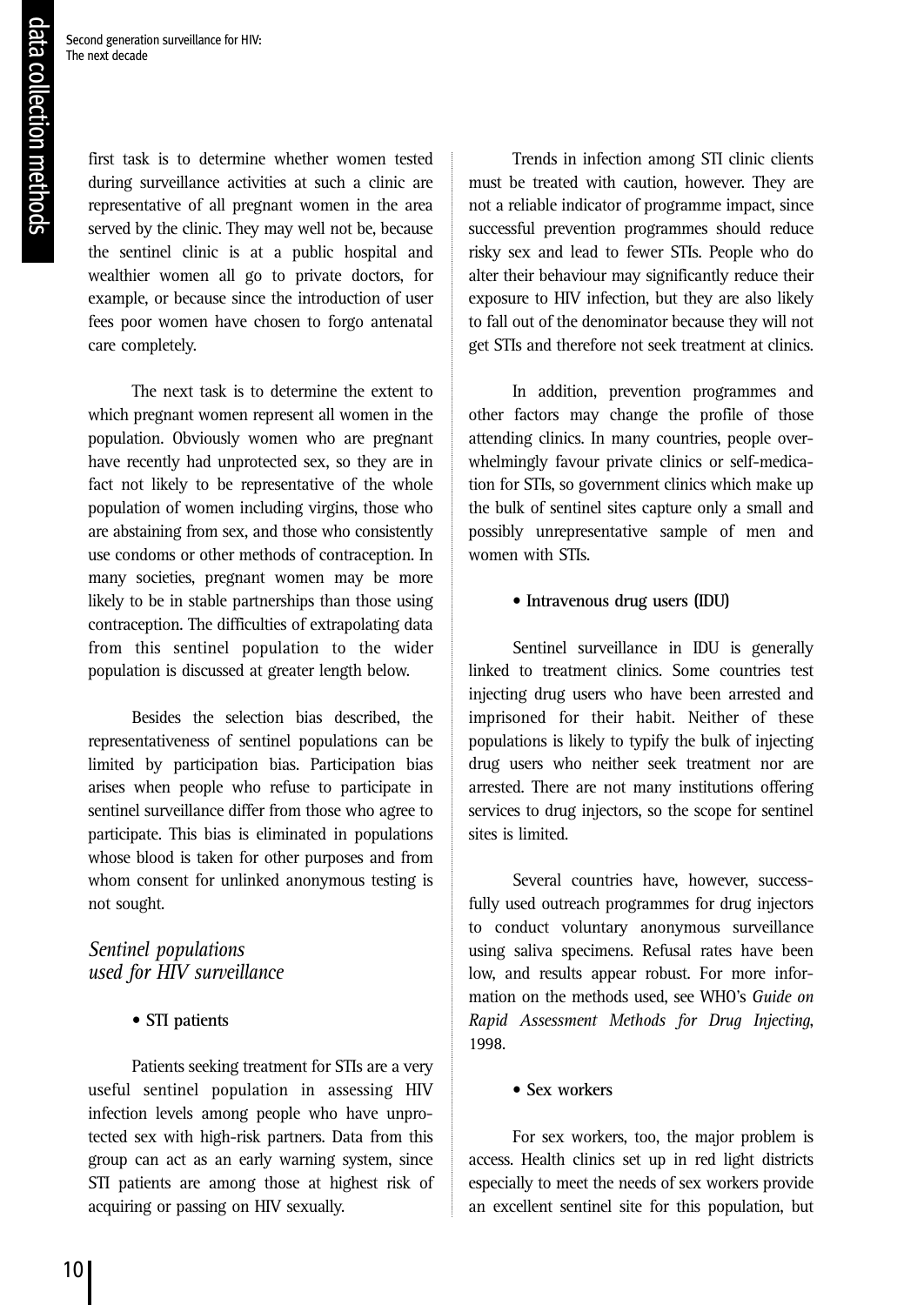first task is to determine whether women tested during surveillance activities at such a clinic are representative of all pregnant women in the area served by the clinic. They may well not be, because the sentinel clinic is at a public hospital and wealthier women all go to private doctors, for example, or because since the introduction of user fees poor women have chosen to forgo antenatal care completely.

The next task is to determine the extent to which pregnant women represent all women in the population. Obviously women who are pregnant have recently had unprotected sex, so they are in fact not likely to be representative of the whole population of women including virgins, those who are abstaining from sex, and those who consistently use condoms or other methods of contraception. In many societies, pregnant women may be more likely to be in stable partnerships than those using contraception. The difficulties of extrapolating data from this sentinel population to the wider population is discussed at greater length below.

Besides the selection bias described, the representativeness of sentinel populations can be limited by participation bias. Participation bias arises when people who refuse to participate in sentinel surveillance differ from those who agree to participate. This bias is eliminated in populations whose blood is taken for other purposes and from whom consent for unlinked anonymous testing is not sought.

### *Sentinel populations used for HIV surveillance*

#### • STI patients

Patients seeking treatment for STIs are a very useful sentinel population in assessing HIV infection levels among people who have unprotected sex with high-risk partners. Data from this group can act as an early warning system, since STI patients are among those at highest risk of acquiring or passing on HIV sexually.

Trends in infection among STI clinic clients must be treated with caution, however. They are not a reliable indicator of programme impact, since successful prevention programmes should reduce risky sex and lead to fewer STIs. People who do alter their behaviour may significantly reduce their exposure to HIV infection, but they are also likely to fall out of the denominator because they will not get STIs and therefore not seek treatment at clinics.

In addition, prevention programmes and other factors may change the profile of those attending clinics. In many countries, people overwhelmingly favour private clinics or self-medication for STIs, so government clinics which make up the bulk of sentinel sites capture only a small and possibly unrepresentative sample of men and women with STIs.

#### • Intravenous drug users (IDU)

Sentinel surveillance in IDU is generally linked to treatment clinics. Some countries test injecting drug users who have been arrested and imprisoned for their habit. Neither of these populations is likely to typify the bulk of injecting drug users who neither seek treatment nor are arrested. There are not many institutions offering services to drug injectors, so the scope for sentinel sites is limited.

Several countries have, however, successfully used outreach programmes for drug injectors to conduct voluntary anonymous surveillance using saliva specimens. Refusal rates have been low, and results appear robust. For more information on the methods used, see WHO's *Guide on Rapid Assessment Methods for Drug Injecting*, 1998.

#### • Sex workers

For sex workers, too, the major problem is access. Health clinics set up in red light districts especially to meet the needs of sex workers provide an excellent sentinel site for this population, but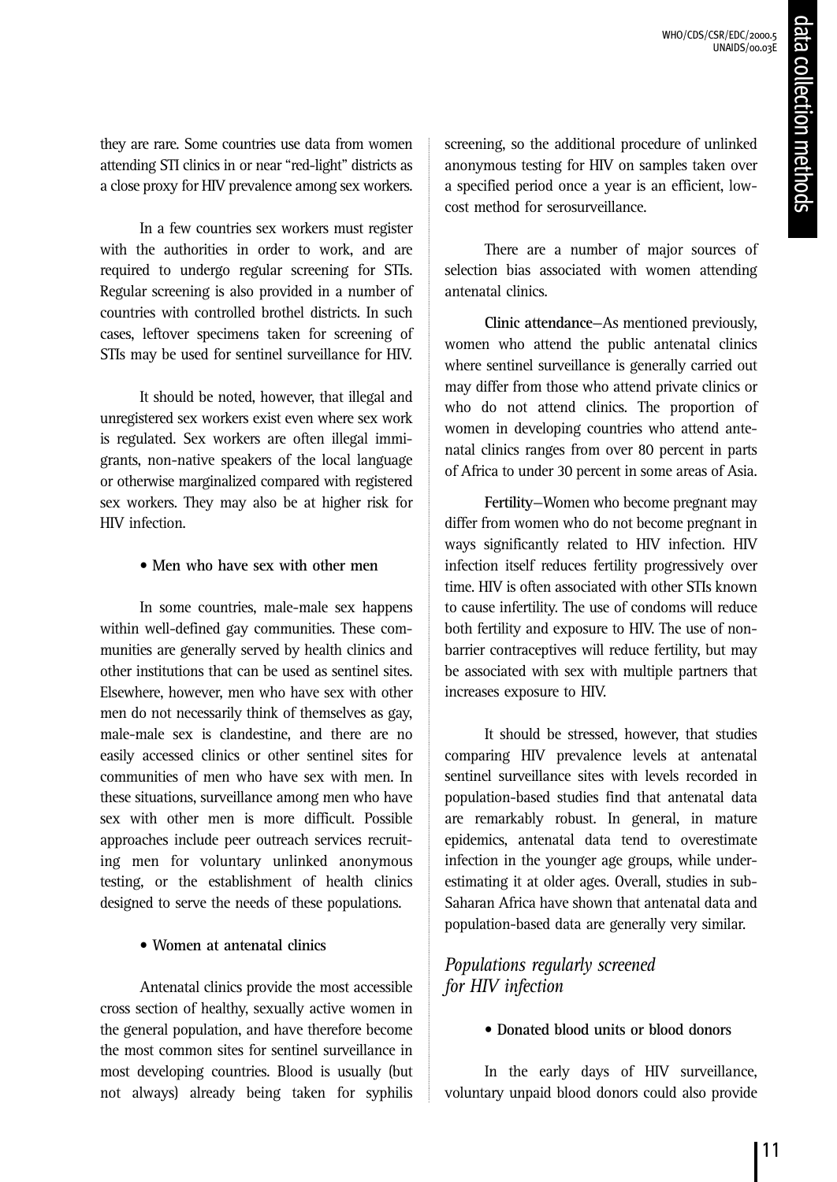they are rare. Some countries use data from women attending STI clinics in or near "red-light" districts as a close proxy for HIV prevalence among sex workers.

In a few countries sex workers must register with the authorities in order to work, and are required to undergo regular screening for STIs. Regular screening is also provided in a number of countries with controlled brothel districts. In such cases, leftover specimens taken for screening of STIs may be used for sentinel surveillance for HIV.

It should be noted, however, that illegal and unregistered sex workers exist even where sex work is regulated. Sex workers are often illegal immigrants, non-native speakers of the local language or otherwise marginalized compared with registered sex workers. They may also be at higher risk for HIV infection.

- **Men who have sex with other men**

In some countries, male-male sex happens within well-defined gay communities. These communities are generally served by health clinics and other institutions that can be used as sentinel sites. Elsewhere, however, men who have sex with other men do not necessarily think of themselves as gay, male-male sex is clandestine, and there are no easily accessed clinics or other sentinel sites for communities of men who have sex with men. In these situations, surveillance among men who have sex with other men is more difficult. Possible approaches include peer outreach services recruiting men for voluntary unlinked anonymous testing, or the establishment of health clinics designed to serve the needs of these populations.

- **Women at antenatal clinics**

Antenatal clinics provide the most accessible cross section of healthy, sexually active women in the general population, and have therefore become the most common sites for sentinel surveillance in most developing countries. Blood is usually (but not always) already being taken for syphilis screening, so the additional procedure of unlinked anonymous testing for HIV on samples taken over a specified period once a year is an efficient, low-cost method for serosurveillance.

There are a number of major sources of selection bias associated with women attending antenatal clinics.

**Clinic attendance**—As mentioned previously, women who attend the public antenatal clinics where sentinel surveillance is generally carried out may differ from those who attend private clinics or who do not attend clinics. The proportion of women in developing countries who attend antenatal clinics ranges from over 80 percent in parts of Africa to under 30 percent in some areas of Asia.

**Fertility**—Women who become pregnant may differ from women who do not become pregnant in ways significantly related to HIV infection. HIV infection itself reduces fertility progressively over time. HIV is often associated with other STIs known to cause infertility. The use of condoms will reduce both fertility and exposure to HIV. The use of non-barrier contraceptives will reduce fertility, but may be associated with sex with multiple partners that increases exposure to HIV.

It should be stressed, however, that studies comparing HIV prevalence levels at antenatal sentinel surveillance sites with levels recorded in population-based studies find that antenatal data are remarkably robust. In general, in mature epidemics, antenatal data tend to overestimate infection in the younger age groups, while underestimating it at older ages. Overall, studies in sub-Saharan Africa have shown that antenatal data and population-based data are generally very similar.

### *Populations regularly screened for HIV infection*

- **Donated blood units or blood donors**

In the early days of HIV surveillance, voluntary unpaid blood donors could also provide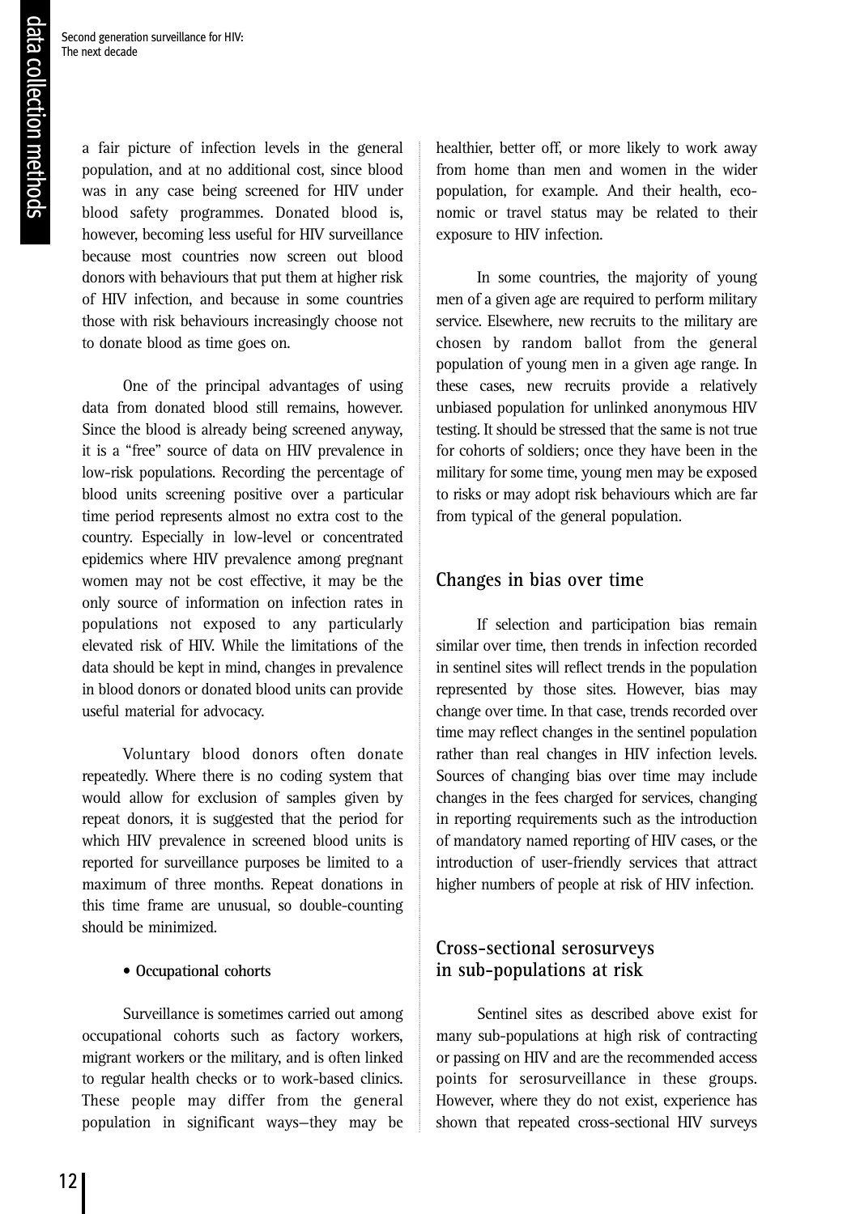a fair picture of infection levels in the general population, and at no additional cost, since blood was in any case being screened for HIV under blood safety programmes. Donated blood is, however, becoming less useful for HIV surveillance because most countries now screen out blood donors with behaviours that put them at higher risk of HIV infection, and because in some countries those with risk behaviours increasingly choose not to donate blood as time goes on.

One of the principal advantages of using data from donated blood still remains, however. Since the blood is already being screened anyway, it is a "free" source of data on HIV prevalence in low-risk populations. Recording the percentage of blood units screening positive over a particular time period represents almost no extra cost to the country. Especially in low-level or concentrated epidemics where HIV prevalence among pregnant women may not be cost effective, it may be the only source of information on infection rates in populations not exposed to any particularly elevated risk of HIV. While the limitations of the data should be kept in mind, changes in prevalence in blood donors or donated blood units can provide useful material for advocacy.

Voluntary blood donors often donate repeatedly. Where there is no coding system that would allow for exclusion of samples given by repeat donors, it is suggested that the period for which HIV prevalence in screened blood units is reported for surveillance purposes be limited to a maximum of three months. Repeat donations in this time frame are unusual, so double-counting should be minimized.

- **Occupational cohorts**

Surveillance is sometimes carried out among occupational cohorts such as factory workers, migrant workers or the military, and is often linked to regular health checks or to work-based clinics. These people may differ from the general population in significant ways—they may be healthier, better off, or more likely to work away from home than men and women in the wider population, for example. And their health, economic or travel status may be related to their exposure to HIV infection.

In some countries, the majority of young men of a given age are required to perform military service. Elsewhere, new recruits to the military are chosen by random ballot from the general population of young men in a given age range. In these cases, new recruits provide a relatively unbiased population for unlinked anonymous HIV testing. It should be stressed that the same is not true for cohorts of soldiers; once they have been in the military for some time, young men may be exposed to risks or may adopt risk behaviours which are far from typical of the general population.

## Changes in bias over time

If selection and participation bias remain similar over time, then trends in infection recorded in sentinel sites will reflect trends in the population represented by those sites. However, bias may change over time. In that case, trends recorded over time may reflect changes in the sentinel population rather than real changes in HIV infection levels. Sources of changing bias over time may include changes in the fees charged for services, changing in reporting requirements such as the introduction of mandatory named reporting of HIV cases, or the introduction of user-friendly services that attract higher numbers of people at risk of HIV infection.

## Cross-sectional serosurveys in sub-populations at risk

Sentinel sites as described above exist for many sub-populations at high risk of contracting or passing on HIV and are the recommended access points for serosurveillance in these groups. However, where they do not exist, experience has shown that repeated cross-sectional HIV surveys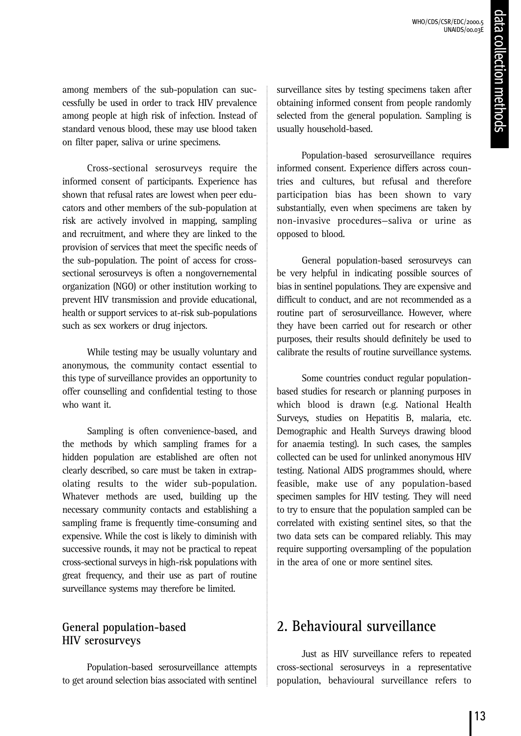among members of the sub-population can successfully be used in order to track HIV prevalence among people at high risk of infection. Instead of standard venous blood, these may use blood taken on filter paper, saliva or urine specimens.

Cross-sectional serosurveys require the informed consent of participants. Experience has shown that refusal rates are lowest when peer educators and other members of the sub-population at risk are actively involved in mapping, sampling and recruitment, and where they are linked to the provision of services that meet the specific needs of the sub-population. The point of access for cross-sectional serosurveys is often a nongovernemental organization (NGO) or other institution working to prevent HIV transmission and provide educational, health or support services to at-risk sub-populations such as sex workers or drug injectors.

While testing may be usually voluntary and anonymous, the community contact essential to this type of surveillance provides an opportunity to offer counselling and confidential testing to those who want it.

Sampling is often convenience-based, and the methods by which sampling frames for a hidden population are established are often not clearly described, so care must be taken in extrapolating results to the wider sub-population. Whatever methods are used, building up the necessary community contacts and establishing a sampling frame is frequently time-consuming and expensive. While the cost is likely to diminish with successive rounds, it may not be practical to repeat cross-sectional surveys in high-risk populations with great frequency, and their use as part of routine surveillance systems may therefore be limited.

### General population-based HIV serosurveys

Population-based serosurveillance attempts to get around selection bias associated with sentinel surveillance sites by testing specimens taken after obtaining informed consent from people randomly selected from the general population. Sampling is usually household-based.

Population-based serosurveillance requires informed consent. Experience differs across countries and cultures, but refusal and therefore participation bias has been shown to vary substantially, even when specimens are taken by non-invasive procedures—saliva or urine as opposed to blood.

General population-based serosurveys can be very helpful in indicating possible sources of bias in sentinel populations. They are expensive and difficult to conduct, and are not recommended as a routine part of serosurveillance. However, where they have been carried out for research or other purposes, their results should definitely be used to calibrate the results of routine surveillance systems.

Some countries conduct regular population-based studies for research or planning purposes in which blood is drawn (e.g. National Health Surveys, studies on Hepatitis B, malaria, etc. Demographic and Health Surveys drawing blood for anaemia testing). In such cases, the samples collected can be used for unlinked anonymous HIV testing. National AIDS programmes should, where feasible, make use of any population-based specimen samples for HIV testing. They will need to try to ensure that the population sampled can be correlated with existing sentinel sites, so that the two data sets can be compared reliably. This may require supporting oversampling of the population in the area of one or more sentinel sites.

## 2. Behavioural surveillance

Just as HIV surveillance refers to repeated cross-sectional serosurveys in a representative population, behavioural surveillance refers to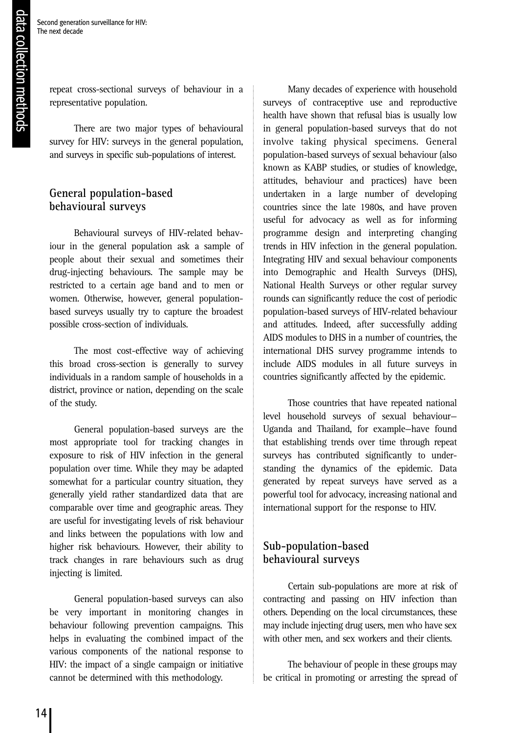repeat cross-sectional surveys of behaviour in a representative population.

There are two major types of behavioural survey for HIV: surveys in the general population, and surveys in specific sub-populations of interest.

## General population-based behavioural surveys

Behavioural surveys of HIV-related behaviour in the general population ask a sample of people about their sexual and sometimes their drug-injecting behaviours. The sample may be restricted to a certain age band and to men or women. Otherwise, however, general population-based surveys usually try to capture the broadest possible cross-section of individuals.

The most cost-effective way of achieving this broad cross-section is generally to survey individuals in a random sample of households in a district, province or nation, depending on the scale of the study.

General population-based surveys are the most appropriate tool for tracking changes in exposure to risk of HIV infection in the general population over time. While they may be adapted somewhat for a particular country situation, they generally yield rather standardized data that are comparable over time and geographic areas. They are useful for investigating levels of risk behaviour and links between the populations with low and higher risk behaviours. However, their ability to track changes in rare behaviours such as drug injecting is limited.

General population-based surveys can also be very important in monitoring changes in behaviour following prevention campaigns. This helps in evaluating the combined impact of the various components of the national response to HIV: the impact of a single campaign or initiative cannot be determined with this methodology.

Many decades of experience with household surveys of contraceptive use and reproductive health have shown that refusal bias is usually low in general population-based surveys that do not involve taking physical specimens. General population-based surveys of sexual behaviour (also known as KABP studies, or studies of knowledge, attitudes, behaviour and practices) have been undertaken in a large number of developing countries since the late 1980s, and have proven useful for advocacy as well as for informing programme design and interpreting changing trends in HIV infection in the general population. Integrating HIV and sexual behaviour components into Demographic and Health Surveys (DHS), National Health Surveys or other regular survey rounds can significantly reduce the cost of periodic population-based surveys of HIV-related behaviour and attitudes. Indeed, after successfully adding AIDS modules to DHS in a number of countries, the international DHS survey programme intends to include AIDS modules in all future surveys in countries significantly affected by the epidemic.

Those countries that have repeated national level household surveys of sexual behaviour—Uganda and Thailand, for example—have found that establishing trends over time through repeat surveys has contributed significantly to understanding the dynamics of the epidemic. Data generated by repeat surveys have served as a powerful tool for advocacy, increasing national and international support for the response to HIV.

## Sub-population-based behavioural surveys

Certain sub-populations are more at risk of contracting and passing on HIV infection than others. Depending on the local circumstances, these may include injecting drug users, men who have sex with other men, and sex workers and their clients.

The behaviour of people in these groups may be critical in promoting or arresting the spread of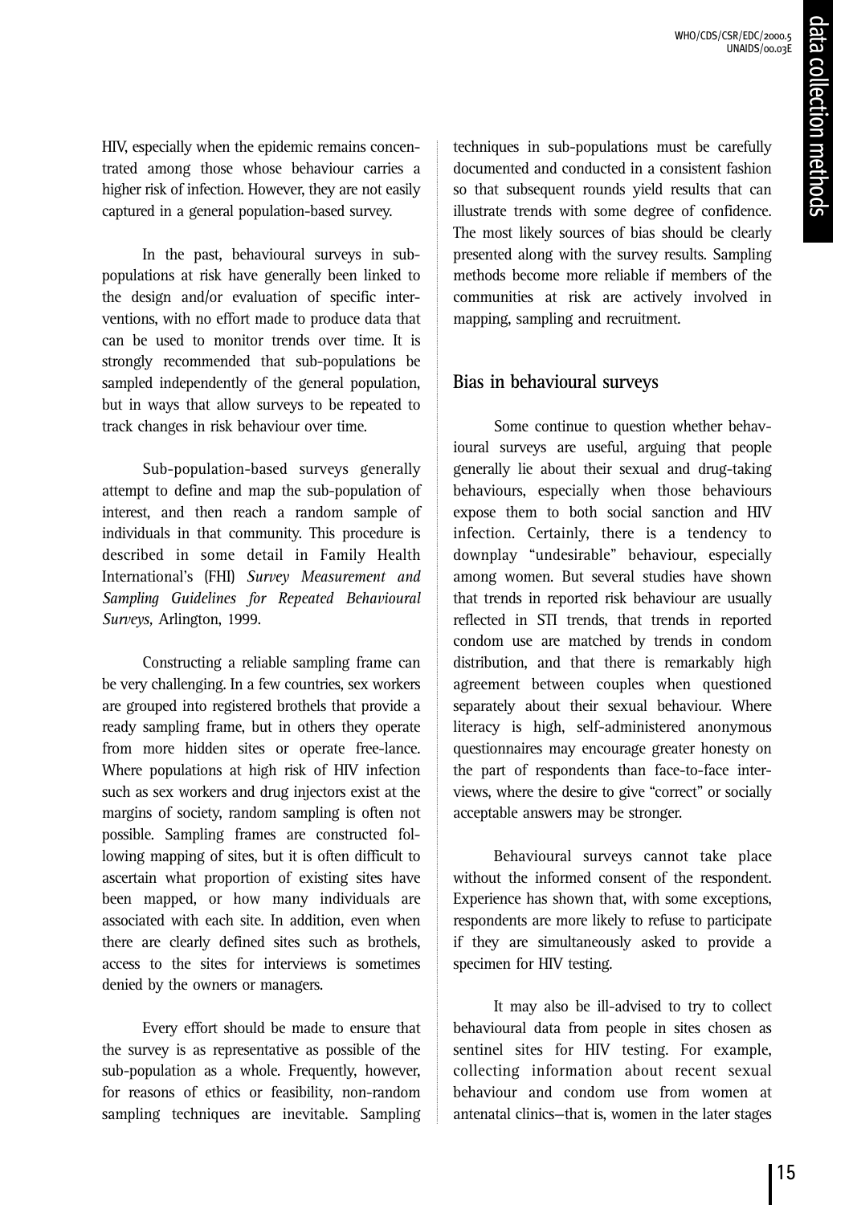HIV, especially when the epidemic remains concentrated among those whose behaviour carries a higher risk of infection. However, they are not easily captured in a general population-based survey.

In the past, behavioural surveys in sub-populations at risk have generally been linked to the design and/or evaluation of specific interventions, with no effort made to produce data that can be used to monitor trends over time. It is strongly recommended that sub-populations be sampled independently of the general population, but in ways that allow surveys to be repeated to track changes in risk behaviour over time.

Sub-population-based surveys generally attempt to define and map the sub-population of interest, and then reach a random sample of individuals in that community. This procedure is described in some detail in Family Health International's (FHI) *Survey Measurement and Sampling Guidelines for Repeated Behavioural Surveys,* Arlington, 1999.

Constructing a reliable sampling frame can be very challenging. In a few countries, sex workers are grouped into registered brothels that provide a ready sampling frame, but in others they operate from more hidden sites or operate free-lance. Where populations at high risk of HIV infection such as sex workers and drug injectors exist at the margins of society, random sampling is often not possible. Sampling frames are constructed following mapping of sites, but it is often difficult to ascertain what proportion of existing sites have been mapped, or how many individuals are associated with each site. In addition, even when there are clearly defined sites such as brothels, access to the sites for interviews is sometimes denied by the owners or managers.

Every effort should be made to ensure that the survey is as representative as possible of the sub-population as a whole. Frequently, however, for reasons of ethics or feasibility, non-random sampling techniques are inevitable. Sampling techniques in sub-populations must be carefully documented and conducted in a consistent fashion so that subsequent rounds yield results that can illustrate trends with some degree of confidence. The most likely sources of bias should be clearly presented along with the survey results. Sampling methods become more reliable if members of the communities at risk are actively involved in mapping, sampling and recruitment.

## Bias in behavioural surveys

Some continue to question whether behavioural surveys are useful, arguing that people generally lie about their sexual and drug-taking behaviours, especially when those behaviours expose them to both social sanction and HIV infection. Certainly, there is a tendency to downplay "undesirable" behaviour, especially among women. But several studies have shown that trends in reported risk behaviour are usually reflected in STI trends, that trends in reported condom use are matched by trends in condom distribution, and that there is remarkably high agreement between couples when questioned separately about their sexual behaviour. Where literacy is high, self-administered anonymous questionnaires may encourage greater honesty on the part of respondents than face-to-face interviews, where the desire to give "correct" or socially acceptable answers may be stronger.

Behavioural surveys cannot take place without the informed consent of the respondent. Experience has shown that, with some exceptions, respondents are more likely to refuse to participate if they are simultaneously asked to provide a specimen for HIV testing.

It may also be ill-advised to try to collect behavioural data from people in sites chosen as sentinel sites for HIV testing. For example, collecting information about recent sexual behaviour and condom use from women at antenatal clinics—that is, women in the later stages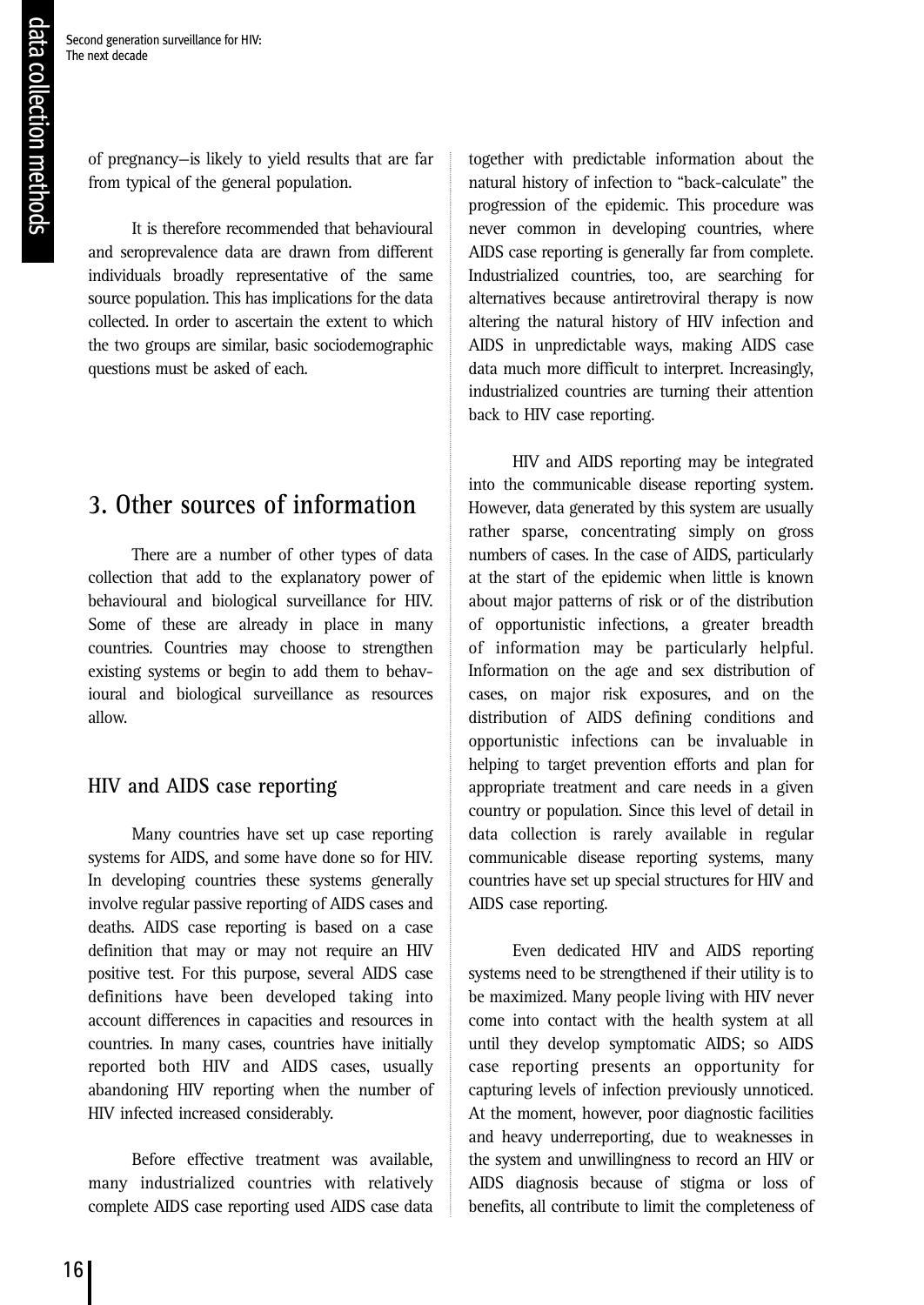of pregnancy—is likely to yield results that are far from typical of the general population.

It is therefore recommended that behavioural and seroprevalence data are drawn from different individuals broadly representative of the same source population. This has implications for the data collected. In order to ascertain the extent to which the two groups are similar, basic sociodemographic questions must be asked of each.

## 3. Other sources of information

There are a number of other types of data collection that add to the explanatory power of behavioural and biological surveillance for HIV. Some of these are already in place in many countries. Countries may choose to strengthen existing systems or begin to add them to behavioural and biological surveillance as resources allow.

### HIV and AIDS case reporting

Many countries have set up case reporting systems for AIDS, and some have done so for HIV. In developing countries these systems generally involve regular passive reporting of AIDS cases and deaths. AIDS case reporting is based on a case definition that may or may not require an HIV positive test. For this purpose, several AIDS case definitions have been developed taking into account differences in capacities and resources in countries. In many cases, countries have initially reported both HIV and AIDS cases, usually abandoning HIV reporting when the number of HIV infected increased considerably.

Before effective treatment was available, many industrialized countries with relatively complete AIDS case reporting used AIDS case data together with predictable information about the natural history of infection to "back-calculate" the progression of the epidemic. This procedure was never common in developing countries, where AIDS case reporting is generally far from complete. Industrialized countries, too, are searching for alternatives because antiretroviral therapy is now altering the natural history of HIV infection and AIDS in unpredictable ways, making AIDS case data much more difficult to interpret. Increasingly, industrialized countries are turning their attention back to HIV case reporting.

HIV and AIDS reporting may be integrated into the communicable disease reporting system. However, data generated by this system are usually rather sparse, concentrating simply on gross numbers of cases. In the case of AIDS, particularly at the start of the epidemic when little is known about major patterns of risk or of the distribution of opportunistic infections, a greater breadth of information may be particularly helpful. Information on the age and sex distribution of cases, on major risk exposures, and on the distribution of AIDS defining conditions and opportunistic infections can be invaluable in helping to target prevention efforts and plan for appropriate treatment and care needs in a given country or population. Since this level of detail in data collection is rarely available in regular communicable disease reporting systems, many countries have set up special structures for HIV and AIDS case reporting.

Even dedicated HIV and AIDS reporting systems need to be strengthened if their utility is to be maximized. Many people living with HIV never come into contact with the health system at all until they develop symptomatic AIDS; so AIDS case reporting presents an opportunity for capturing levels of infection previously unnoticed. At the moment, however, poor diagnostic facilities and heavy underreporting, due to weaknesses in the system and unwillingness to record an HIV or AIDS diagnosis because of stigma or loss of benefits, all contribute to limit the completeness of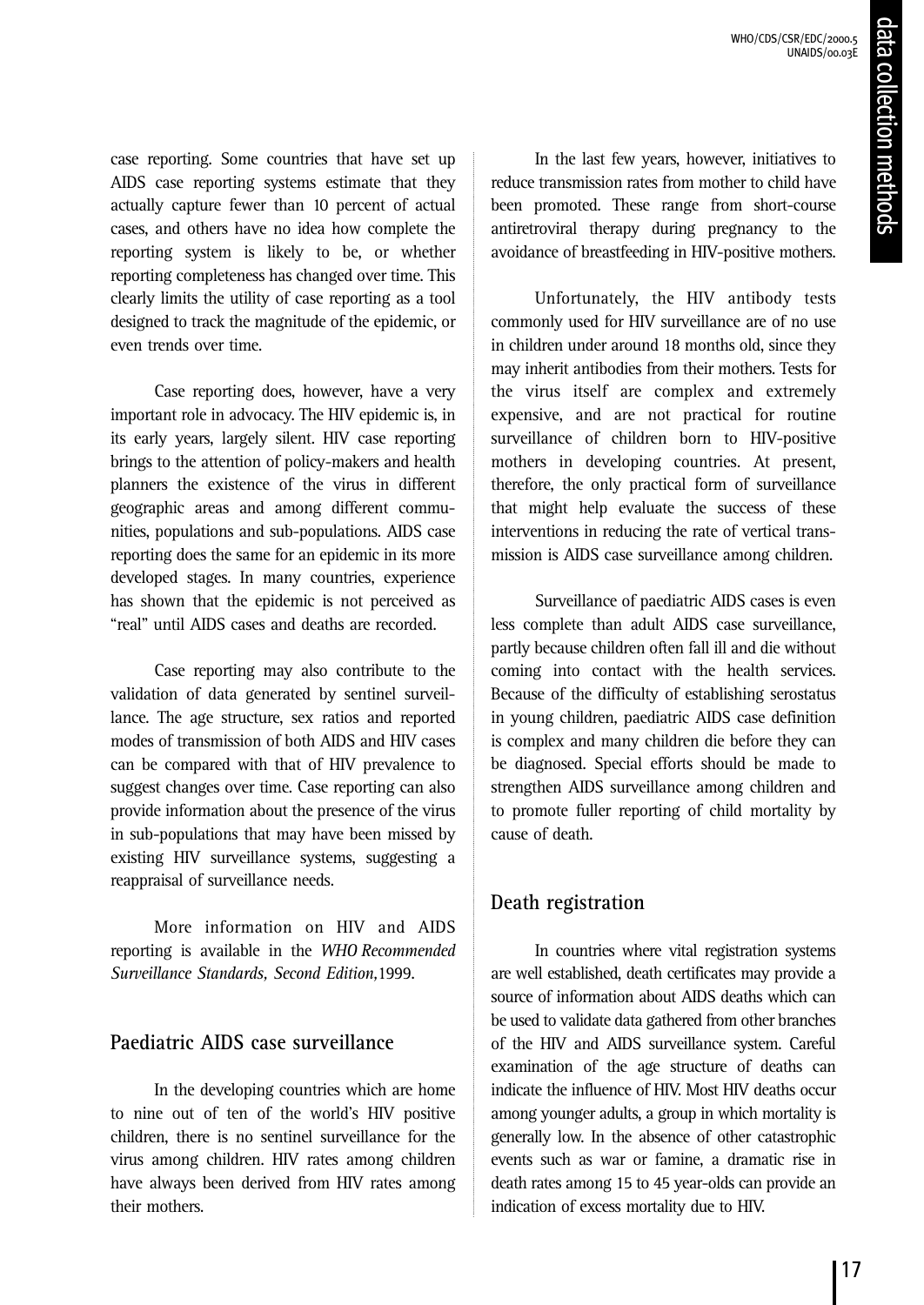case reporting. Some countries that have set up AIDS case reporting systems estimate that they actually capture fewer than 10 percent of actual cases, and others have no idea how complete the reporting system is likely to be, or whether reporting completeness has changed over time. This clearly limits the utility of case reporting as a tool designed to track the magnitude of the epidemic, or even trends over time.

Case reporting does, however, have a very important role in advocacy. The HIV epidemic is, in its early years, largely silent. HIV case reporting brings to the attention of policy-makers and health planners the existence of the virus in different geographic areas and among different communities, populations and sub-populations. AIDS case reporting does the same for an epidemic in its more developed stages. In many countries, experience has shown that the epidemic is not perceived as "real" until AIDS cases and deaths are recorded.

Case reporting may also contribute to the validation of data generated by sentinel surveillance. The age structure, sex ratios and reported modes of transmission of both AIDS and HIV cases can be compared with that of HIV prevalence to suggest changes over time. Case reporting can also provide information about the presence of the virus in sub-populations that may have been missed by existing HIV surveillance systems, suggesting a reappraisal of surveillance needs.

More information on HIV and AIDS reporting is available in the *WHO Recommended Surveillance Standards, Second Edition,*1999.

## Paediatric AIDS case surveillance

In the developing countries which are home to nine out of ten of the world's HIV positive children, there is no sentinel surveillance for the virus among children. HIV rates among children have always been derived from HIV rates among their mothers.

In the last few years, however, initiatives to reduce transmission rates from mother to child have been promoted. These range from short-course antiretroviral therapy during pregnancy to the avoidance of breastfeeding in HIV-positive mothers.

Unfortunately, the HIV antibody tests commonly used for HIV surveillance are of no use in children under around 18 months old, since they may inherit antibodies from their mothers. Tests for the virus itself are complex and extremely expensive, and are not practical for routine surveillance of children born to HIV-positive mothers in developing countries. At present, therefore, the only practical form of surveillance that might help evaluate the success of these interventions in reducing the rate of vertical transmission is AIDS case surveillance among children.

Surveillance of paediatric AIDS cases is even less complete than adult AIDS case surveillance, partly because children often fall ill and die without coming into contact with the health services. Because of the difficulty of establishing serostatus in young children, paediatric AIDS case definition is complex and many children die before they can be diagnosed. Special efforts should be made to strengthen AIDS surveillance among children and to promote fuller reporting of child mortality by cause of death.

## Death registration

In countries where vital registration systems are well established, death certificates may provide a source of information about AIDS deaths which can be used to validate data gathered from other branches of the HIV and AIDS surveillance system. Careful examination of the age structure of deaths can indicate the influence of HIV. Most HIV deaths occur among younger adults, a group in which mortality is generally low. In the absence of other catastrophic events such as war or famine, a dramatic rise in death rates among 15 to 45 year-olds can provide an indication of excess mortality due to HIV.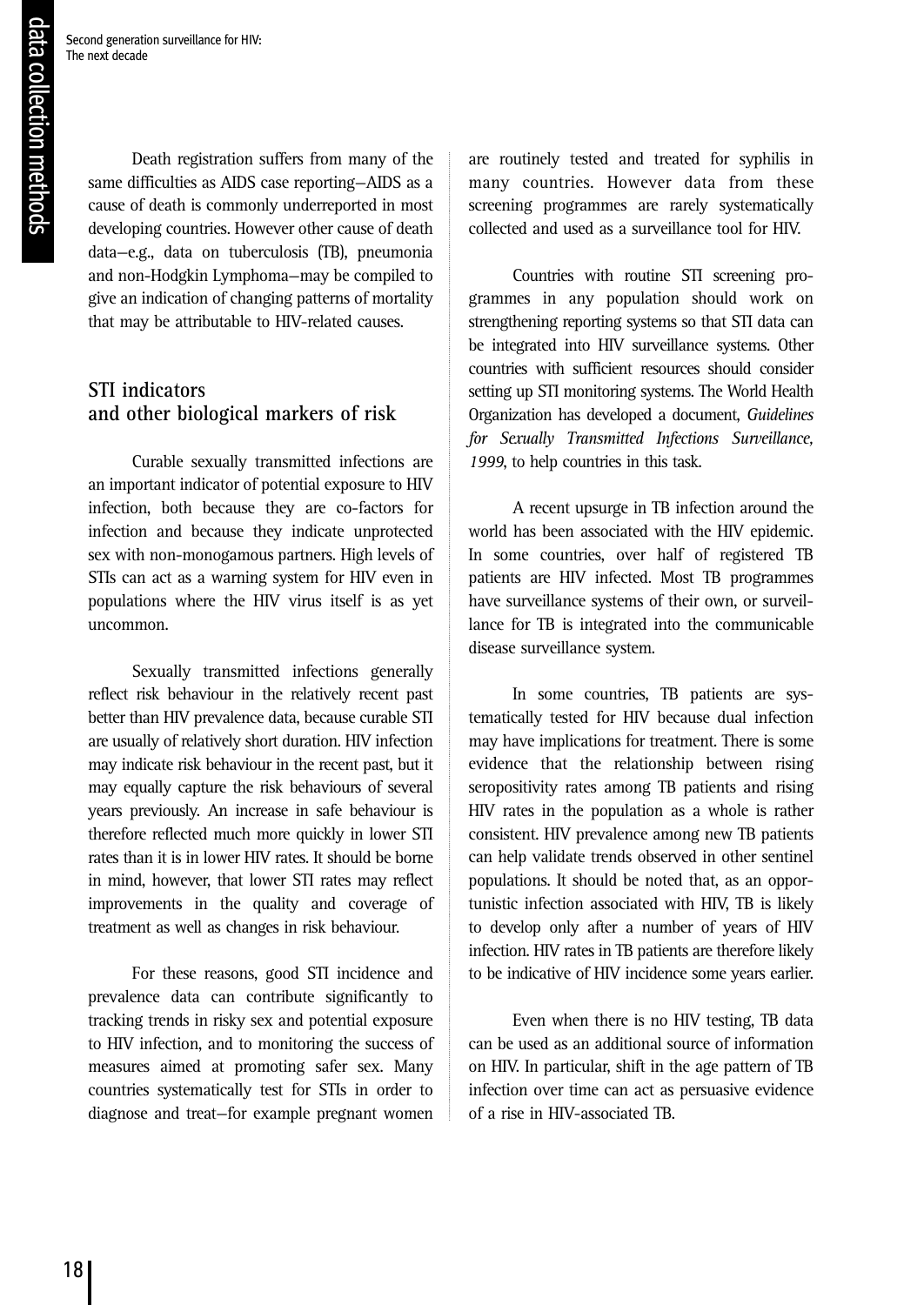Death registration suffers from many of the same difficulties as AIDS case reporting—AIDS as a cause of death is commonly underreported in most developing countries. However other cause of death data—e.g., data on tuberculosis (TB), pneumonia and non-Hodgkin Lymphoma—may be compiled to give an indication of changing patterns of mortality that may be attributable to HIV-related causes.

## STI indicators and other biological markers of risk

Curable sexually transmitted infections are an important indicator of potential exposure to HIV infection, both because they are co-factors for infection and because they indicate unprotected sex with non-monogamous partners. High levels of STIs can act as a warning system for HIV even in populations where the HIV virus itself is as yet uncommon.

Sexually transmitted infections generally reflect risk behaviour in the relatively recent past better than HIV prevalence data, because curable STI are usually of relatively short duration. HIV infection may indicate risk behaviour in the recent past, but it may equally capture the risk behaviours of several years previously. An increase in safe behaviour is therefore reflected much more quickly in lower STI rates than it is in lower HIV rates. It should be borne in mind, however, that lower STI rates may reflect improvements in the quality and coverage of treatment as well as changes in risk behaviour.

For these reasons, good STI incidence and prevalence data can contribute significantly to tracking trends in risky sex and potential exposure to HIV infection, and to monitoring the success of measures aimed at promoting safer sex. Many countries systematically test for STIs in order to diagnose and treat—for example pregnant women are routinely tested and treated for syphilis in many countries. However data from these screening programmes are rarely systematically collected and used as a surveillance tool for HIV.

Countries with routine STI screening programmes in any population should work on strengthening reporting systems so that STI data can be integrated into HIV surveillance systems. Other countries with sufficient resources should consider setting up STI monitoring systems. The World Health Organization has developed a document, *Guidelines for Sexually Transmitted Infections Surveillance, 1999*, to help countries in this task.

A recent upsurge in TB infection around the world has been associated with the HIV epidemic. In some countries, over half of registered TB patients are HIV infected. Most TB programmes have surveillance systems of their own, or surveillance for TB is integrated into the communicable disease surveillance system.

In some countries, TB patients are systematically tested for HIV because dual infection may have implications for treatment. There is some evidence that the relationship between rising seropositivity rates among TB patients and rising HIV rates in the population as a whole is rather consistent. HIV prevalence among new TB patients can help validate trends observed in other sentinel populations. It should be noted that, as an opportunistic infection associated with HIV, TB is likely to develop only after a number of years of HIV infection. HIV rates in TB patients are therefore likely to be indicative of HIV incidence some years earlier.

Even when there is no HIV testing, TB data can be used as an additional source of information on HIV. In particular, shift in the age pattern of TB infection over time can act as persuasive evidence of a rise in HIV-associated TB.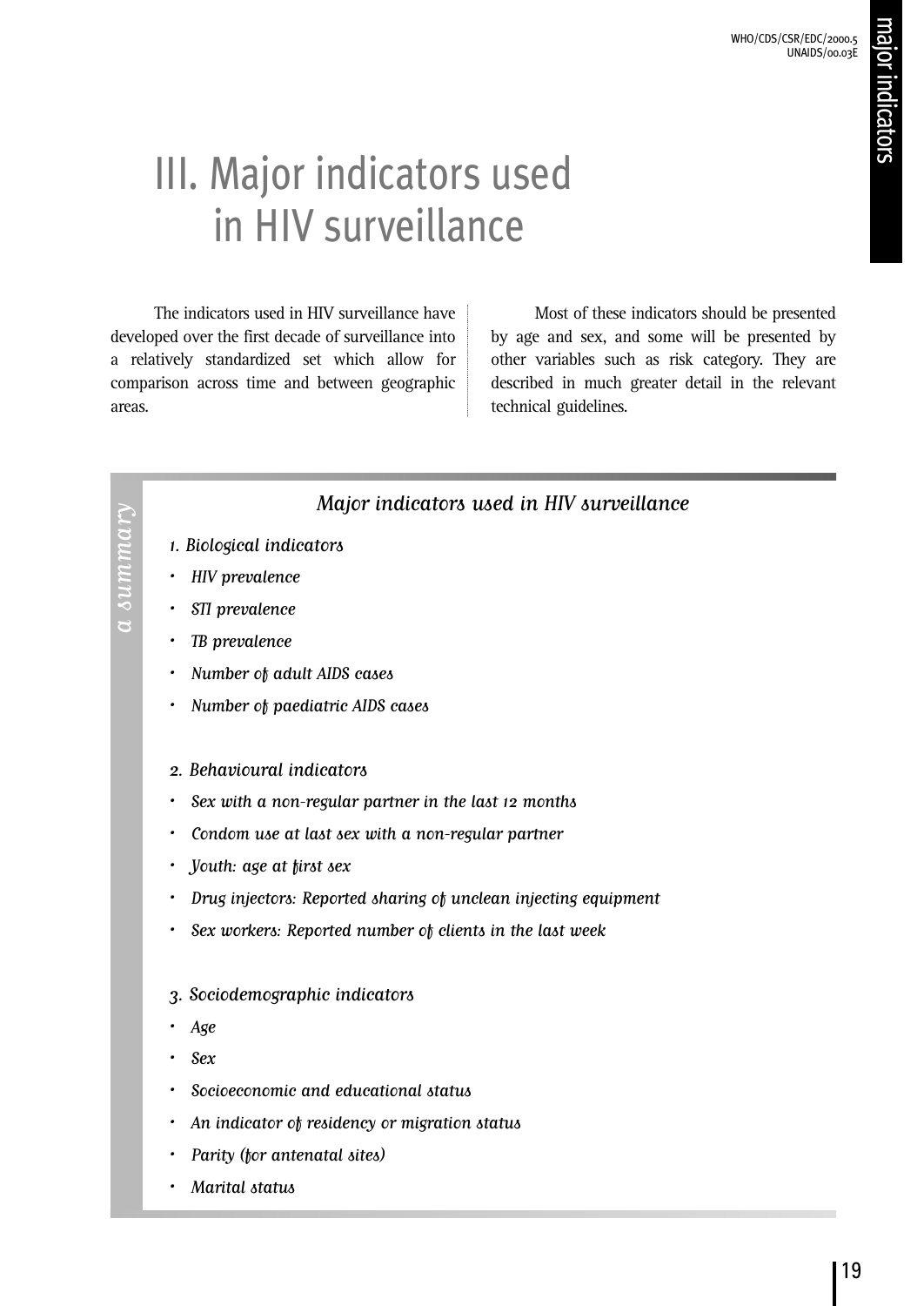# III. Major indicators used in HIV surveillance

The indicators used in HIV surveillance have developed over the first decade of surveillance into a relatively standardized set which allow for comparison across time and between geographic areas.

Most of these indicators should be presented by age and sex, and some will be presented by other variables such as risk category. They are described in much greater detail in the relevant technical guidelines.

*a summary*

### *Major indicators used in HIV surveillance*

*1. Biological indicators*

- *HIV prevalence*
- *STI prevalence*
- *TB prevalence*
- *Number of adult AIDS cases*
- *Number of paediatric AIDS cases*

*2. Behavioural indicators*

- *Sex with a non-regular partner in the last 12 months*
- *Condom use at last sex with a non-regular partner*
- *Youth: age at first sex*
- *Drug injectors: Reported sharing of unclean injecting equipment*
- *Sex workers: Reported number of clients in the last week*

*3. Sociodemographic indicators*

- *Age*
- *Sex*
- *Socioeconomic and educational status*
- *An indicator of residency or migration status*
- *Parity (for antenatal sites)*
- *Marital status*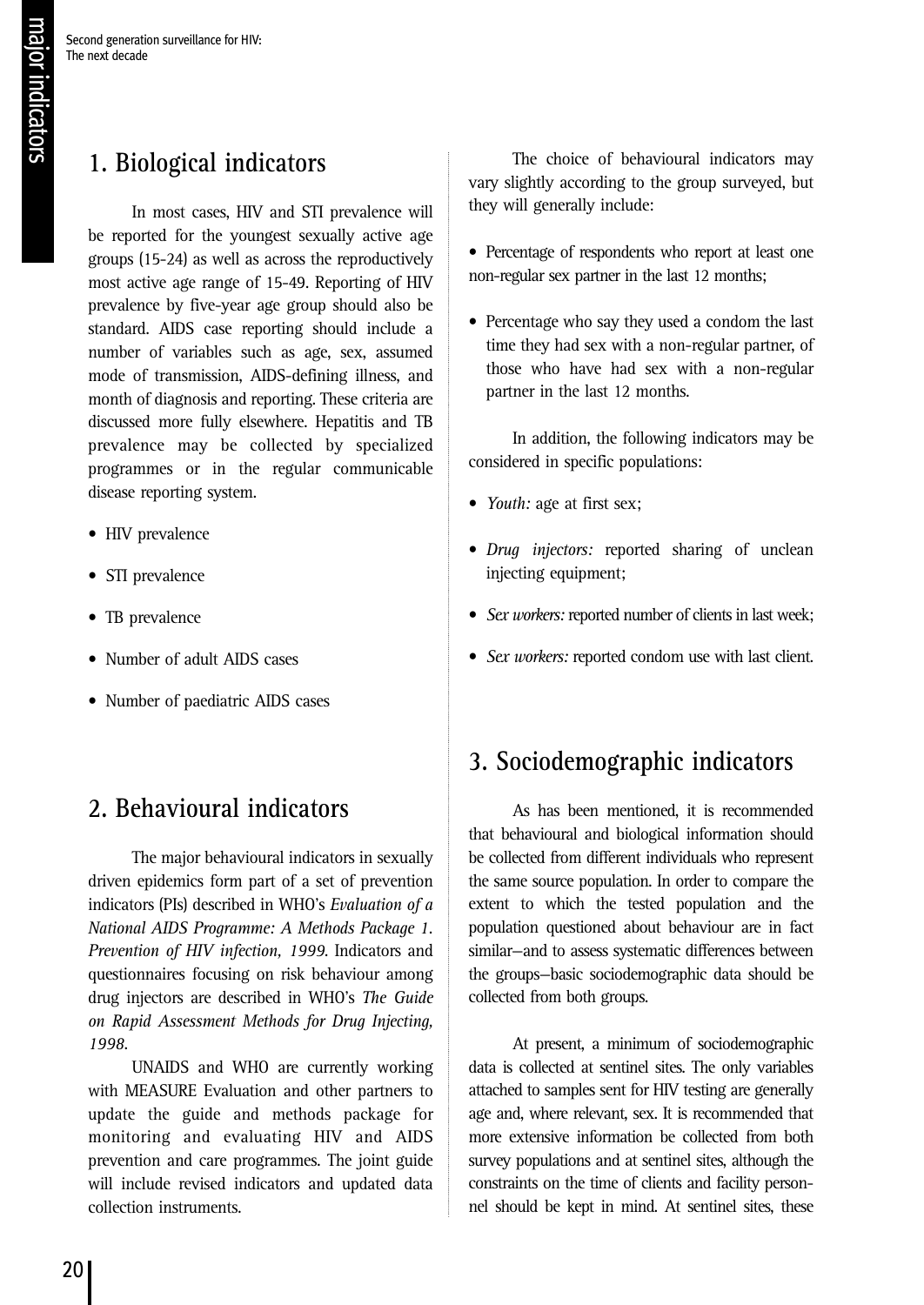## 1. Biological indicators

In most cases, HIV and STI prevalence will be reported for the youngest sexually active age groups (15-24) as well as across the reproductively most active age range of 15-49. Reporting of HIV prevalence by five-year age group should also be standard. AIDS case reporting should include a number of variables such as age, sex, assumed mode of transmission, AIDS-defining illness, and month of diagnosis and reporting. These criteria are discussed more fully elsewhere. Hepatitis and TB prevalence may be collected by specialized programmes or in the regular communicable disease reporting system.

- HIV prevalence
- STI prevalence
- TB prevalence
- Number of adult AIDS cases
- Number of paediatric AIDS cases

## 2. Behavioural indicators

The major behavioural indicators in sexually driven epidemics form part of a set of prevention indicators (PIs) described in WHO's *Evaluation of a National AIDS Programme: A Methods Package 1. Prevention of HIV infection, 1999*. Indicators and questionnaires focusing on risk behaviour among drug injectors are described in WHO's *The Guide on Rapid Assessment Methods for Drug Injecting, 1998*.

UNAIDS and WHO are currently working with MEASURE Evaluation and other partners to update the guide and methods package for monitoring and evaluating HIV and AIDS prevention and care programmes. The joint guide will include revised indicators and updated data collection instruments.

The choice of behavioural indicators may vary slightly according to the group surveyed, but they will generally include:

- Percentage of respondents who report at least one non-regular sex partner in the last 12 months;
- Percentage who say they used a condom the last time they had sex with a non-regular partner, of those who have had sex with a non-regular partner in the last 12 months.

In addition, the following indicators may be considered in specific populations:

- *Youth:* age at first sex;
- *Drug injectors:* reported sharing of unclean injecting equipment;
- *Sex workers:* reported number of clients in last week;
- *Sex workers:* reported condom use with last client.

## 3. Sociodemographic indicators

As has been mentioned, it is recommended that behavioural and biological information should be collected from different individuals who represent the same source population. In order to compare the extent to which the tested population and the population questioned about behaviour are in fact similar—and to assess systematic differences between the groups—basic sociodemographic data should be collected from both groups.

At present, a minimum of sociodemographic data is collected at sentinel sites. The only variables attached to samples sent for HIV testing are generally age and, where relevant, sex. It is recommended that more extensive information be collected from both survey populations and at sentinel sites, although the constraints on the time of clients and facility personnel should be kept in mind. At sentinel sites, these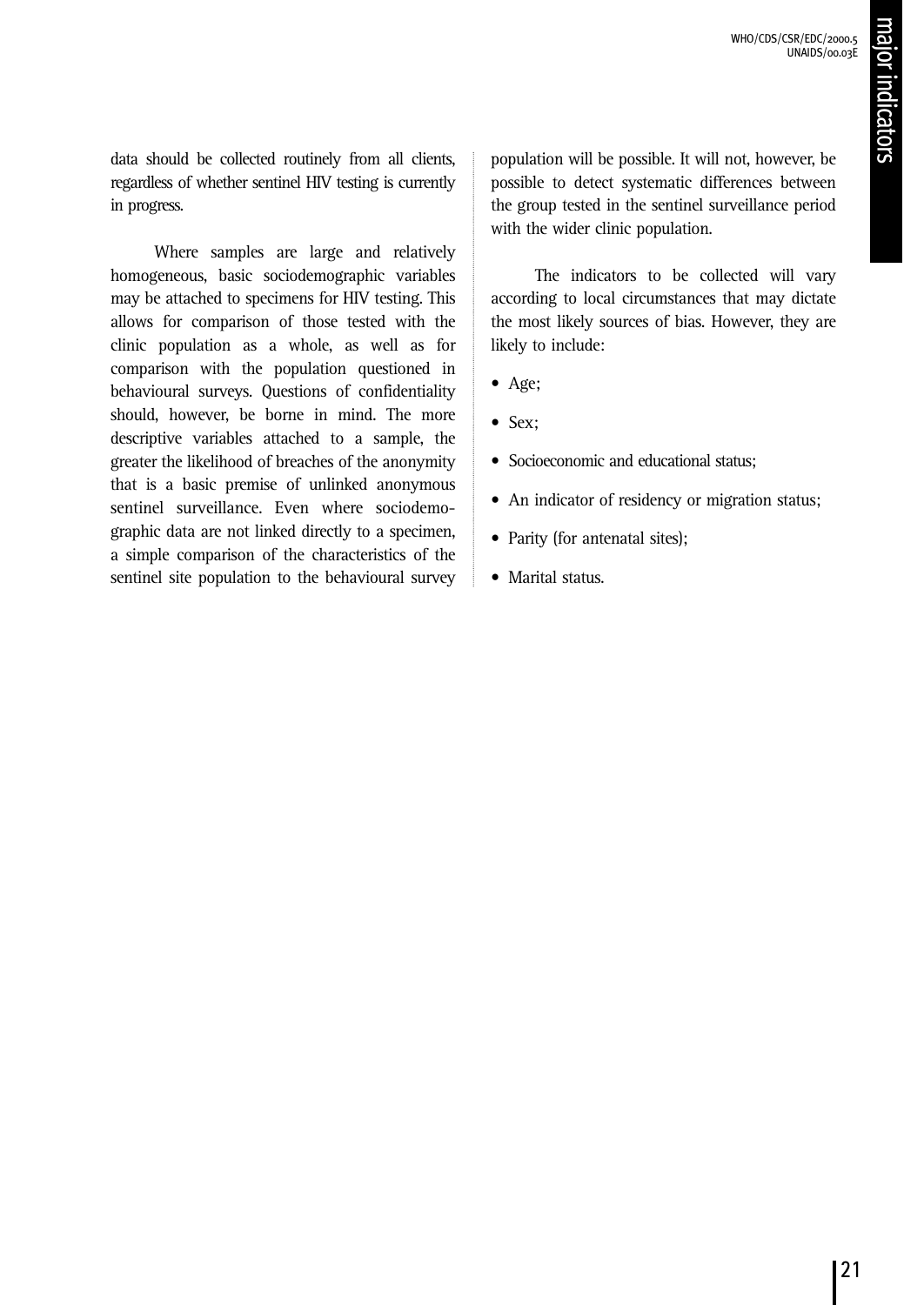data should be collected routinely from all clients, regardless of whether sentinel HIV testing is currently in progress.

Where samples are large and relatively homogeneous, basic sociodemographic variables may be attached to specimens for HIV testing. This allows for comparison of those tested with the clinic population as a whole, as well as for comparison with the population questioned in behavioural surveys. Questions of confidentiality should, however, be borne in mind. The more descriptive variables attached to a sample, the greater the likelihood of breaches of the anonymity that is a basic premise of unlinked anonymous sentinel surveillance. Even where sociodemographic data are not linked directly to a specimen, a simple comparison of the characteristics of the sentinel site population to the behavioural survey population will be possible. It will not, however, be possible to detect systematic differences between the group tested in the sentinel surveillance period with the wider clinic population.

The indicators to be collected will vary according to local circumstances that may dictate the most likely sources of bias. However, they are likely to include:

- Age;
- Sex;
- Socioeconomic and educational status;
- An indicator of residency or migration status;
- Parity (for antenatal sites);
- Marital status.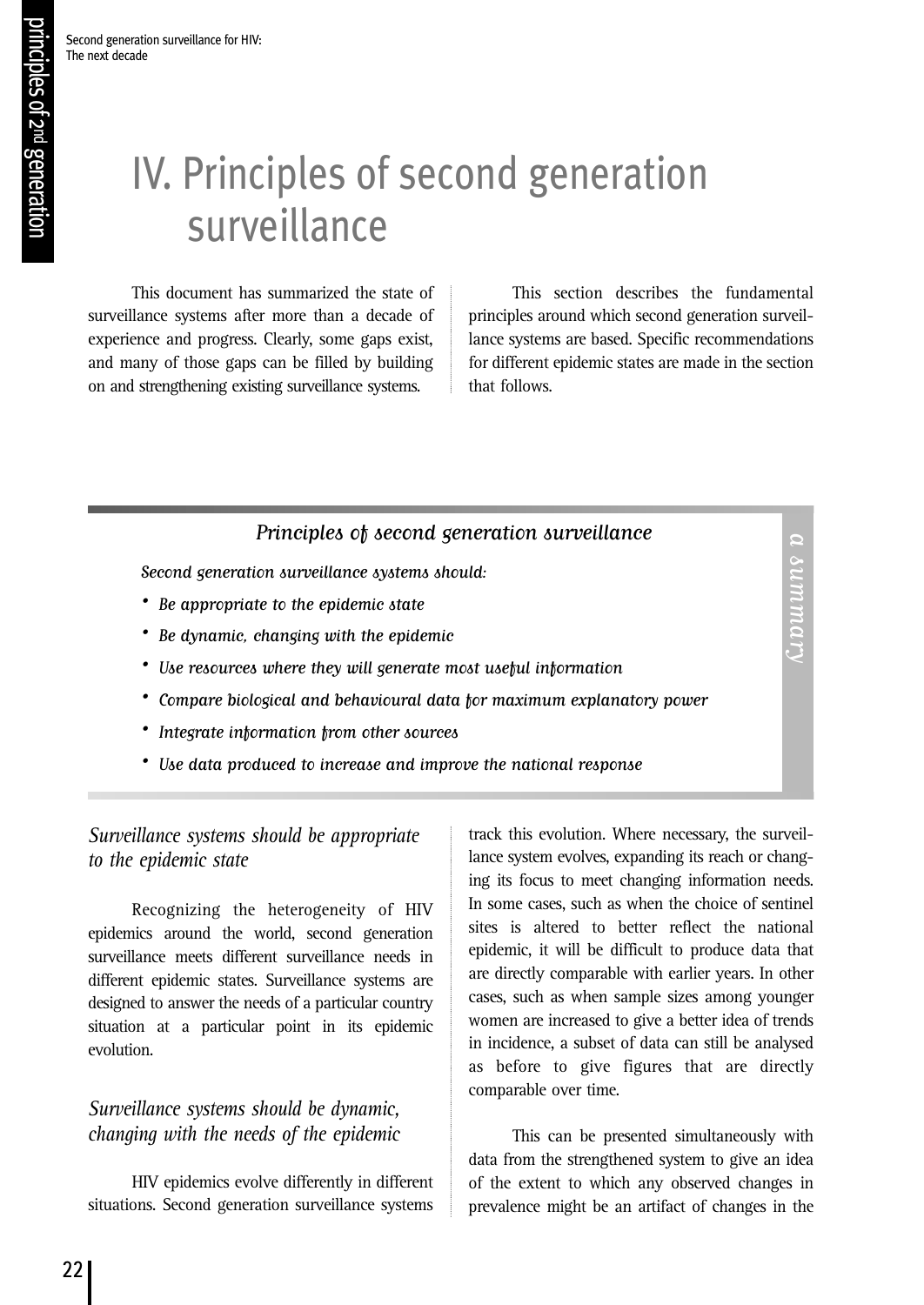# IV. Principles of second generation surveillance

This document has summarized the state of surveillance systems after more than a decade of experience and progress. Clearly, some gaps exist, and many of those gaps can be filled by building on and strengthening existing surveillance systems.

This section describes the fundamental principles around which second generation surveillance systems are based. Specific recommendations for different epidemic states are made in the section that follows.

> ***Principles of second generation surveillance***
>
> *a summary*
>
> *Second generation surveillance systems should:*
>
> - *Be appropriate to the epidemic state*
> - *Be dynamic, changing with the epidemic*
> - *Use resources where they will generate most useful information*
> - *Compare biological and behavioural data for maximum explanatory power*
> - *Integrate information from other sources*
> - *Use data produced to increase and improve the national response*

### *Surveillance systems should be appropriate to the epidemic state*

Recognizing the heterogeneity of HIV epidemics around the world, second generation surveillance meets different surveillance needs in different epidemic states. Surveillance systems are designed to answer the needs of a particular country situation at a particular point in its epidemic evolution.

### *Surveillance systems should be dynamic, changing with the needs of the epidemic*

HIV epidemics evolve differently in different situations. Second generation surveillance systems track this evolution. Where necessary, the surveillance system evolves, expanding its reach or changing its focus to meet changing information needs. In some cases, such as when the choice of sentinel sites is altered to better reflect the national epidemic, it will be difficult to produce data that are directly comparable with earlier years. In other cases, such as when sample sizes among younger women are increased to give a better idea of trends in incidence, a subset of data can still be analysed as before to give figures that are directly comparable over time.

This can be presented simultaneously with data from the strengthened system to give an idea of the extent to which any observed changes in prevalence might be an artifact of changes in the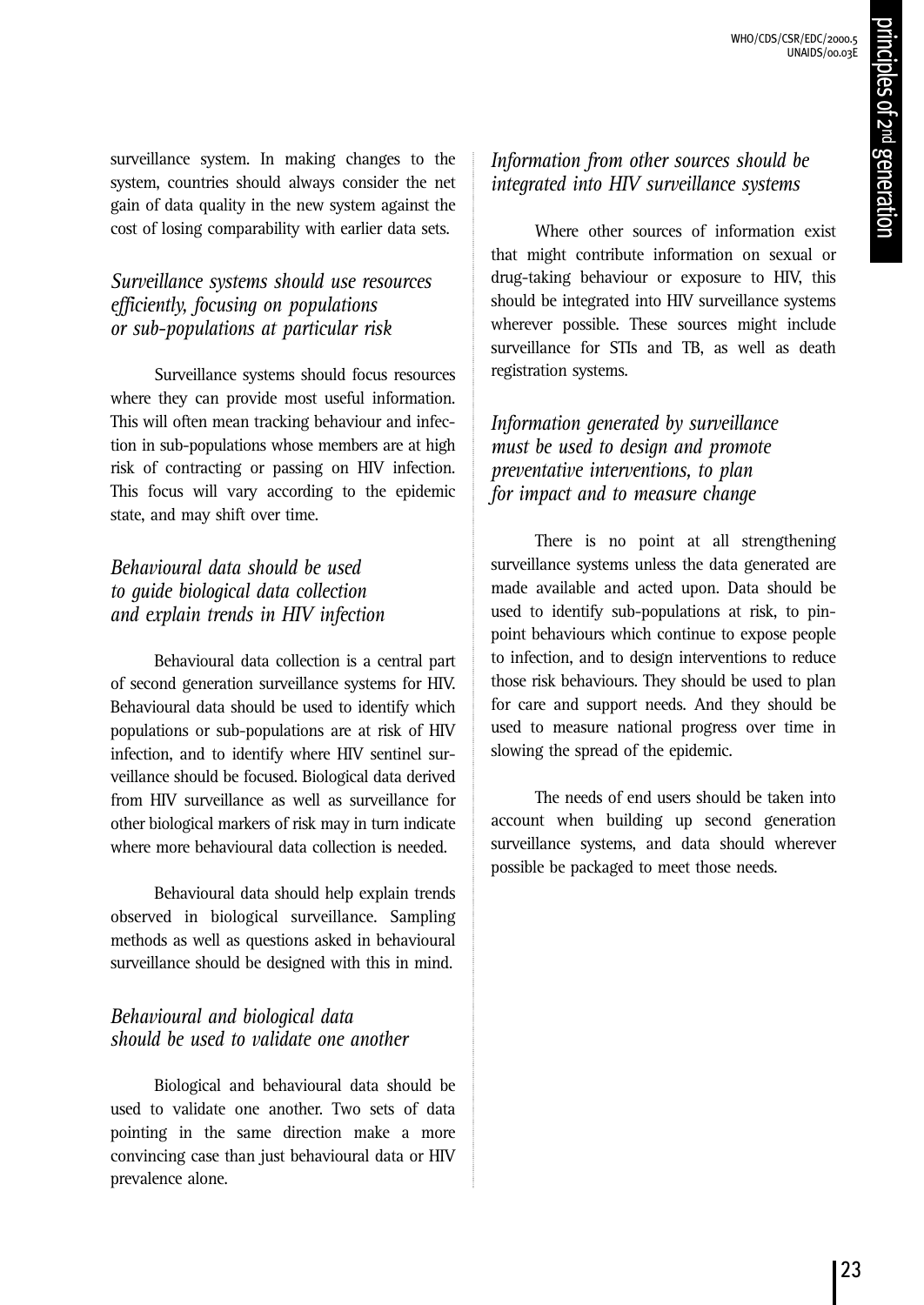surveillance system. In making changes to the system, countries should always consider the net gain of data quality in the new system against the cost of losing comparability with earlier data sets.

### *Surveillance systems should use resources efficiently, focusing on populations or sub-populations at particular risk*

Surveillance systems should focus resources where they can provide most useful information. This will often mean tracking behaviour and infection in sub-populations whose members are at high risk of contracting or passing on HIV infection. This focus will vary according to the epidemic state, and may shift over time.

### *Behavioural data should be used to guide biological data collection and explain trends in HIV infection*

Behavioural data collection is a central part of second generation surveillance systems for HIV. Behavioural data should be used to identify which populations or sub-populations are at risk of HIV infection, and to identify where HIV sentinel surveillance should be focused. Biological data derived from HIV surveillance as well as surveillance for other biological markers of risk may in turn indicate where more behavioural data collection is needed.

Behavioural data should help explain trends observed in biological surveillance. Sampling methods as well as questions asked in behavioural surveillance should be designed with this in mind.

### *Behavioural and biological data should be used to validate one another*

Biological and behavioural data should be used to validate one another. Two sets of data pointing in the same direction make a more convincing case than just behavioural data or HIV prevalence alone.

### *Information from other sources should be integrated into HIV surveillance systems*

Where other sources of information exist that might contribute information on sexual or drug-taking behaviour or exposure to HIV, this should be integrated into HIV surveillance systems wherever possible. These sources might include surveillance for STIs and TB, as well as death registration systems.

### *Information generated by surveillance must be used to design and promote preventative interventions, to plan for impact and to measure change*

There is no point at all strengthening surveillance systems unless the data generated are made available and acted upon. Data should be used to identify sub-populations at risk, to pinpoint behaviours which continue to expose people to infection, and to design interventions to reduce those risk behaviours. They should be used to plan for care and support needs. And they should be used to measure national progress over time in slowing the spread of the epidemic.

The needs of end users should be taken into account when building up second generation surveillance systems, and data should wherever possible be packaged to meet those needs.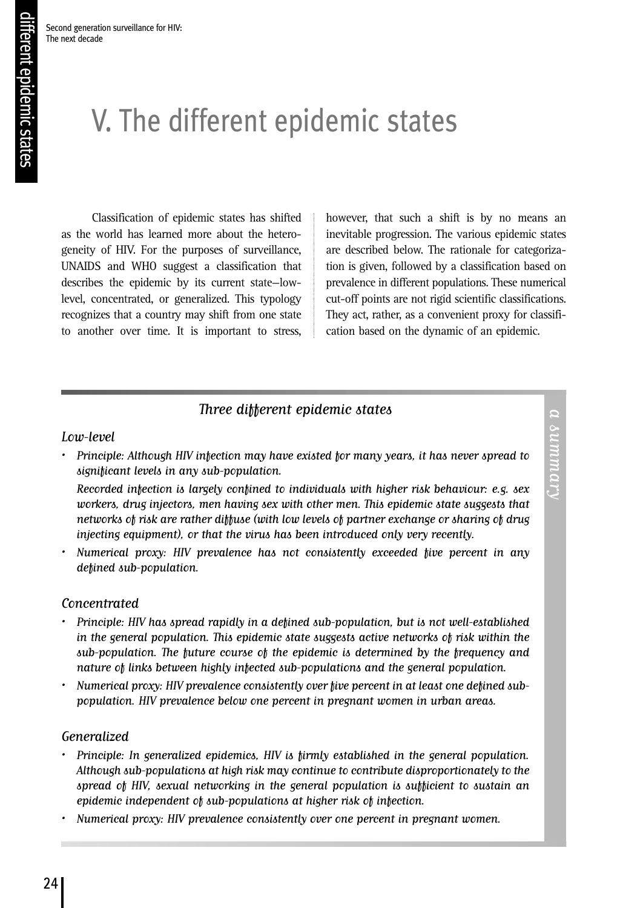# V. The different epidemic states

Classification of epidemic states has shifted as the world has learned more about the heterogeneity of HIV. For the purposes of surveillance, UNAIDS and WHO suggest a classification that describes the epidemic by its current state—low-level, concentrated, or generalized. This typology recognizes that a country may shift from one state to another over time. It is important to stress, however, that such a shift is by no means an inevitable progression. The various epidemic states are described below. The rationale for categorization is given, followed by a classification based on prevalence in different populations. These numerical cut-off points are not rigid scientific classifications. They act, rather, as a convenient proxy for classification based on the dynamic of an epidemic.

## *Three different epidemic states*

*a summary*

### *Low-level*

- *Principle: Although HIV infection may have existed for many years, it has never spread to significant levels in any sub-population.*

  *Recorded infection is largely confined to individuals with higher risk behaviour: e.g. sex workers, drug injectors, men having sex with other men. This epidemic state suggests that networks of risk are rather diffuse (with low levels of partner exchange or sharing of drug injecting equipment), or that the virus has been introduced only very recently.*
- *Numerical proxy: HIV prevalence has not consistently exceeded five percent in any defined sub-population.*

### *Concentrated*

- *Principle: HIV has spread rapidly in a defined sub-population, but is not well-established in the general population. This epidemic state suggests active networks of risk within the sub-population. The future course of the epidemic is determined by the frequency and nature of links between highly infected sub-populations and the general population.*
- *Numerical proxy: HIV prevalence consistently over five percent in at least one defined sub-population. HIV prevalence below one percent in pregnant women in urban areas.*

### *Generalized*

- *Principle: In generalized epidemics, HIV is firmly established in the general population. Although sub-populations at high risk may continue to contribute disproportionately to the spread of HIV, sexual networking in the general population is sufficient to sustain an epidemic independent of sub-populations at higher risk of infection.*
- *Numerical proxy: HIV prevalence consistently over one percent in pregnant women.*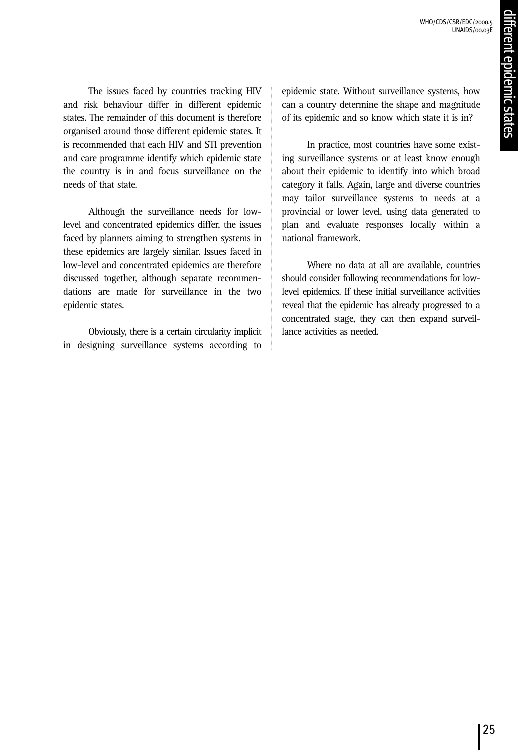The issues faced by countries tracking HIV and risk behaviour differ in different epidemic states. The remainder of this document is therefore organised around those different epidemic states. It is recommended that each HIV and STI prevention and care programme identify which epidemic state the country is in and focus surveillance on the needs of that state.

Although the surveillance needs for low-level and concentrated epidemics differ, the issues faced by planners aiming to strengthen systems in these epidemics are largely similar. Issues faced in low-level and concentrated epidemics are therefore discussed together, although separate recommendations are made for surveillance in the two epidemic states.

Obviously, there is a certain circularity implicit in designing surveillance systems according to epidemic state. Without surveillance systems, how can a country determine the shape and magnitude of its epidemic and so know which state it is in?

In practice, most countries have some existing surveillance systems or at least know enough about their epidemic to identify into which broad category it falls. Again, large and diverse countries may tailor surveillance systems to needs at a provincial or lower level, using data generated to plan and evaluate responses locally within a national framework.

Where no data at all are available, countries should consider following recommendations for low-level epidemics. If these initial surveillance activities reveal that the epidemic has already progressed to a concentrated stage, they can then expand surveillance activities as needed.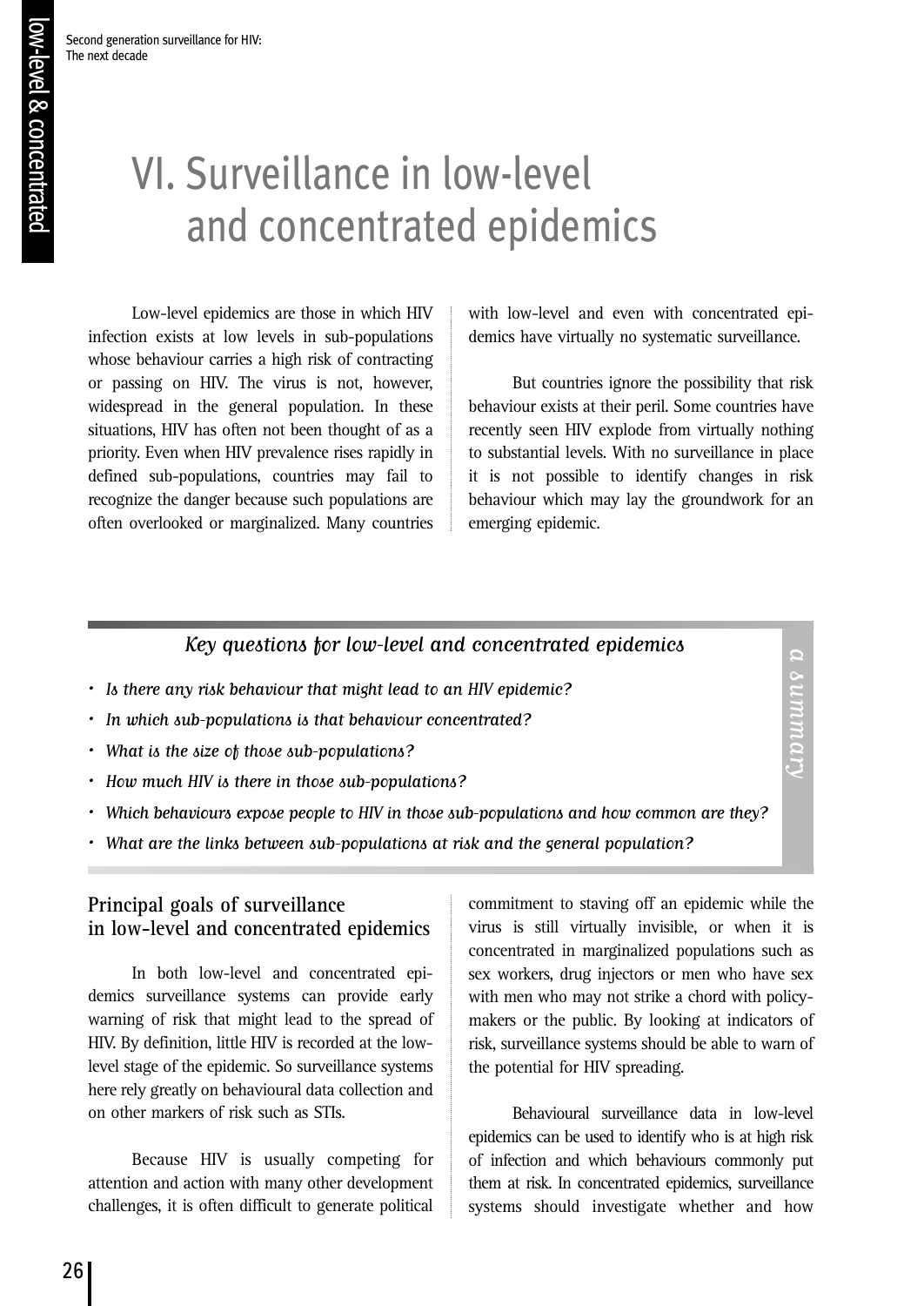# VI. Surveillance in low-level and concentrated epidemics

Low-level epidemics are those in which HIV infection exists at low levels in sub-populations whose behaviour carries a high risk of contracting or passing on HIV. The virus is not, however, widespread in the general population. In these situations, HIV has often not been thought of as a priority. Even when HIV prevalence rises rapidly in defined sub-populations, countries may fail to recognize the danger because such populations are often overlooked or marginalized. Many countries with low-level and even with concentrated epidemics have virtually no systematic surveillance.

But countries ignore the possibility that risk behaviour exists at their peril. Some countries have recently seen HIV explode from virtually nothing to substantial levels. With no surveillance in place it is not possible to identify changes in risk behaviour which may lay the groundwork for an emerging epidemic.

> ***a summary***
>
> ***Key questions for low-level and concentrated epidemics***
>
> - *Is there any risk behaviour that might lead to an HIV epidemic?*
> - *In which sub-populations is that behaviour concentrated?*
> - *What is the size of those sub-populations?*
> - *How much HIV is there in those sub-populations?*
> - *Which behaviours expose people to HIV in those sub-populations and how common are they?*
> - *What are the links between sub-populations at risk and the general population?*

## Principal goals of surveillance in low-level and concentrated epidemics

In both low-level and concentrated epidemics surveillance systems can provide early warning of risk that might lead to the spread of HIV. By definition, little HIV is recorded at the low-level stage of the epidemic. So surveillance systems here rely greatly on behavioural data collection and on other markers of risk such as STIs.

Because HIV is usually competing for attention and action with many other development challenges, it is often difficult to generate political commitment to staving off an epidemic while the virus is still virtually invisible, or when it is concentrated in marginalized populations such as sex workers, drug injectors or men who have sex with men who may not strike a chord with policy-makers or the public. By looking at indicators of risk, surveillance systems should be able to warn of the potential for HIV spreading.

Behavioural surveillance data in low-level epidemics can be used to identify who is at high risk of infection and which behaviours commonly put them at risk. In concentrated epidemics, surveillance systems should investigate whether and how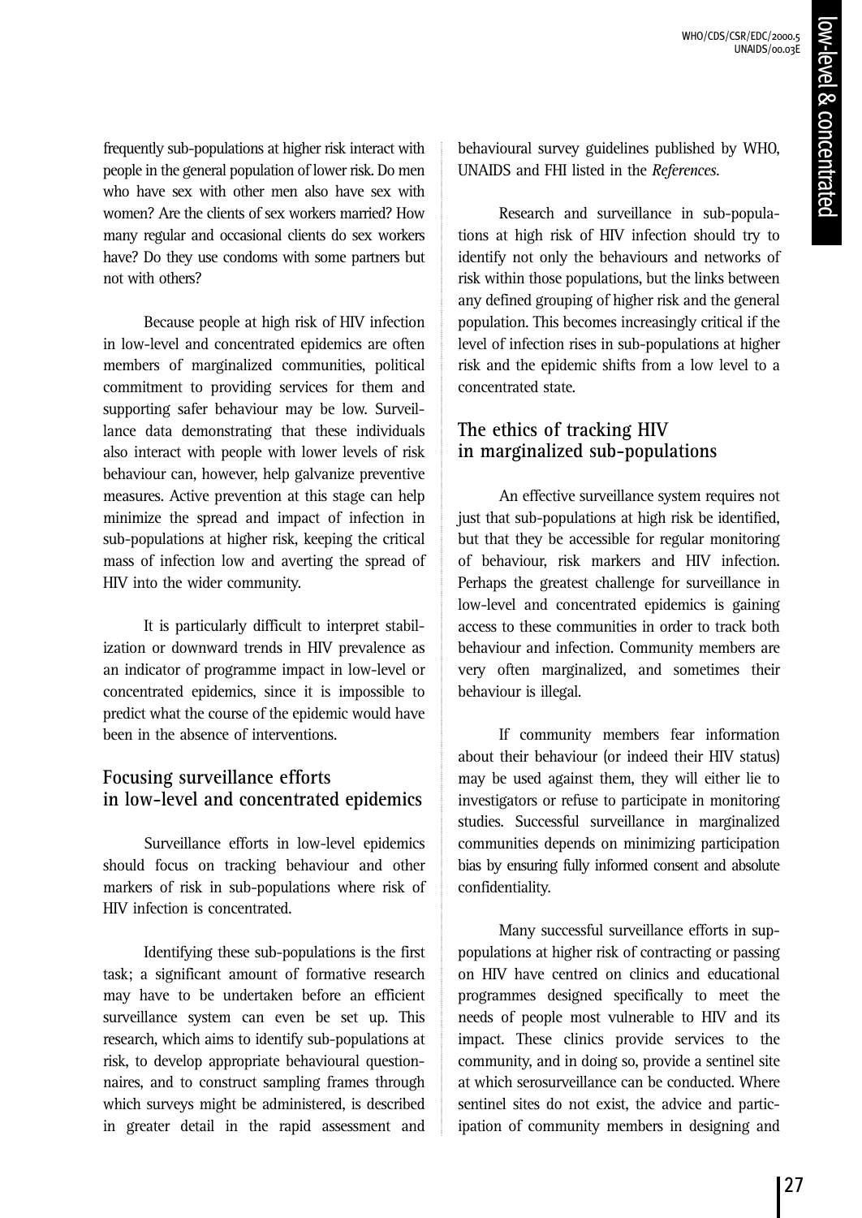frequently sub-populations at higher risk interact with people in the general population of lower risk. Do men who have sex with other men also have sex with women? Are the clients of sex workers married? How many regular and occasional clients do sex workers have? Do they use condoms with some partners but not with others?

Because people at high risk of HIV infection in low-level and concentrated epidemics are often members of marginalized communities, political commitment to providing services for them and supporting safer behaviour may be low. Surveillance data demonstrating that these individuals also interact with people with lower levels of risk behaviour can, however, help galvanize preventive measures. Active prevention at this stage can help minimize the spread and impact of infection in sub-populations at higher risk, keeping the critical mass of infection low and averting the spread of HIV into the wider community.

It is particularly difficult to interpret stabilization or downward trends in HIV prevalence as an indicator of programme impact in low-level or concentrated epidemics, since it is impossible to predict what the course of the epidemic would have been in the absence of interventions.

## Focusing surveillance efforts in low-level and concentrated epidemics

Surveillance efforts in low-level epidemics should focus on tracking behaviour and other markers of risk in sub-populations where risk of HIV infection is concentrated.

Identifying these sub-populations is the first task; a significant amount of formative research may have to be undertaken before an efficient surveillance system can even be set up. This research, which aims to identify sub-populations at risk, to develop appropriate behavioural questionnaires, and to construct sampling frames through which surveys might be administered, is described in greater detail in the rapid assessment and behavioural survey guidelines published by WHO, UNAIDS and FHI listed in the *References*.

Research and surveillance in sub-populations at high risk of HIV infection should try to identify not only the behaviours and networks of risk within those populations, but the links between any defined grouping of higher risk and the general population. This becomes increasingly critical if the level of infection rises in sub-populations at higher risk and the epidemic shifts from a low level to a concentrated state.

## The ethics of tracking HIV in marginalized sub-populations

An effective surveillance system requires not just that sub-populations at high risk be identified, but that they be accessible for regular monitoring of behaviour, risk markers and HIV infection. Perhaps the greatest challenge for surveillance in low-level and concentrated epidemics is gaining access to these communities in order to track both behaviour and infection. Community members are very often marginalized, and sometimes their behaviour is illegal.

If community members fear information about their behaviour (or indeed their HIV status) may be used against them, they will either lie to investigators or refuse to participate in monitoring studies. Successful surveillance in marginalized communities depends on minimizing participation bias by ensuring fully informed consent and absolute confidentiality.

Many successful surveillance efforts in suppopulations at higher risk of contracting or passing on HIV have centred on clinics and educational programmes designed specifically to meet the needs of people most vulnerable to HIV and its impact. These clinics provide services to the community, and in doing so, provide a sentinel site at which serosurveillance can be conducted. Where sentinel sites do not exist, the advice and participation of community members in designing and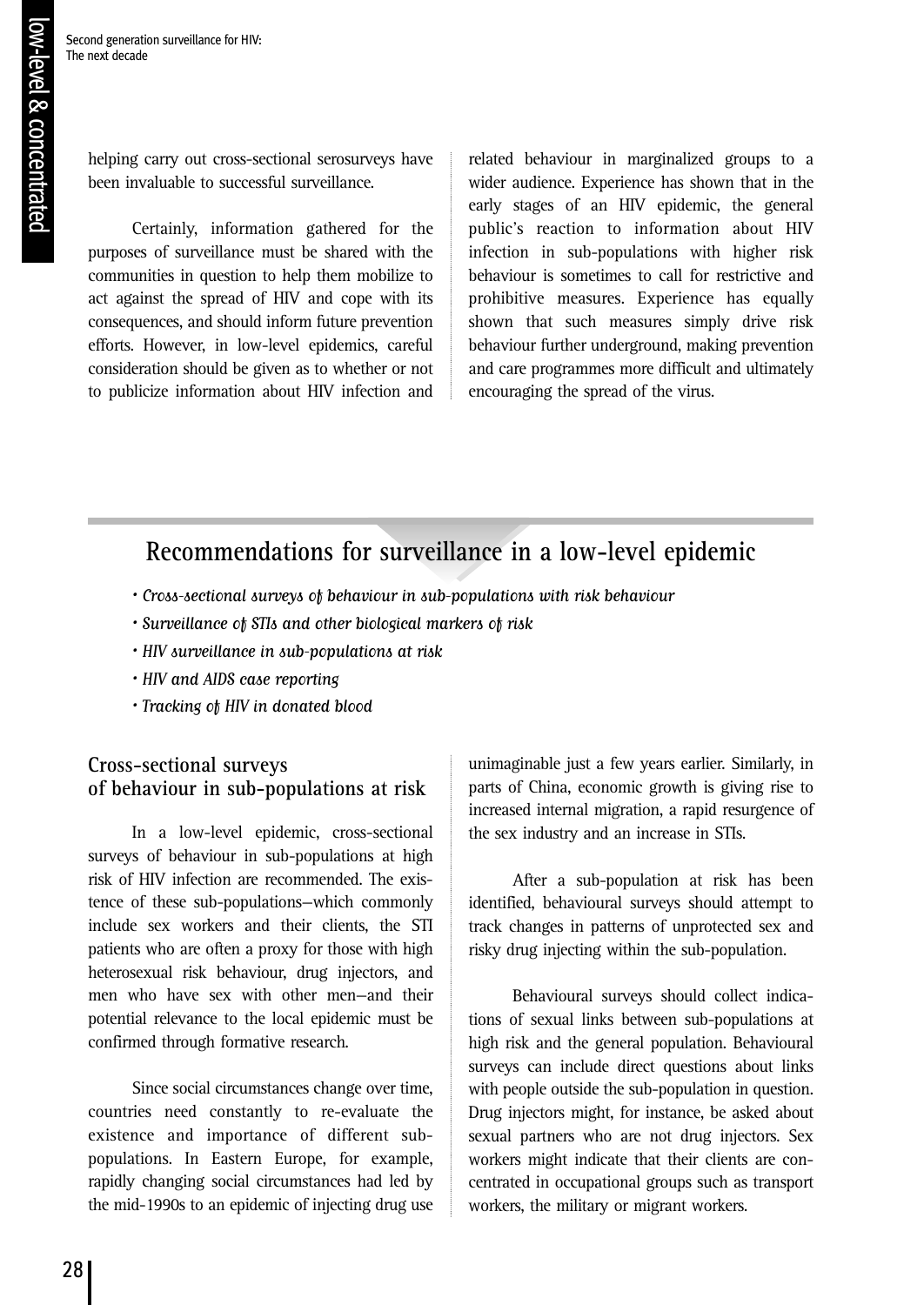helping carry out cross-sectional serosurveys have been invaluable to successful surveillance.

Certainly, information gathered for the purposes of surveillance must be shared with the communities in question to help them mobilize to act against the spread of HIV and cope with its consequences, and should inform future prevention efforts. However, in low-level epidemics, careful consideration should be given as to whether or not to publicize information about HIV infection and related behaviour in marginalized groups to a wider audience. Experience has shown that in the early stages of an HIV epidemic, the general public's reaction to information about HIV infection in sub-populations with higher risk behaviour is sometimes to call for restrictive and prohibitive measures. Experience has equally shown that such measures simply drive risk behaviour further underground, making prevention and care programmes more difficult and ultimately encouraging the spread of the virus.

## Recommendations for surveillance in a low-level epidemic

- *Cross-sectional surveys of behaviour in sub-populations with risk behaviour*
- *Surveillance of STIs and other biological markers of risk*
- *HIV surveillance in sub-populations at risk*
- *HIV and AIDS case reporting*
- *Tracking of HIV in donated blood*

### Cross-sectional surveys of behaviour in sub-populations at risk

In a low-level epidemic, cross-sectional surveys of behaviour in sub-populations at high risk of HIV infection are recommended. The existence of these sub-populations—which commonly include sex workers and their clients, the STI patients who are often a proxy for those with high heterosexual risk behaviour, drug injectors, and men who have sex with other men—and their potential relevance to the local epidemic must be confirmed through formative research.

Since social circumstances change over time, countries need constantly to re-evaluate the existence and importance of different sub-populations. In Eastern Europe, for example, rapidly changing social circumstances had led by the mid-1990s to an epidemic of injecting drug use unimaginable just a few years earlier. Similarly, in parts of China, economic growth is giving rise to increased internal migration, a rapid resurgence of the sex industry and an increase in STIs.

After a sub-population at risk has been identified, behavioural surveys should attempt to track changes in patterns of unprotected sex and risky drug injecting within the sub-population.

Behavioural surveys should collect indications of sexual links between sub-populations at high risk and the general population. Behavioural surveys can include direct questions about links with people outside the sub-population in question. Drug injectors might, for instance, be asked about sexual partners who are not drug injectors. Sex workers might indicate that their clients are concentrated in occupational groups such as transport workers, the military or migrant workers.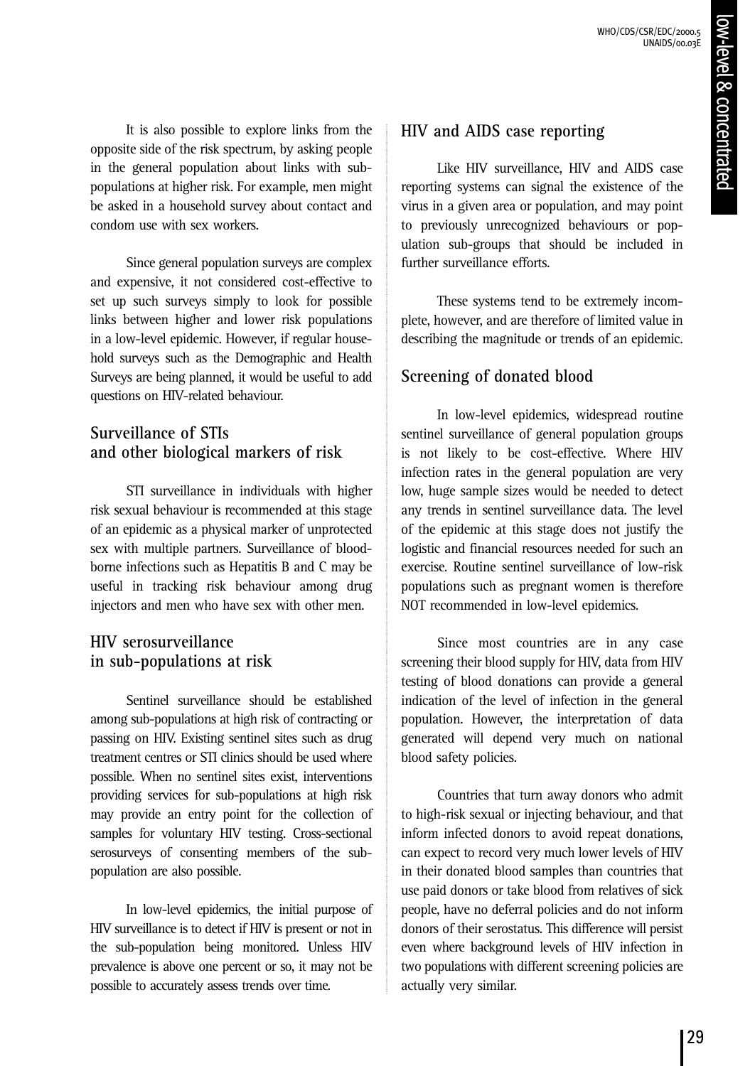It is also possible to explore links from the opposite side of the risk spectrum, by asking people in the general population about links with sub-populations at higher risk. For example, men might be asked in a household survey about contact and condom use with sex workers.

Since general population surveys are complex and expensive, it not considered cost-effective to set up such surveys simply to look for possible links between higher and lower risk populations in a low-level epidemic. However, if regular household surveys such as the Demographic and Health Surveys are being planned, it would be useful to add questions on HIV-related behaviour.

## Surveillance of STIs and other biological markers of risk

STI surveillance in individuals with higher risk sexual behaviour is recommended at this stage of an epidemic as a physical marker of unprotected sex with multiple partners. Surveillance of blood-borne infections such as Hepatitis B and C may be useful in tracking risk behaviour among drug injectors and men who have sex with other men.

## HIV serosurveillance in sub-populations at risk

Sentinel surveillance should be established among sub-populations at high risk of contracting or passing on HIV. Existing sentinel sites such as drug treatment centres or STI clinics should be used where possible. When no sentinel sites exist, interventions providing services for sub-populations at high risk may provide an entry point for the collection of samples for voluntary HIV testing. Cross-sectional serosurveys of consenting members of the sub-population are also possible.

In low-level epidemics, the initial purpose of HIV surveillance is to detect if HIV is present or not in the sub-population being monitored. Unless HIV prevalence is above one percent or so, it may not be possible to accurately assess trends over time.

## HIV and AIDS case reporting

Like HIV surveillance, HIV and AIDS case reporting systems can signal the existence of the virus in a given area or population, and may point to previously unrecognized behaviours or population sub-groups that should be included in further surveillance efforts.

These systems tend to be extremely incomplete, however, and are therefore of limited value in describing the magnitude or trends of an epidemic.

## Screening of donated blood

In low-level epidemics, widespread routine sentinel surveillance of general population groups is not likely to be cost-effective. Where HIV infection rates in the general population are very low, huge sample sizes would be needed to detect any trends in sentinel surveillance data. The level of the epidemic at this stage does not justify the logistic and financial resources needed for such an exercise. Routine sentinel surveillance of low-risk populations such as pregnant women is therefore NOT recommended in low-level epidemics.

Since most countries are in any case screening their blood supply for HIV, data from HIV testing of blood donations can provide a general indication of the level of infection in the general population. However, the interpretation of data generated will depend very much on national blood safety policies.

Countries that turn away donors who admit to high-risk sexual or injecting behaviour, and that inform infected donors to avoid repeat donations, can expect to record very much lower levels of HIV in their donated blood samples than countries that use paid donors or take blood from relatives of sick people, have no deferral policies and do not inform donors of their serostatus. This difference will persist even where background levels of HIV infection in two populations with different screening policies are actually very similar.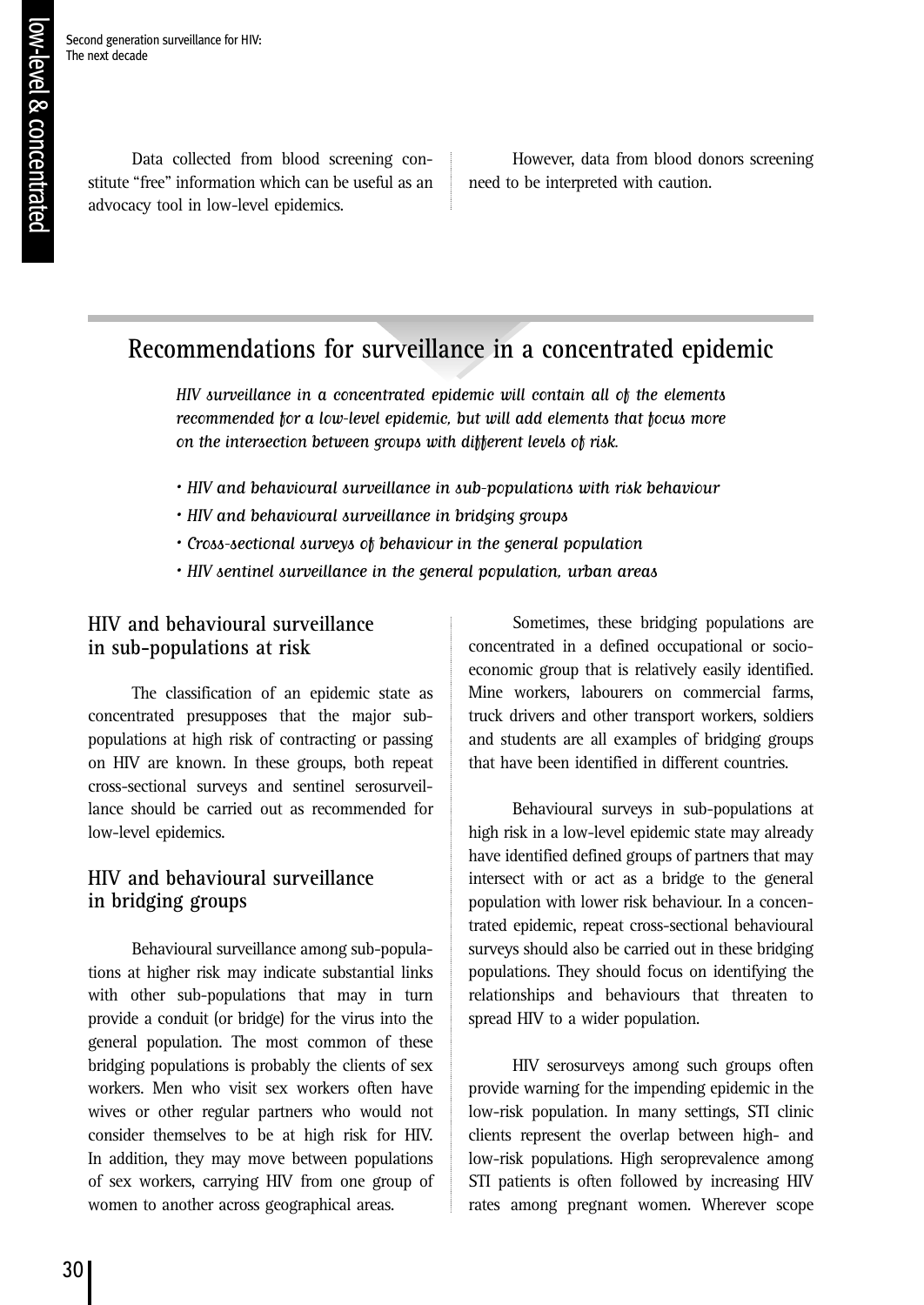Data collected from blood screening constitute "free" information which can be useful as an advocacy tool in low-level epidemics.

However, data from blood donors screening need to be interpreted with caution.

## Recommendations for surveillance in a concentrated epidemic

*HIV surveillance in a concentrated epidemic will contain all of the elements recommended for a low-level epidemic, but will add elements that focus more on the intersection between groups with different levels of risk.*

- *HIV and behavioural surveillance in sub-populations with risk behaviour*
- *HIV and behavioural surveillance in bridging groups*
- *Cross-sectional surveys of behaviour in the general population*
- *HIV sentinel surveillance in the general population, urban areas*

### HIV and behavioural surveillance in sub-populations at risk

The classification of an epidemic state as concentrated presupposes that the major sub-populations at high risk of contracting or passing on HIV are known. In these groups, both repeat cross-sectional surveys and sentinel serosurveillance should be carried out as recommended for low-level epidemics.

### HIV and behavioural surveillance in bridging groups

Behavioural surveillance among sub-populations at higher risk may indicate substantial links with other sub-populations that may in turn provide a conduit (or bridge) for the virus into the general population. The most common of these bridging populations is probably the clients of sex workers. Men who visit sex workers often have wives or other regular partners who would not consider themselves to be at high risk for HIV. In addition, they may move between populations of sex workers, carrying HIV from one group of women to another across geographical areas.

Sometimes, these bridging populations are concentrated in a defined occupational or socio-economic group that is relatively easily identified. Mine workers, labourers on commercial farms, truck drivers and other transport workers, soldiers and students are all examples of bridging groups that have been identified in different countries.

Behavioural surveys in sub-populations at high risk in a low-level epidemic state may already have identified defined groups of partners that may intersect with or act as a bridge to the general population with lower risk behaviour. In a concentrated epidemic, repeat cross-sectional behavioural surveys should also be carried out in these bridging populations. They should focus on identifying the relationships and behaviours that threaten to spread HIV to a wider population.

HIV serosurveys among such groups often provide warning for the impending epidemic in the low-risk population. In many settings, STI clinic clients represent the overlap between high- and low-risk populations. High seroprevalence among STI patients is often followed by increasing HIV rates among pregnant women. Wherever scope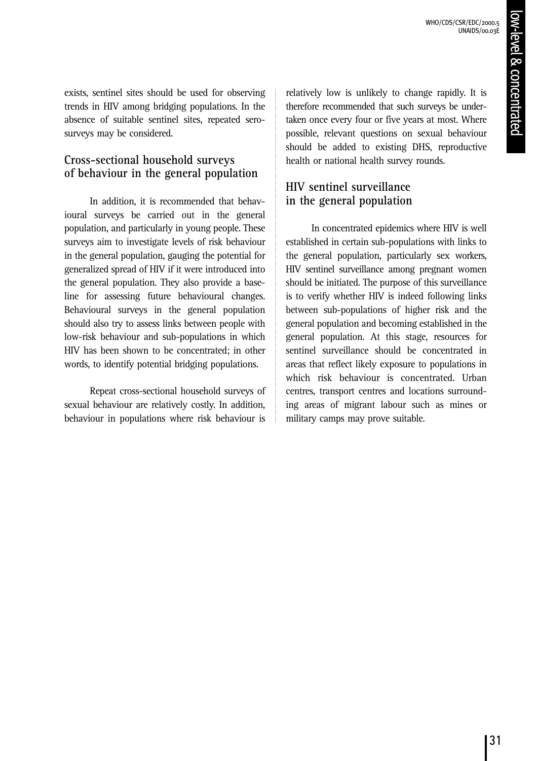exists, sentinel sites should be used for observing trends in HIV among bridging populations. In the absence of suitable sentinel sites, repeated sero-surveys may be considered.

### Cross-sectional household surveys of behaviour in the general population

In addition, it is recommended that behavioural surveys be carried out in the general population, and particularly in young people. These surveys aim to investigate levels of risk behaviour in the general population, gauging the potential for generalized spread of HIV if it were introduced into the general population. They also provide a baseline for assessing future behavioural changes. Behavioural surveys in the general population should also try to assess links between people with low-risk behaviour and sub-populations in which HIV has been shown to be concentrated; in other words, to identify potential bridging populations.

Repeat cross-sectional household surveys of sexual behaviour are relatively costly. In addition, behaviour in populations where risk behaviour is relatively low is unlikely to change rapidly. It is therefore recommended that such surveys be undertaken once every four or five years at most. Where possible, relevant questions on sexual behaviour should be added to existing DHS, reproductive health or national health survey rounds.

### HIV sentinel surveillance in the general population

In concentrated epidemics where HIV is well established in certain sub-populations with links to the general population, particularly sex workers, HIV sentinel surveillance among pregnant women should be initiated. The purpose of this surveillance is to verify whether HIV is indeed following links between sub-populations of higher risk and the general population and becoming established in the general population. At this stage, resources for sentinel surveillance should be concentrated in areas that reflect likely exposure to populations in which risk behaviour is concentrated. Urban centres, transport centres and locations surrounding areas of migrant labour such as mines or military camps may prove suitable.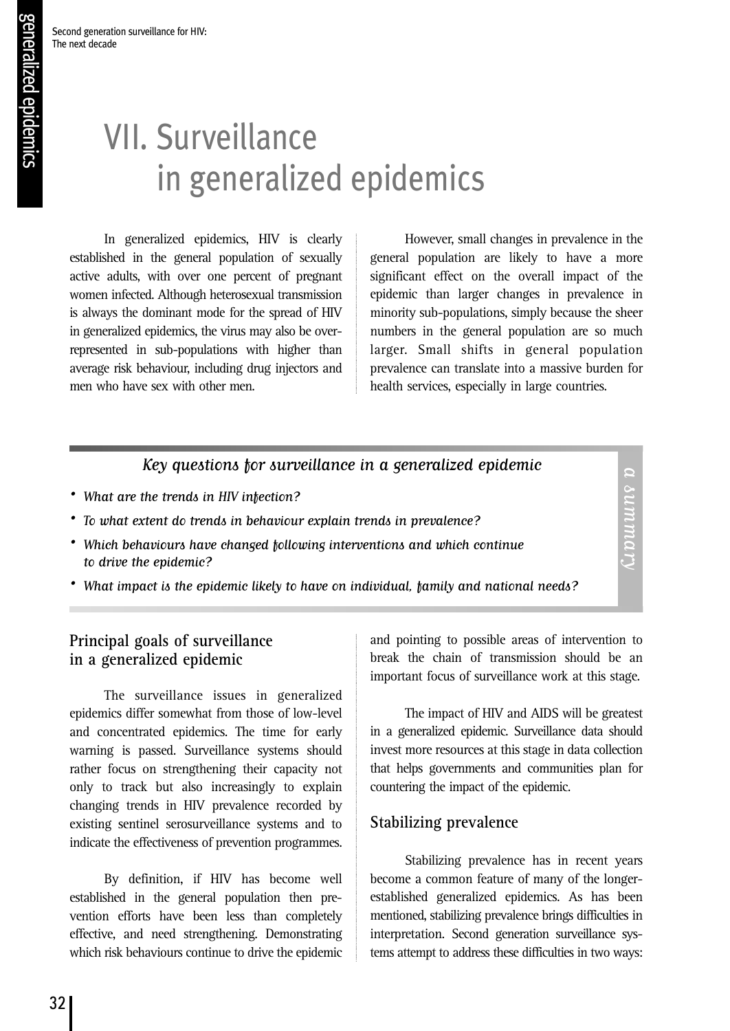# VII. Surveillance in generalized epidemics

In generalized epidemics, HIV is clearly established in the general population of sexually active adults, with over one percent of pregnant women infected. Although heterosexual transmission is always the dominant mode for the spread of HIV in generalized epidemics, the virus may also be over-represented in sub-populations with higher than average risk behaviour, including drug injectors and men who have sex with other men.

However, small changes in prevalence in the general population are likely to have a more significant effect on the overall impact of the epidemic than larger changes in prevalence in minority sub-populations, simply because the sheer numbers in the general population are so much larger. Small shifts in general population prevalence can translate into a massive burden for health services, especially in large countries.

> *a summary*
>
> ***Key questions for surveillance in a generalized epidemic***
>
> - *What are the trends in HIV infection?*
> - *To what extent do trends in behaviour explain trends in prevalence?*
> - *Which behaviours have changed following interventions and which continue to drive the epidemic?*
> - *What impact is the epidemic likely to have on individual, family and national needs?*

## Principal goals of surveillance in a generalized epidemic

The surveillance issues in generalized epidemics differ somewhat from those of low-level and concentrated epidemics. The time for early warning is passed. Surveillance systems should rather focus on strengthening their capacity not only to track but also increasingly to explain changing trends in HIV prevalence recorded by existing sentinel serosurveillance systems and to indicate the effectiveness of prevention programmes.

By definition, if HIV has become well established in the general population then prevention efforts have been less than completely effective, and need strengthening. Demonstrating which risk behaviours continue to drive the epidemic and pointing to possible areas of intervention to break the chain of transmission should be an important focus of surveillance work at this stage.

The impact of HIV and AIDS will be greatest in a generalized epidemic. Surveillance data should invest more resources at this stage in data collection that helps governments and communities plan for countering the impact of the epidemic.

### Stabilizing prevalence

Stabilizing prevalence has in recent years become a common feature of many of the longer-established generalized epidemics. As has been mentioned, stabilizing prevalence brings difficulties in interpretation. Second generation surveillance systems attempt to address these difficulties in two ways: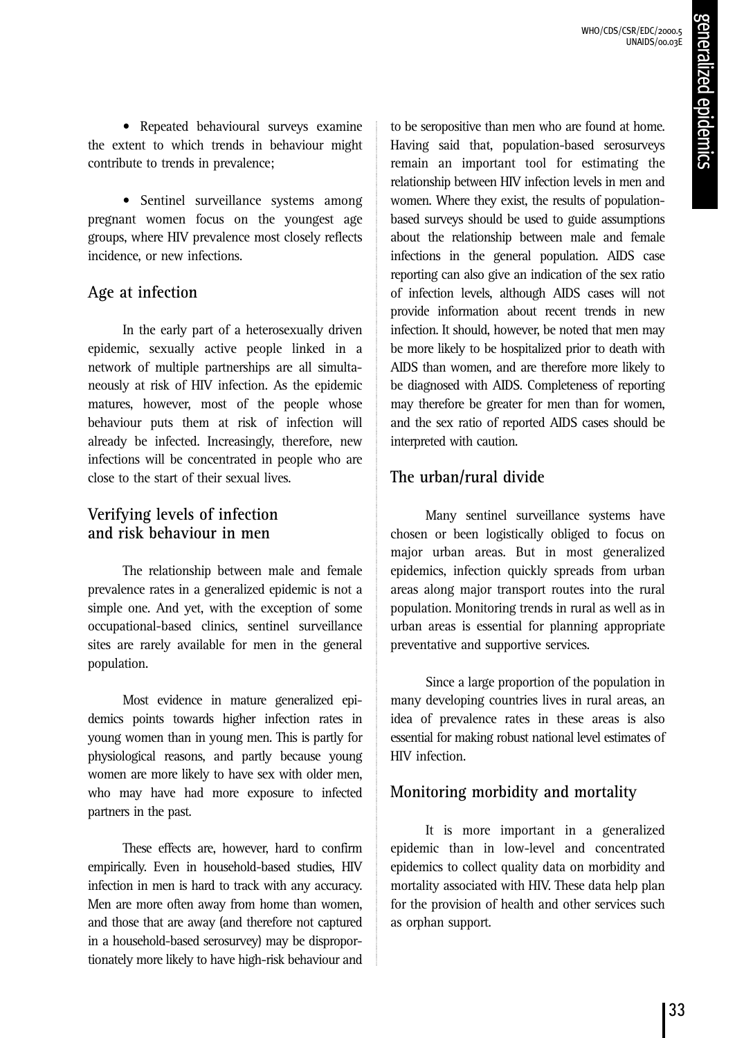- Repeated behavioural surveys examine the extent to which trends in behaviour might contribute to trends in prevalence;

- Sentinel surveillance systems among pregnant women focus on the youngest age groups, where HIV prevalence most closely reflects incidence, or new infections.

## Age at infection

In the early part of a heterosexually driven epidemic, sexually active people linked in a network of multiple partnerships are all simultaneously at risk of HIV infection. As the epidemic matures, however, most of the people whose behaviour puts them at risk of infection will already be infected. Increasingly, therefore, new infections will be concentrated in people who are close to the start of their sexual lives.

## Verifying levels of infection and risk behaviour in men

The relationship between male and female prevalence rates in a generalized epidemic is not a simple one. And yet, with the exception of some occupational-based clinics, sentinel surveillance sites are rarely available for men in the general population.

Most evidence in mature generalized epidemics points towards higher infection rates in young women than in young men. This is partly for physiological reasons, and partly because young women are more likely to have sex with older men, who may have had more exposure to infected partners in the past.

These effects are, however, hard to confirm empirically. Even in household-based studies, HIV infection in men is hard to track with any accuracy. Men are more often away from home than women, and those that are away (and therefore not captured in a household-based serosurvey) may be disproportionately more likely to have high-risk behaviour and to be seropositive than men who are found at home. Having said that, population-based serosurveys remain an important tool for estimating the relationship between HIV infection levels in men and women. Where they exist, the results of population-based surveys should be used to guide assumptions about the relationship between male and female infections in the general population. AIDS case reporting can also give an indication of the sex ratio of infection levels, although AIDS cases will not provide information about recent trends in new infection. It should, however, be noted that men may be more likely to be hospitalized prior to death with AIDS than women, and are therefore more likely to be diagnosed with AIDS. Completeness of reporting may therefore be greater for men than for women, and the sex ratio of reported AIDS cases should be interpreted with caution.

## The urban/rural divide

Many sentinel surveillance systems have chosen or been logistically obliged to focus on major urban areas. But in most generalized epidemics, infection quickly spreads from urban areas along major transport routes into the rural population. Monitoring trends in rural as well as in urban areas is essential for planning appropriate preventative and supportive services.

Since a large proportion of the population in many developing countries lives in rural areas, an idea of prevalence rates in these areas is also essential for making robust national level estimates of HIV infection.

## Monitoring morbidity and mortality

It is more important in a generalized epidemic than in low-level and concentrated epidemics to collect quality data on morbidity and mortality associated with HIV. These data help plan for the provision of health and other services such as orphan support.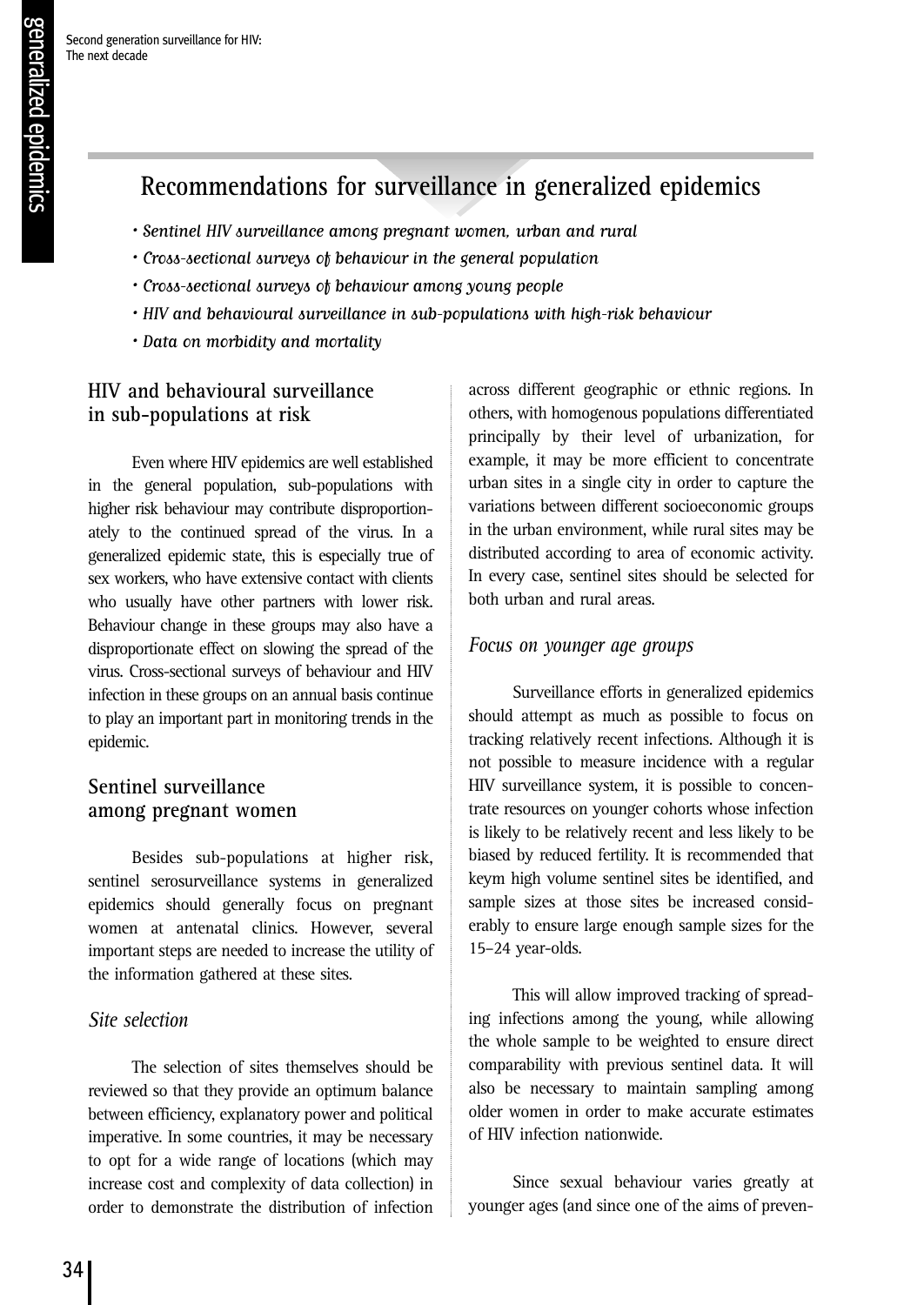## Recommendations for surveillance in generalized epidemics

- *Sentinel HIV surveillance among pregnant women, urban and rural*
- *Cross-sectional surveys of behaviour in the general population*
- *Cross-sectional surveys of behaviour among young people*
- *HIV and behavioural surveillance in sub-populations with high-risk behaviour*
- *Data on morbidity and mortality*

### HIV and behavioural surveillance in sub-populations at risk

Even where HIV epidemics are well established in the general population, sub-populations with higher risk behaviour may contribute disproportionately to the continued spread of the virus. In a generalized epidemic state, this is especially true of sex workers, who have extensive contact with clients who usually have other partners with lower risk. Behaviour change in these groups may also have a disproportionate effect on slowing the spread of the virus. Cross-sectional surveys of behaviour and HIV infection in these groups on an annual basis continue to play an important part in monitoring trends in the epidemic.

### Sentinel surveillance among pregnant women

Besides sub-populations at higher risk, sentinel serosurveillance systems in generalized epidemics should generally focus on pregnant women at antenatal clinics. However, several important steps are needed to increase the utility of the information gathered at these sites.

#### *Site selection*

The selection of sites themselves should be reviewed so that they provide an optimum balance between efficiency, explanatory power and political imperative. In some countries, it may be necessary to opt for a wide range of locations (which may increase cost and complexity of data collection) in order to demonstrate the distribution of infection across different geographic or ethnic regions. In others, with homogenous populations differentiated principally by their level of urbanization, for example, it may be more efficient to concentrate urban sites in a single city in order to capture the variations between different socioeconomic groups in the urban environment, while rural sites may be distributed according to area of economic activity. In every case, sentinel sites should be selected for both urban and rural areas.

#### *Focus on younger age groups*

Surveillance efforts in generalized epidemics should attempt as much as possible to focus on tracking relatively recent infections. Although it is not possible to measure incidence with a regular HIV surveillance system, it is possible to concentrate resources on younger cohorts whose infection is likely to be relatively recent and less likely to be biased by reduced fertility. It is recommended that keym high volume sentinel sites be identified, and sample sizes at those sites be increased considerably to ensure large enough sample sizes for the 15–24 year-olds.

This will allow improved tracking of spreading infections among the young, while allowing the whole sample to be weighted to ensure direct comparability with previous sentinel data. It will also be necessary to maintain sampling among older women in order to make accurate estimates of HIV infection nationwide.

Since sexual behaviour varies greatly at younger ages (and since one of the aims of preven-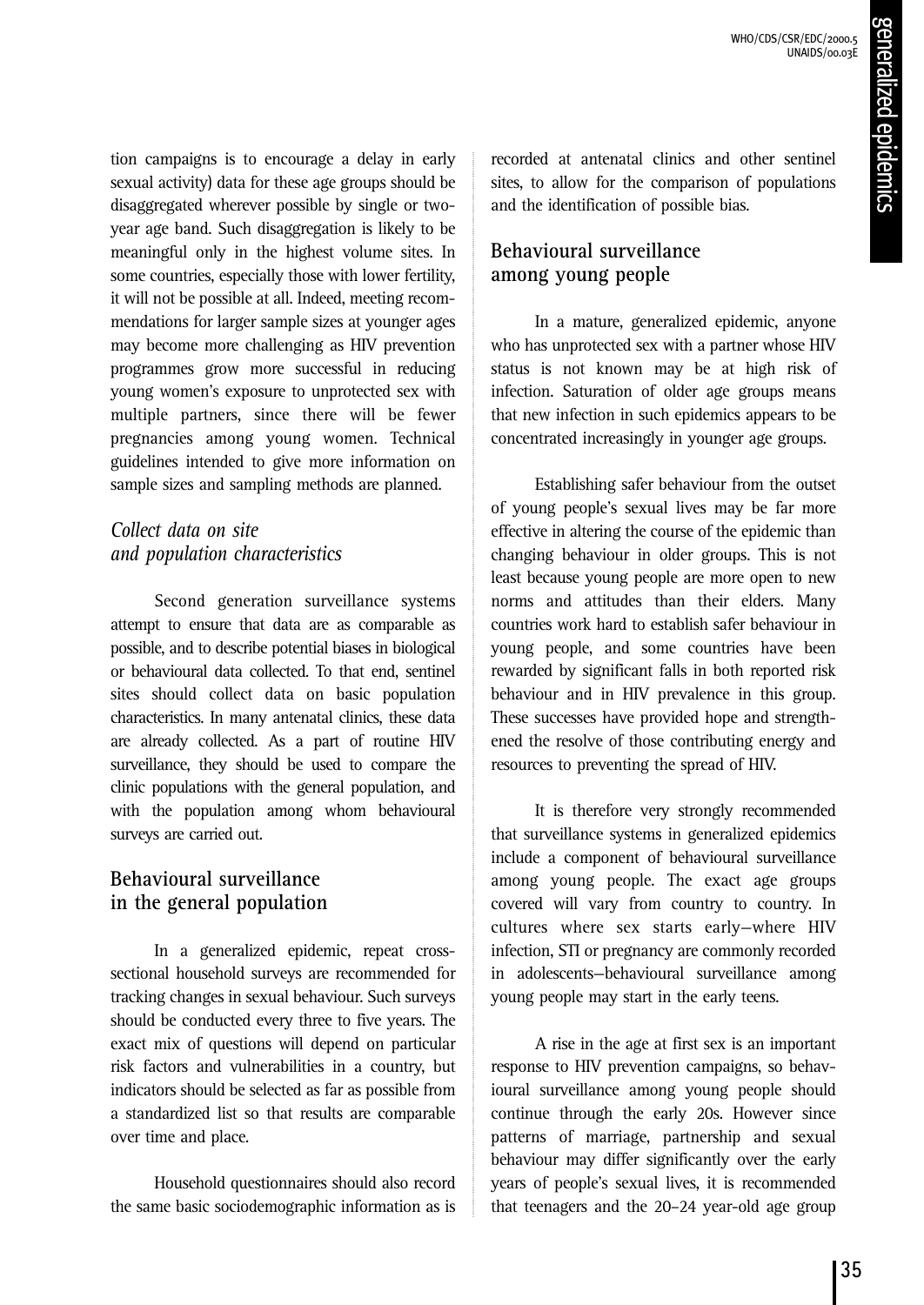tion campaigns is to encourage a delay in early sexual activity) data for these age groups should be disaggregated wherever possible by single or two-year age band. Such disaggregation is likely to be meaningful only in the highest volume sites. In some countries, especially those with lower fertility, it will not be possible at all. Indeed, meeting recommendations for larger sample sizes at younger ages may become more challenging as HIV prevention programmes grow more successful in reducing young women's exposure to unprotected sex with multiple partners, since there will be fewer pregnancies among young women. Technical guidelines intended to give more information on sample sizes and sampling methods are planned.

### *Collect data on site and population characteristics*

Second generation surveillance systems attempt to ensure that data are as comparable as possible, and to describe potential biases in biological or behavioural data collected. To that end, sentinel sites should collect data on basic population characteristics. In many antenatal clinics, these data are already collected. As a part of routine HIV surveillance, they should be used to compare the clinic populations with the general population, and with the population among whom behavioural surveys are carried out.

## Behavioural surveillance in the general population

In a generalized epidemic, repeat cross-sectional household surveys are recommended for tracking changes in sexual behaviour. Such surveys should be conducted every three to five years. The exact mix of questions will depend on particular risk factors and vulnerabilities in a country, but indicators should be selected as far as possible from a standardized list so that results are comparable over time and place.

Household questionnaires should also record the same basic sociodemographic information as is recorded at antenatal clinics and other sentinel sites, to allow for the comparison of populations and the identification of possible bias.

## Behavioural surveillance among young people

In a mature, generalized epidemic, anyone who has unprotected sex with a partner whose HIV status is not known may be at high risk of infection. Saturation of older age groups means that new infection in such epidemics appears to be concentrated increasingly in younger age groups.

Establishing safer behaviour from the outset of young people's sexual lives may be far more effective in altering the course of the epidemic than changing behaviour in older groups. This is not least because young people are more open to new norms and attitudes than their elders. Many countries work hard to establish safer behaviour in young people, and some countries have been rewarded by significant falls in both reported risk behaviour and in HIV prevalence in this group. These successes have provided hope and strengthened the resolve of those contributing energy and resources to preventing the spread of HIV.

It is therefore very strongly recommended that surveillance systems in generalized epidemics include a component of behavioural surveillance among young people. The exact age groups covered will vary from country to country. In cultures where sex starts early—where HIV infection, STI or pregnancy are commonly recorded in adolescents—behavioural surveillance among young people may start in the early teens.

A rise in the age at first sex is an important response to HIV prevention campaigns, so behavioural surveillance among young people should continue through the early 20s. However since patterns of marriage, partnership and sexual behaviour may differ significantly over the early years of people's sexual lives, it is recommended that teenagers and the 20–24 year-old age group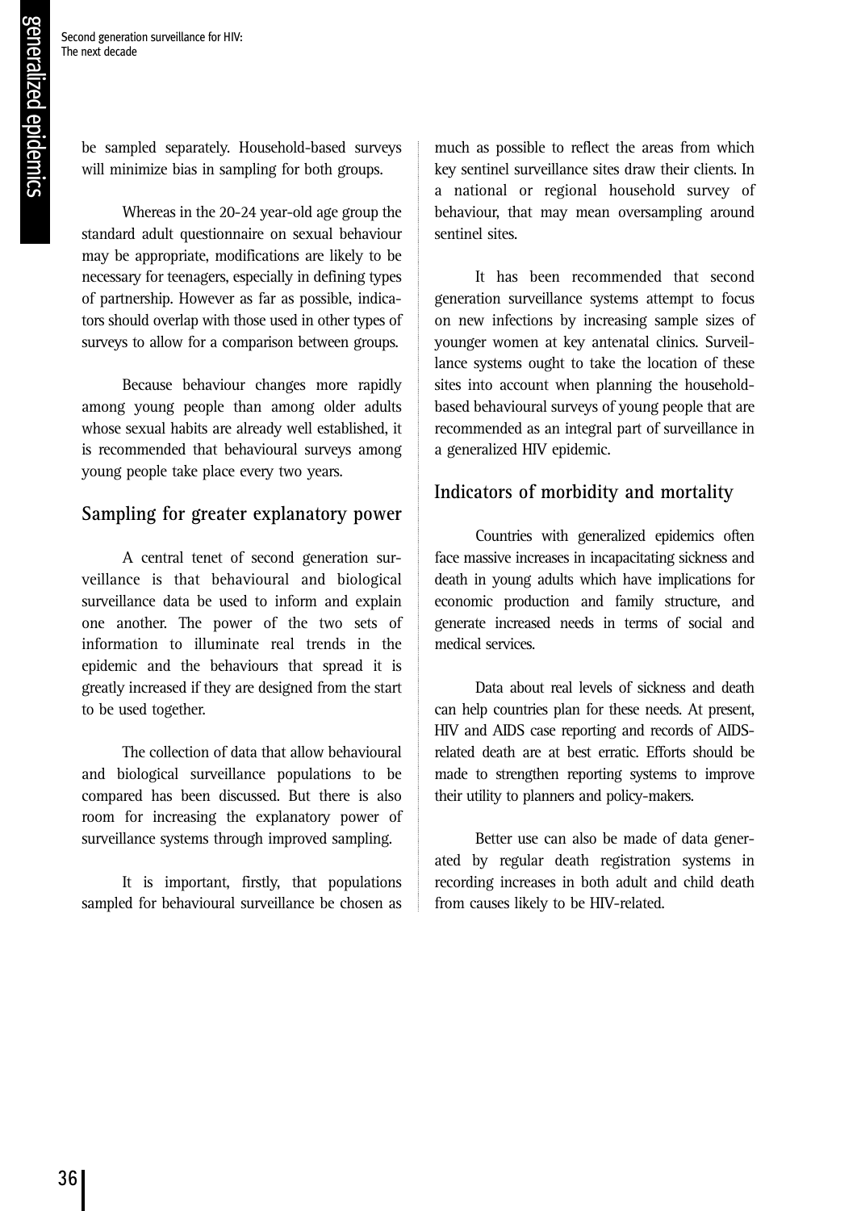be sampled separately. Household-based surveys will minimize bias in sampling for both groups.

Whereas in the 20-24 year-old age group the standard adult questionnaire on sexual behaviour may be appropriate, modifications are likely to be necessary for teenagers, especially in defining types of partnership. However as far as possible, indicators should overlap with those used in other types of surveys to allow for a comparison between groups.

Because behaviour changes more rapidly among young people than among older adults whose sexual habits are already well established, it is recommended that behavioural surveys among young people take place every two years.

## Sampling for greater explanatory power

A central tenet of second generation surveillance is that behavioural and biological surveillance data be used to inform and explain one another. The power of the two sets of information to illuminate real trends in the epidemic and the behaviours that spread it is greatly increased if they are designed from the start to be used together.

The collection of data that allow behavioural and biological surveillance populations to be compared has been discussed. But there is also room for increasing the explanatory power of surveillance systems through improved sampling.

It is important, firstly, that populations sampled for behavioural surveillance be chosen as much as possible to reflect the areas from which key sentinel surveillance sites draw their clients. In a national or regional household survey of behaviour, that may mean oversampling around sentinel sites.

It has been recommended that second generation surveillance systems attempt to focus on new infections by increasing sample sizes of younger women at key antenatal clinics. Surveillance systems ought to take the location of these sites into account when planning the household-based behavioural surveys of young people that are recommended as an integral part of surveillance in a generalized HIV epidemic.

## Indicators of morbidity and mortality

Countries with generalized epidemics often face massive increases in incapacitating sickness and death in young adults which have implications for economic production and family structure, and generate increased needs in terms of social and medical services.

Data about real levels of sickness and death can help countries plan for these needs. At present, HIV and AIDS case reporting and records of AIDS-related death are at best erratic. Efforts should be made to strengthen reporting systems to improve their utility to planners and policy-makers.

Better use can also be made of data generated by regular death registration systems in recording increases in both adult and child death from causes likely to be HIV-related.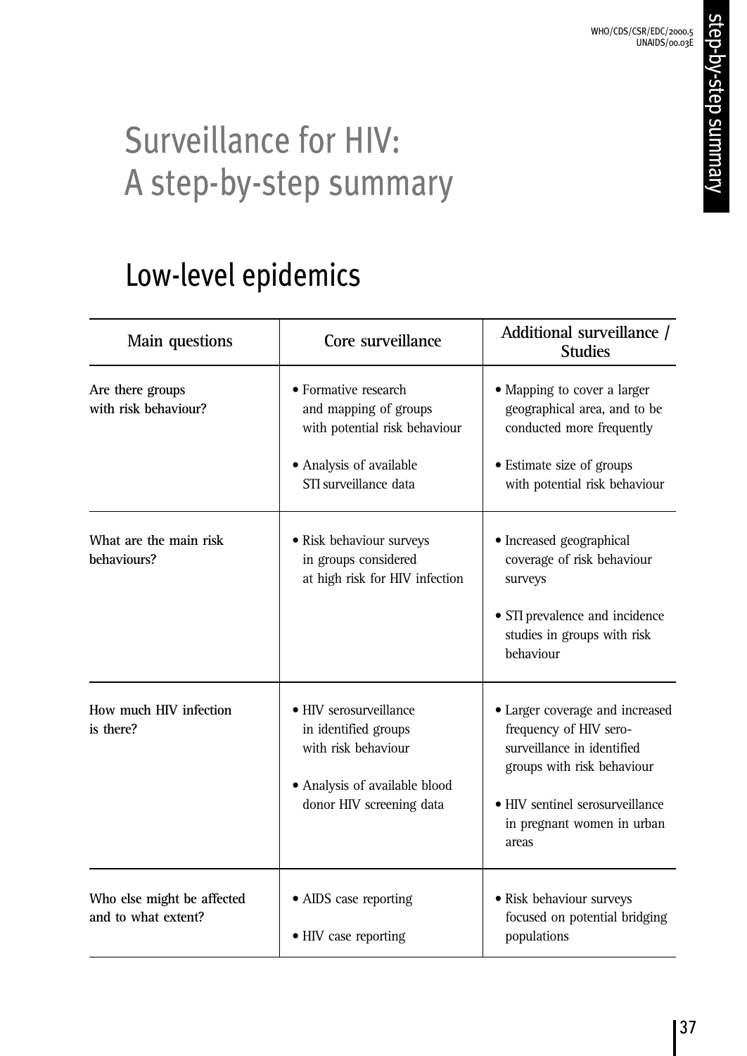# Surveillance for HIV: A step-by-step summary

## Low-level epidemics

| Main questions | Core surveillance | Additional surveillance / Studies |
| --- | --- | --- |
| **Are there groups with risk behaviour?** | • Formative research and mapping of groups with potential risk behaviour<br>• Analysis of available STI surveillance data | • Mapping to cover a larger geographical area, and to be conducted more frequently<br>• Estimate size of groups with potential risk behaviour |
| **What are the main risk behaviours?** | • Risk behaviour surveys in groups considered at high risk for HIV infection | • Increased geographical coverage of risk behaviour surveys<br>• STI prevalence and incidence studies in groups with risk behaviour |
| **How much HIV infection is there?** | • HIV serosurveillance in identified groups with risk behaviour<br>• Analysis of available blood donor HIV screening data | • Larger coverage and increased frequency of HIV sero-surveillance in identified groups with risk behaviour<br>• HIV sentinel serosurveillance in pregnant women in urban areas |
| **Who else might be affected and to what extent?** | • AIDS case reporting<br>• HIV case reporting | • Risk behaviour surveys focused on potential bridging populations |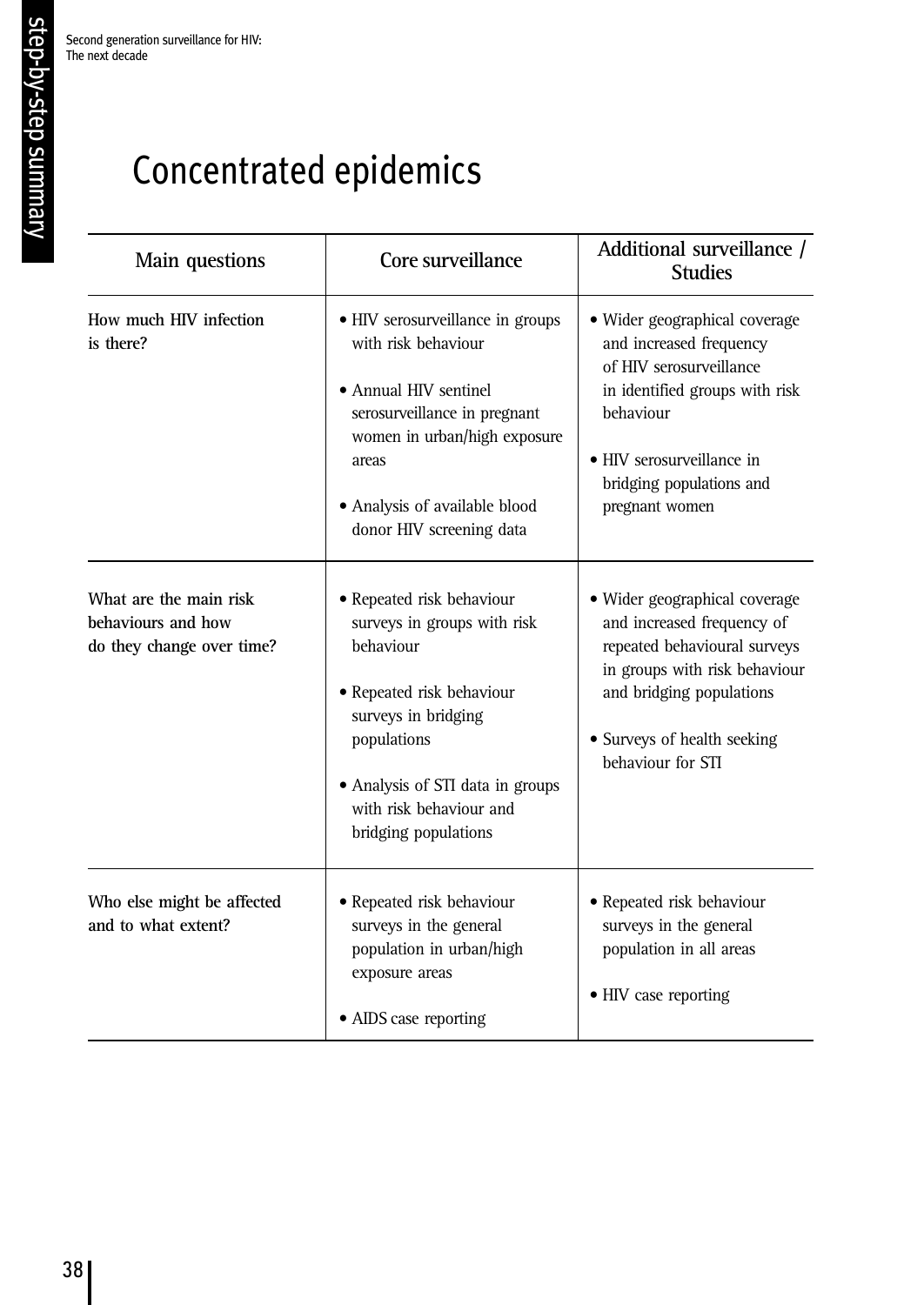# Concentrated epidemics

| Main questions | Core surveillance | Additional surveillance / Studies |
|---|---|---|
| **How much HIV infection is there?** | • HIV serosurveillance in groups with risk behaviour<br><br>• Annual HIV sentinel serosurveillance in pregnant women in urban/high exposure areas<br><br>• Analysis of available blood donor HIV screening data | • Wider geographical coverage and increased frequency of HIV serosurveillance in identified groups with risk behaviour<br><br>• HIV serosurveillance in bridging populations and pregnant women |
| **What are the main risk behaviours and how do they change over time?** | • Repeated risk behaviour surveys in groups with risk behaviour<br><br>• Repeated risk behaviour surveys in bridging populations<br><br>• Analysis of STI data in groups with risk behaviour and bridging populations | • Wider geographical coverage and increased frequency of repeated behavioural surveys in groups with risk behaviour and bridging populations<br><br>• Surveys of health seeking behaviour for STI |
| **Who else might be affected and to what extent?** | • Repeated risk behaviour surveys in the general population in urban/high exposure areas<br><br>• AIDS case reporting | • Repeated risk behaviour surveys in the general population in all areas<br><br>• HIV case reporting |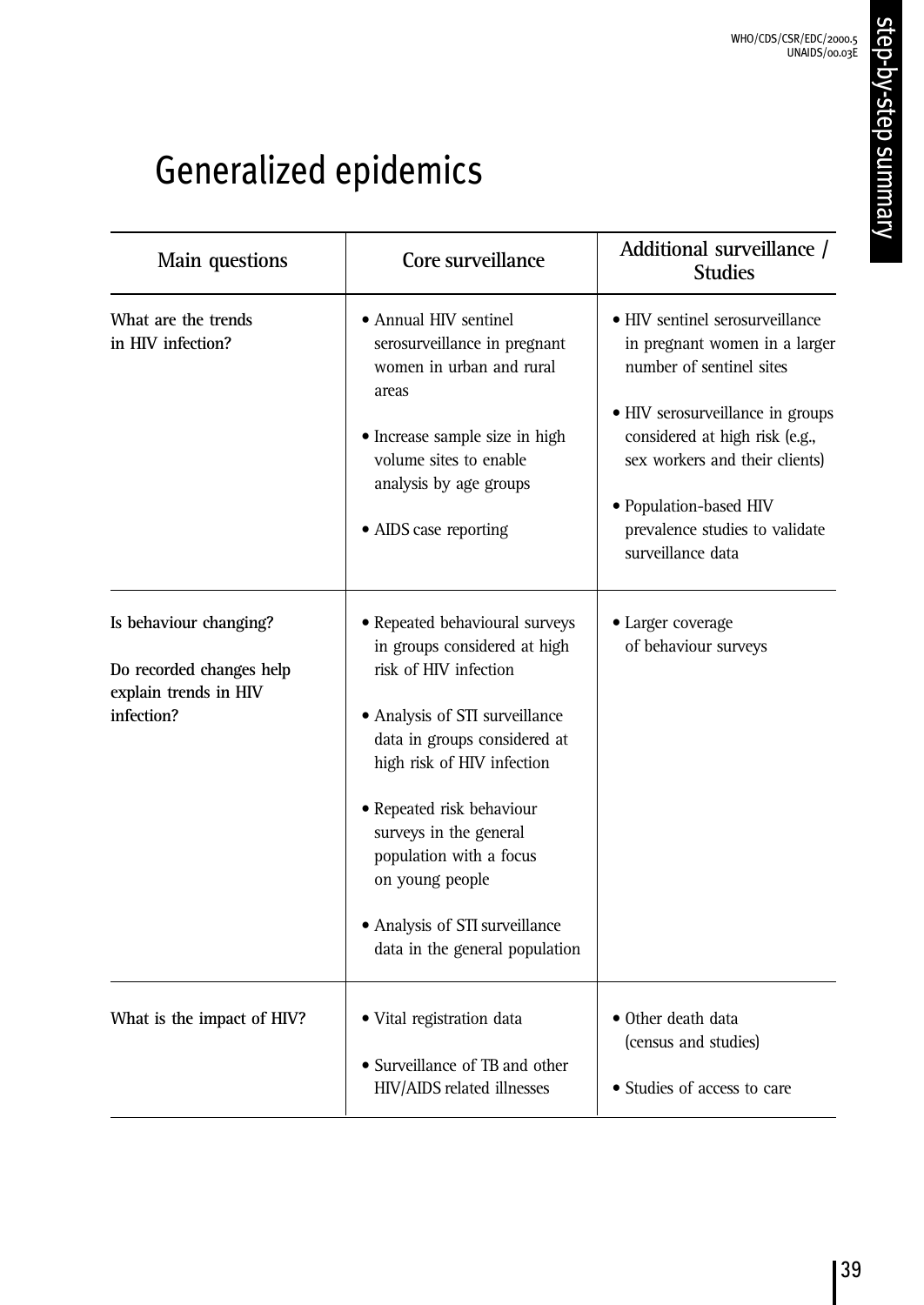# Generalized epidemics

| Main questions | Core surveillance | Additional surveillance / Studies |
|---|---|---|
| **What are the trends in HIV infection?** | • Annual HIV sentinel serosurveillance in pregnant women in urban and rural areas<br><br>• Increase sample size in high volume sites to enable analysis by age groups<br><br>• AIDS case reporting | • HIV sentinel serosurveillance in pregnant women in a larger number of sentinel sites<br><br>• HIV serosurveillance in groups considered at high risk (e.g., sex workers and their clients)<br><br>• Population-based HIV prevalence studies to validate surveillance data |
| **Is behaviour changing?**<br><br>**Do recorded changes help explain trends in HIV infection?** | • Repeated behavioural surveys in groups considered at high risk of HIV infection<br><br>• Analysis of STI surveillance data in groups considered at high risk of HIV infection<br><br>• Repeated risk behaviour surveys in the general population with a focus on young people<br><br>• Analysis of STI surveillance data in the general population | • Larger coverage of behaviour surveys |
| **What is the impact of HIV?** | • Vital registration data<br><br>• Surveillance of TB and other HIV/AIDS related illnesses | • Other death data (census and studies)<br><br>• Studies of access to care |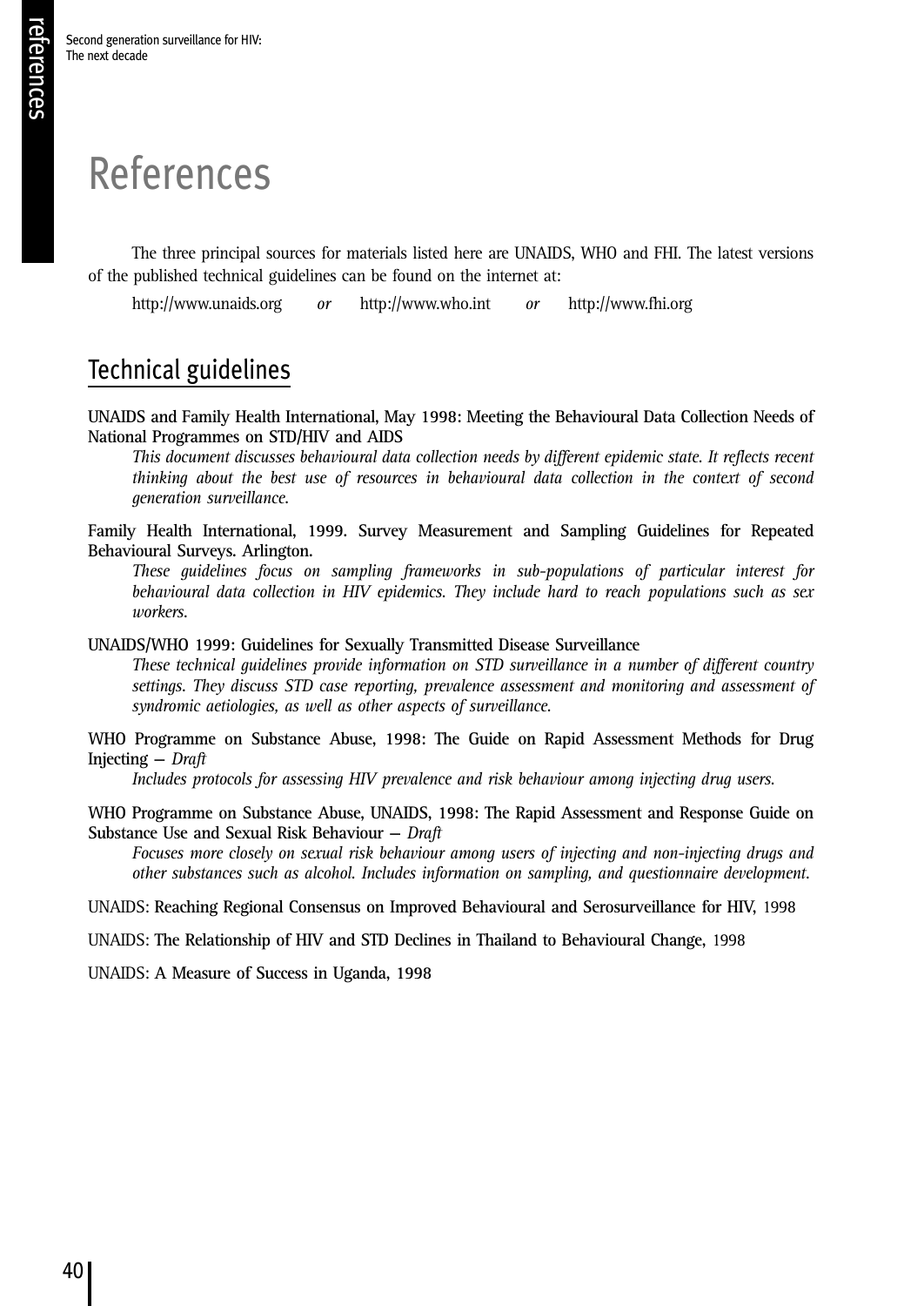# References

The three principal sources for materials listed here are UNAIDS, WHO and FHI. The latest versions of the published technical guidelines can be found on the internet at:

http://www.unaids.org *or* http://www.who.int *or* http://www.fhi.org

## Technical guidelines

**UNAIDS and Family Health International, May 1998: Meeting the Behavioural Data Collection Needs of National Programmes on STD/HIV and AIDS**

*This document discusses behavioural data collection needs by different epidemic state. It reflects recent thinking about the best use of resources in behavioural data collection in the context of second generation surveillance.*

**Family Health International, 1999. Survey Measurement and Sampling Guidelines for Repeated Behavioural Surveys. Arlington.**

*These guidelines focus on sampling frameworks in sub-populations of particular interest for behavioural data collection in HIV epidemics. They include hard to reach populations such as sex workers.*

**UNAIDS/WHO 1999: Guidelines for Sexually Transmitted Disease Surveillance**

*These technical guidelines provide information on STD surveillance in a number of different country settings. They discuss STD case reporting, prevalence assessment and monitoring and assessment of syndromic aetiologies, as well as other aspects of surveillance.*

**WHO Programme on Substance Abuse, 1998: The Guide on Rapid Assessment Methods for Drug Injecting –** *Draft*

*Includes protocols for assessing HIV prevalence and risk behaviour among injecting drug users.*

**WHO Programme on Substance Abuse, UNAIDS, 1998: The Rapid Assessment and Response Guide on Substance Use and Sexual Risk Behaviour –** *Draft*

*Focuses more closely on sexual risk behaviour among users of injecting and non-injecting drugs and other substances such as alcohol. Includes information on sampling, and questionnaire development.*

UNAIDS: **Reaching Regional Consensus on Improved Behavioural and Serosurveillance for HIV,** 1998

UNAIDS: **The Relationship of HIV and STD Declines in Thailand to Behavioural Change,** 1998

UNAIDS: **A Measure of Success in Uganda, 1998**